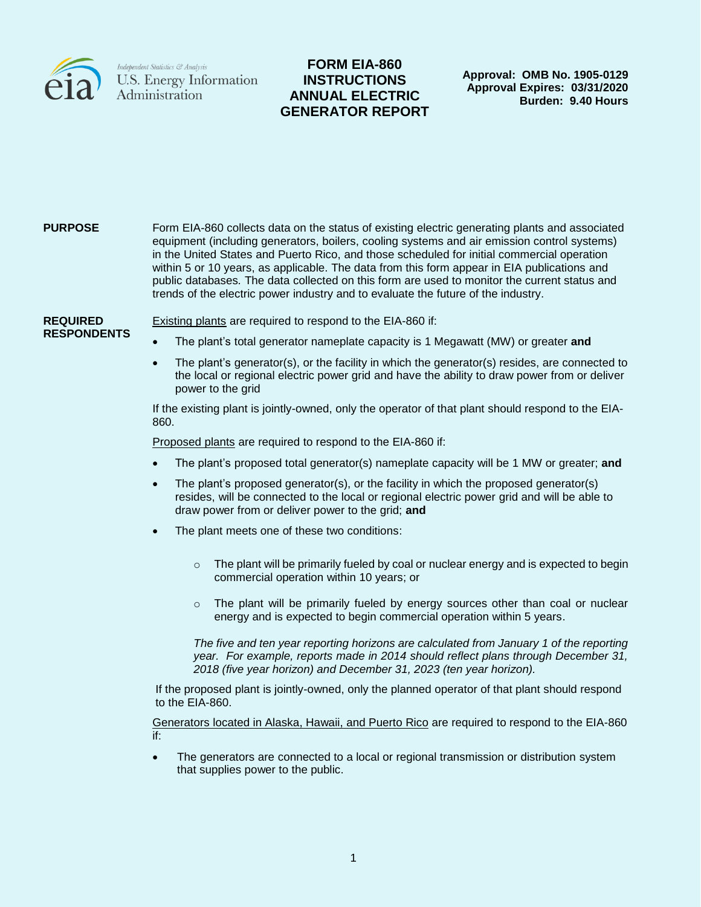Independent Statistics & Analysis
U.S. Energy Information Administration

# FORM EIA-860 INSTRUCTIONS ANNUAL ELECTRIC GENERATOR REPORT

**Approval: OMB No. 1905-0129**
**Approval Expires: 03/31/2020**
**Burden: 9.40 Hours**

## PURPOSE

Form EIA-860 collects data on the status of existing electric generating plants and associated equipment (including generators, boilers, cooling systems and air emission control systems) in the United States and Puerto Rico, and those scheduled for initial commercial operation within 5 or 10 years, as applicable. The data from this form appear in EIA publications and public databases. The data collected on this form are used to monitor the current status and trends of the electric power industry and to evaluate the future of the industry.

## REQUIRED RESPONDENTS

Existing plants are required to respond to the EIA-860 if:

- The plant's total generator nameplate capacity is 1 Megawatt (MW) or greater **and**
- The plant's generator(s), or the facility in which the generator(s) resides, are connected to the local or regional electric power grid and have the ability to draw power from or deliver power to the grid

If the existing plant is jointly-owned, only the operator of that plant should respond to the EIA-860.

Proposed plants are required to respond to the EIA-860 if:

- The plant's proposed total generator(s) nameplate capacity will be 1 MW or greater; **and**
- The plant's proposed generator(s), or the facility in which the proposed generator(s) resides, will be connected to the local or regional electric power grid and will be able to draw power from or deliver power to the grid; **and**
- The plant meets one of these two conditions:
  - The plant will be primarily fueled by coal or nuclear energy and is expected to begin commercial operation within 10 years; or
  - The plant will be primarily fueled by energy sources other than coal or nuclear energy and is expected to begin commercial operation within 5 years.

  *The five and ten year reporting horizons are calculated from January 1 of the reporting year. For example, reports made in 2014 should reflect plans through December 31, 2018 (five year horizon) and December 31, 2023 (ten year horizon).*

If the proposed plant is jointly-owned, only the planned operator of that plant should respond to the EIA-860.

Generators located in Alaska, Hawaii, and Puerto Rico are required to respond to the EIA-860 if:

- The generators are connected to a local or regional transmission or distribution system that supplies power to the public.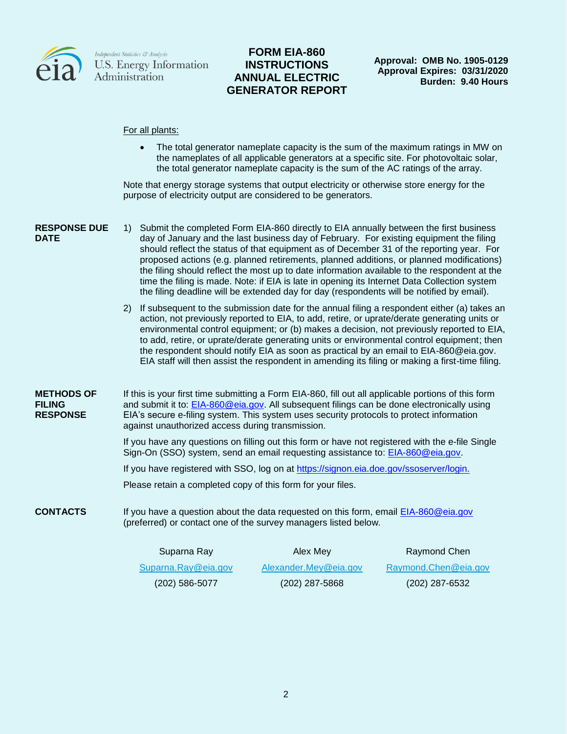For all plants:

- The total generator nameplate capacity is the sum of the maximum ratings in MW on the nameplates of all applicable generators at a specific site. For photovoltaic solar, the total generator nameplate capacity is the sum of the AC ratings of the array.

Note that energy storage systems that output electricity or otherwise store energy for the purpose of electricity output are considered to be generators.

**RESPONSE DUE DATE**

1) Submit the completed Form EIA-860 directly to EIA annually between the first business day of January and the last business day of February. For existing equipment the filing should reflect the status of that equipment as of December 31 of the reporting year. For proposed actions (e.g. planned retirements, planned additions, or planned modifications) the filing should reflect the most up to date information available to the respondent at the time the filing is made. Note: if EIA is late in opening its Internet Data Collection system the filing deadline will be extended day for day (respondents will be notified by email).

2) If subsequent to the submission date for the annual filing a respondent either (a) takes an action, not previously reported to EIA, to add, retire, or uprate/derate generating units or environmental control equipment; or (b) makes a decision, not previously reported to EIA, to add, retire, or uprate/derate generating units or environmental control equipment; then the respondent should notify EIA as soon as practical by an email to EIA-860@eia.gov. EIA staff will then assist the respondent in amending its filing or making a first-time filing.

**METHODS OF FILING RESPONSE**

If this is your first time submitting a Form EIA-860, fill out all applicable portions of this form and submit it to: EIA-860@eia.gov. All subsequent filings can be done electronically using EIA's secure e-filing system. This system uses security protocols to protect information against unauthorized access during transmission.

If you have any questions on filling out this form or have not registered with the e-file Single Sign-On (SSO) system, send an email requesting assistance to: EIA-860@eia.gov.

If you have registered with SSO, log on at https://signon.eia.doe.gov/ssoserver/login.

Please retain a completed copy of this form for your files.

**CONTACTS**

If you have a question about the data requested on this form, email EIA-860@eia.gov (preferred) or contact one of the survey managers listed below.

| Suparna Ray | Alex Mey | Raymond Chen |
|---|---|---|
| Suparna.Ray@eia.gov | Alexander.Mey@eia.gov | Raymond.Chen@eia.gov |
| (202) 586-5077 | (202) 287-5868 | (202) 287-6532 |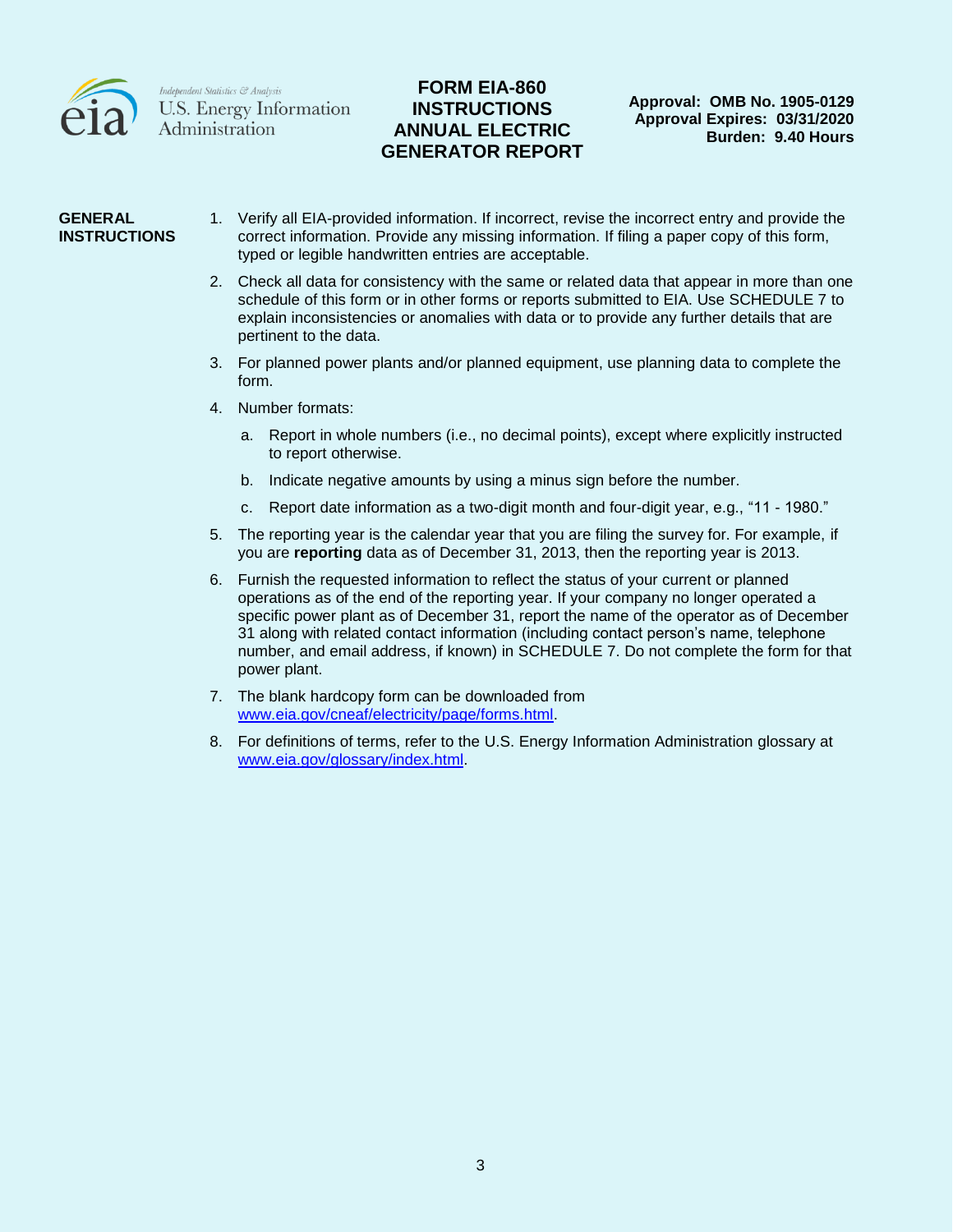# FORM EIA-860 INSTRUCTIONS ANNUAL ELECTRIC GENERATOR REPORT

**Approval: OMB No. 1905-0129**
**Approval Expires: 03/31/2020**
**Burden: 9.40 Hours**

## GENERAL INSTRUCTIONS

1. Verify all EIA-provided information. If incorrect, revise the incorrect entry and provide the correct information. Provide any missing information. If filing a paper copy of this form, typed or legible handwritten entries are acceptable.
2. Check all data for consistency with the same or related data that appear in more than one schedule of this form or in other forms or reports submitted to EIA. Use SCHEDULE 7 to explain inconsistencies or anomalies with data or to provide any further details that are pertinent to the data.
3. For planned power plants and/or planned equipment, use planning data to complete the form.
4. Number formats:
   a. Report in whole numbers (i.e., no decimal points), except where explicitly instructed to report otherwise.
   b. Indicate negative amounts by using a minus sign before the number.
   c. Report date information as a two-digit month and four-digit year, e.g., "11 - 1980."
5. The reporting year is the calendar year that you are filing the survey for. For example, if you are **reporting** data as of December 31, 2013, then the reporting year is 2013.
6. Furnish the requested information to reflect the status of your current or planned operations as of the end of the reporting year. If your company no longer operated a specific power plant as of December 31, report the name of the operator as of December 31 along with related contact information (including contact person's name, telephone number, and email address, if known) in SCHEDULE 7. Do not complete the form for that power plant.
7. The blank hardcopy form can be downloaded from [www.eia.gov/cneaf/electricity/page/forms.html](www.eia.gov/cneaf/electricity/page/forms.html).
8. For definitions of terms, refer to the U.S. Energy Information Administration glossary at [www.eia.gov/glossary/index.html](www.eia.gov/glossary/index.html).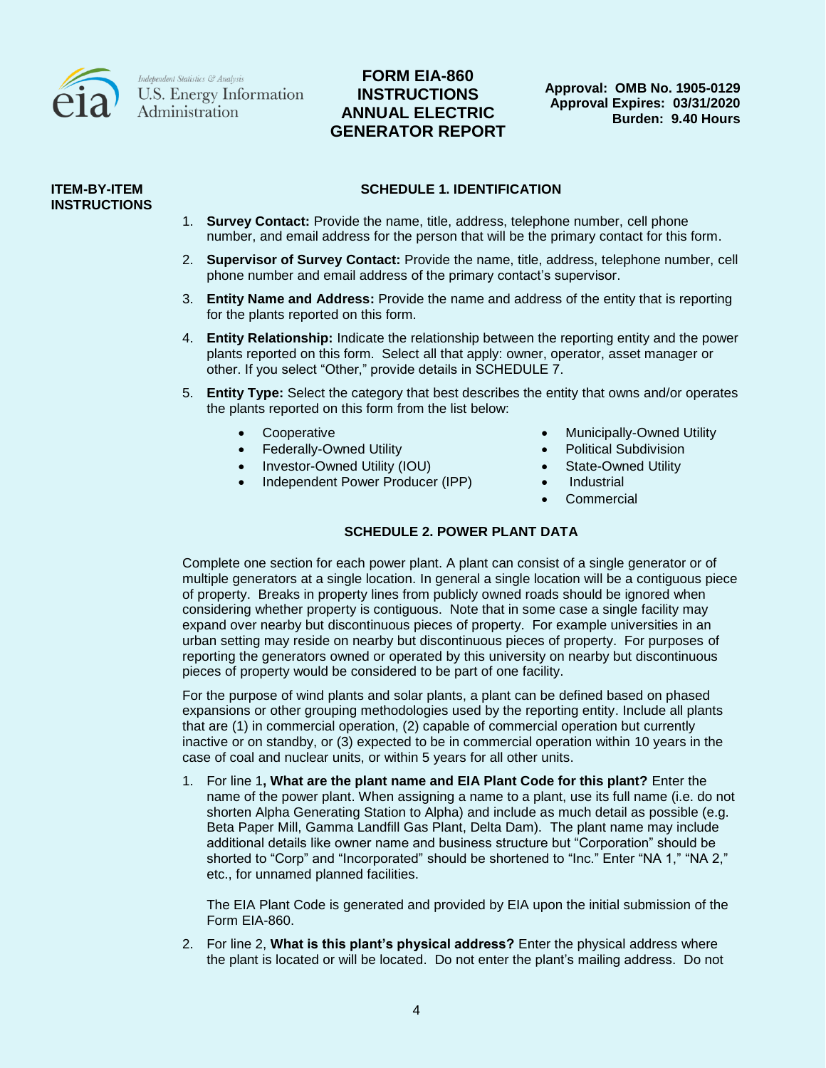# FORM EIA-860 INSTRUCTIONS ANNUAL ELECTRIC GENERATOR REPORT

**Approval: OMB No. 1905-0129**
**Approval Expires: 03/31/2020**
**Burden: 9.40 Hours**

**ITEM-BY-ITEM INSTRUCTIONS**

## SCHEDULE 1. IDENTIFICATION

1. **Survey Contact:** Provide the name, title, address, telephone number, cell phone number, and email address for the person that will be the primary contact for this form.
2. **Supervisor of Survey Contact:** Provide the name, title, address, telephone number, cell phone number and email address of the primary contact's supervisor.
3. **Entity Name and Address:** Provide the name and address of the entity that is reporting for the plants reported on this form.
4. **Entity Relationship:** Indicate the relationship between the reporting entity and the power plants reported on this form. Select all that apply: owner, operator, asset manager or other. If you select "Other," provide details in SCHEDULE 7.
5. **Entity Type:** Select the category that best describes the entity that owns and/or operates the plants reported on this form from the list below:
   - Cooperative
   - Federally-Owned Utility
   - Investor-Owned Utility (IOU)
   - Independent Power Producer (IPP)
   - Municipally-Owned Utility
   - Political Subdivision
   - State-Owned Utility
   - Industrial
   - Commercial

## SCHEDULE 2. POWER PLANT DATA

Complete one section for each power plant. A plant can consist of a single generator or of multiple generators at a single location. In general a single location will be a contiguous piece of property. Breaks in property lines from publicly owned roads should be ignored when considering whether property is contiguous. Note that in some case a single facility may expand over nearby but discontinuous pieces of property. For example universities in an urban setting may reside on nearby but discontinuous pieces of property. For purposes of reporting the generators owned or operated by this university on nearby but discontinuous pieces of property would be considered to be part of one facility.

For the purpose of wind plants and solar plants, a plant can be defined based on phased expansions or other grouping methodologies used by the reporting entity. Include all plants that are (1) in commercial operation, (2) capable of commercial operation but currently inactive or on standby, or (3) expected to be in commercial operation within 10 years in the case of coal and nuclear units, or within 5 years for all other units.

1. For line 1**, What are the plant name and EIA Plant Code for this plant?** Enter the name of the power plant. When assigning a name to a plant, use its full name (i.e. do not shorten Alpha Generating Station to Alpha) and include as much detail as possible (e.g. Beta Paper Mill, Gamma Landfill Gas Plant, Delta Dam). The plant name may include additional details like owner name and business structure but "Corporation" should be shorted to "Corp" and "Incorporated" should be shortened to "Inc." Enter "NA 1," "NA 2," etc., for unnamed planned facilities.

   The EIA Plant Code is generated and provided by EIA upon the initial submission of the Form EIA-860.

2. For line 2, **What is this plant's physical address?** Enter the physical address where the plant is located or will be located. Do not enter the plant's mailing address. Do not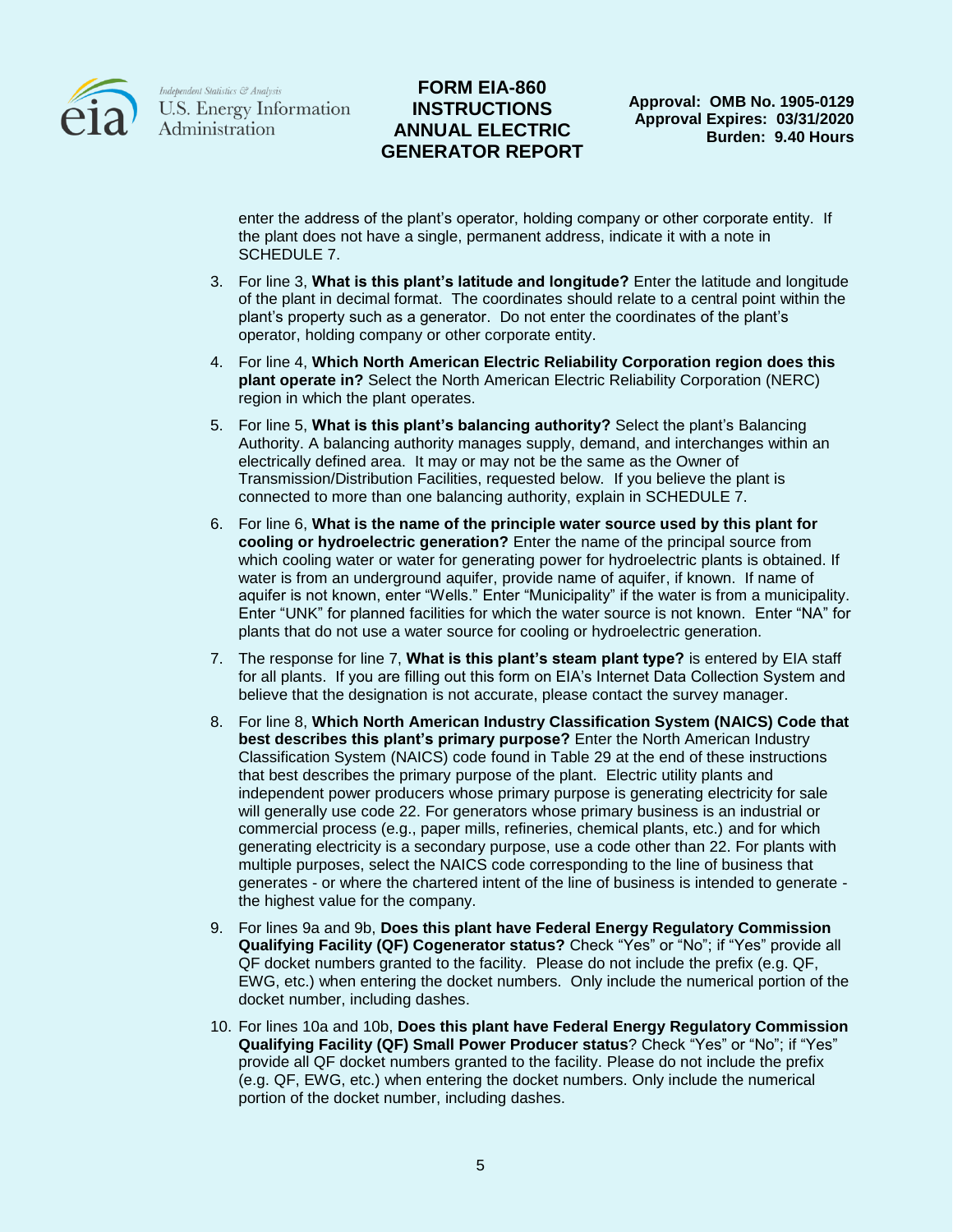enter the address of the plant's operator, holding company or other corporate entity. If the plant does not have a single, permanent address, indicate it with a note in SCHEDULE 7.

3. For line 3, **What is this plant's latitude and longitude?** Enter the latitude and longitude of the plant in decimal format. The coordinates should relate to a central point within the plant's property such as a generator. Do not enter the coordinates of the plant's operator, holding company or other corporate entity.
4. For line 4, **Which North American Electric Reliability Corporation region does this plant operate in?** Select the North American Electric Reliability Corporation (NERC) region in which the plant operates.
5. For line 5, **What is this plant's balancing authority?** Select the plant's Balancing Authority. A balancing authority manages supply, demand, and interchanges within an electrically defined area. It may or may not be the same as the Owner of Transmission/Distribution Facilities, requested below. If you believe the plant is connected to more than one balancing authority, explain in SCHEDULE 7.
6. For line 6, **What is the name of the principle water source used by this plant for cooling or hydroelectric generation?** Enter the name of the principal source from which cooling water or water for generating power for hydroelectric plants is obtained. If water is from an underground aquifer, provide name of aquifer, if known. If name of aquifer is not known, enter "Wells." Enter "Municipality" if the water is from a municipality. Enter "UNK" for planned facilities for which the water source is not known. Enter "NA" for plants that do not use a water source for cooling or hydroelectric generation.
7. The response for line 7, **What is this plant's steam plant type?** is entered by EIA staff for all plants. If you are filling out this form on EIA's Internet Data Collection System and believe that the designation is not accurate, please contact the survey manager.
8. For line 8, **Which North American Industry Classification System (NAICS) Code that best describes this plant's primary purpose?** Enter the North American Industry Classification System (NAICS) code found in Table 29 at the end of these instructions that best describes the primary purpose of the plant. Electric utility plants and independent power producers whose primary purpose is generating electricity for sale will generally use code 22. For generators whose primary business is an industrial or commercial process (e.g., paper mills, refineries, chemical plants, etc.) and for which generating electricity is a secondary purpose, use a code other than 22. For plants with multiple purposes, select the NAICS code corresponding to the line of business that generates - or where the chartered intent of the line of business is intended to generate - the highest value for the company.
9. For lines 9a and 9b, **Does this plant have Federal Energy Regulatory Commission Qualifying Facility (QF) Cogenerator status?** Check "Yes" or "No"; if "Yes" provide all QF docket numbers granted to the facility. Please do not include the prefix (e.g. QF, EWG, etc.) when entering the docket numbers. Only include the numerical portion of the docket number, including dashes.
10. For lines 10a and 10b, **Does this plant have Federal Energy Regulatory Commission Qualifying Facility (QF) Small Power Producer status**? Check "Yes" or "No"; if "Yes" provide all QF docket numbers granted to the facility. Please do not include the prefix (e.g. QF, EWG, etc.) when entering the docket numbers. Only include the numerical portion of the docket number, including dashes.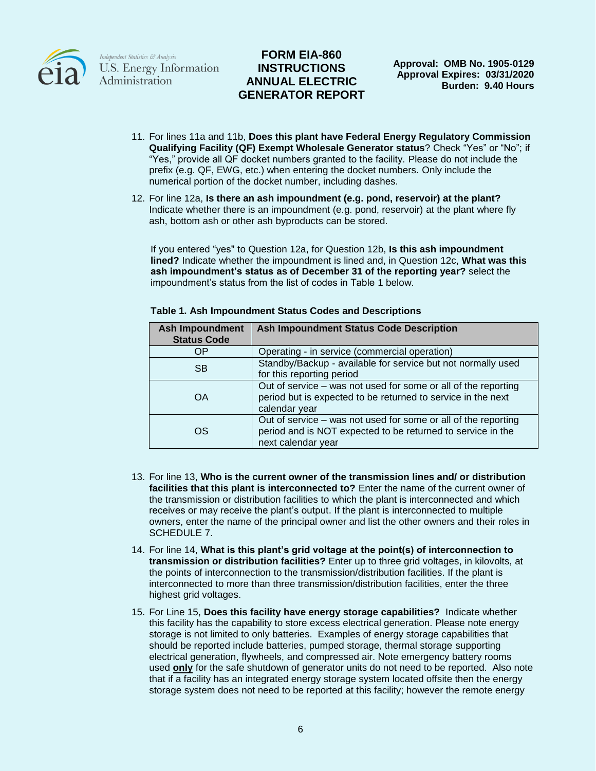11. For lines 11a and 11b, **Does this plant have Federal Energy Regulatory Commission Qualifying Facility (QF) Exempt Wholesale Generator status**? Check "Yes" or "No"; if "Yes," provide all QF docket numbers granted to the facility. Please do not include the prefix (e.g. QF, EWG, etc.) when entering the docket numbers. Only include the numerical portion of the docket number, including dashes.

12. For line 12a, **Is there an ash impoundment (e.g. pond, reservoir) at the plant?** Indicate whether there is an impoundment (e.g. pond, reservoir) at the plant where fly ash, bottom ash or other ash byproducts can be stored.

    If you entered "yes" to Question 12a, for Question 12b, **Is this ash impoundment lined?** Indicate whether the impoundment is lined and, in Question 12c, **What was this ash impoundment's status as of December 31 of the reporting year?** select the impoundment's status from the list of codes in Table 1 below.

**Table 1. Ash Impoundment Status Codes and Descriptions**

| Ash Impoundment Status Code | Ash Impoundment Status Code Description |
|---|---|
| OP | Operating - in service (commercial operation) |
| SB | Standby/Backup - available for service but not normally used for this reporting period |
| OA | Out of service – was not used for some or all of the reporting period but is expected to be returned to service in the next calendar year |
| OS | Out of service – was not used for some or all of the reporting period and is NOT expected to be returned to service in the next calendar year |

13. For line 13, **Who is the current owner of the transmission lines and/ or distribution facilities that this plant is interconnected to?** Enter the name of the current owner of the transmission or distribution facilities to which the plant is interconnected and which receives or may receive the plant's output. If the plant is interconnected to multiple owners, enter the name of the principal owner and list the other owners and their roles in SCHEDULE 7.

14. For line 14, **What is this plant's grid voltage at the point(s) of interconnection to transmission or distribution facilities?** Enter up to three grid voltages, in kilovolts, at the points of interconnection to the transmission/distribution facilities. If the plant is interconnected to more than three transmission/distribution facilities, enter the three highest grid voltages.

15. For Line 15, **Does this facility have energy storage capabilities?** Indicate whether this facility has the capability to store excess electrical generation. Please note energy storage is not limited to only batteries. Examples of energy storage capabilities that should be reported include batteries, pumped storage, thermal storage supporting electrical generation, flywheels, and compressed air. Note emergency battery rooms used **only** for the safe shutdown of generator units do not need to be reported. Also note that if a facility has an integrated energy storage system located offsite then the energy storage system does not need to be reported at this facility; however the remote energy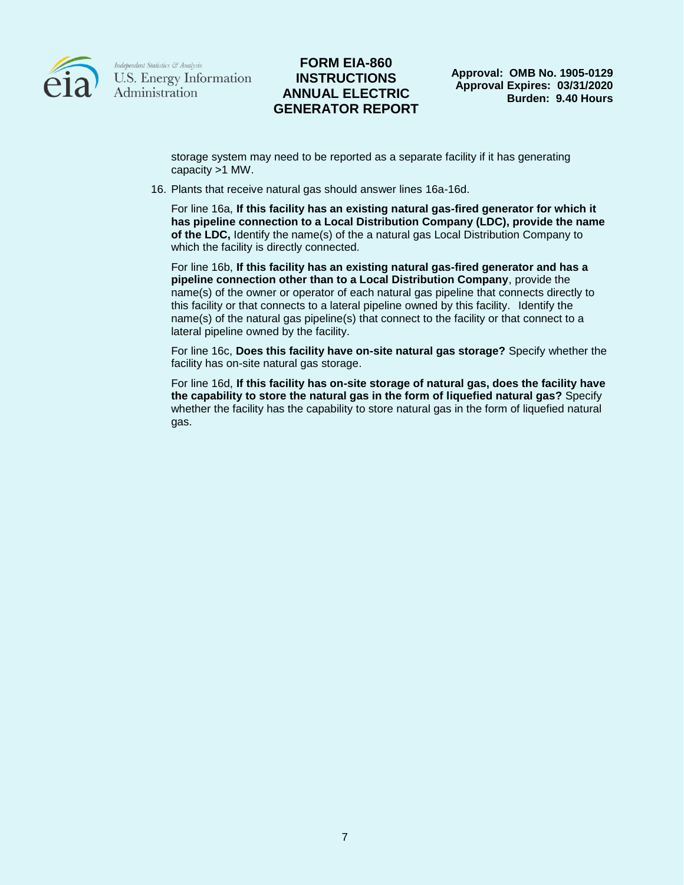storage system may need to be reported as a separate facility if it has generating capacity >1 MW.

16. Plants that receive natural gas should answer lines 16a-16d.

    For line 16a, **If this facility has an existing natural gas-fired generator for which it has pipeline connection to a Local Distribution Company (LDC), provide the name of the LDC,** Identify the name(s) of the a natural gas Local Distribution Company to which the facility is directly connected.

    For line 16b, **If this facility has an existing natural gas-fired generator and has a pipeline connection other than to a Local Distribution Company**, provide the name(s) of the owner or operator of each natural gas pipeline that connects directly to this facility or that connects to a lateral pipeline owned by this facility. Identify the name(s) of the natural gas pipeline(s) that connect to the facility or that connect to a lateral pipeline owned by the facility.

    For line 16c, **Does this facility have on-site natural gas storage?** Specify whether the facility has on-site natural gas storage.

    For line 16d, **If this facility has on-site storage of natural gas, does the facility have the capability to store the natural gas in the form of liquefied natural gas?** Specify whether the facility has the capability to store natural gas in the form of liquefied natural gas.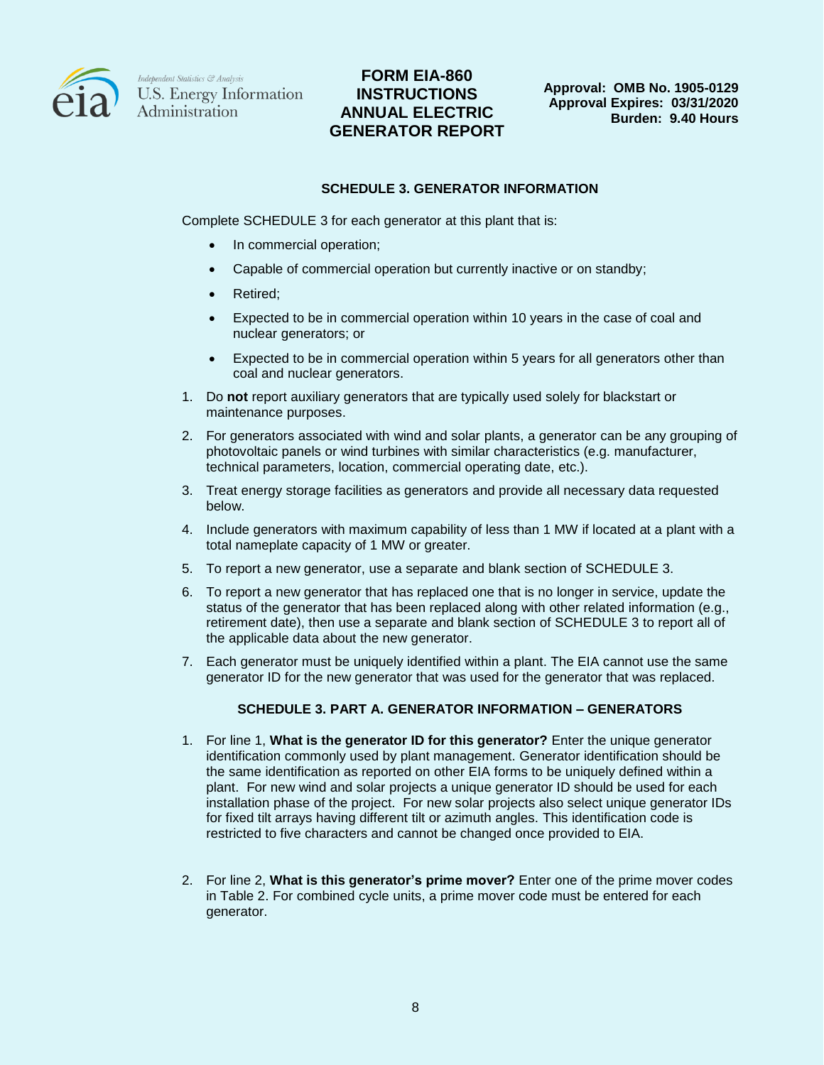SCHEDULE 3. GENERATOR INFORMATION

Complete SCHEDULE 3 for each generator at this plant that is:

- In commercial operation;
- Capable of commercial operation but currently inactive or on standby;
- Retired;
- Expected to be in commercial operation within 10 years in the case of coal and nuclear generators; or
- Expected to be in commercial operation within 5 years for all generators other than coal and nuclear generators.

1. Do **not** report auxiliary generators that are typically used solely for blackstart or maintenance purposes.
2. For generators associated with wind and solar plants, a generator can be any grouping of photovoltaic panels or wind turbines with similar characteristics (e.g. manufacturer, technical parameters, location, commercial operating date, etc.).
3. Treat energy storage facilities as generators and provide all necessary data requested below.
4. Include generators with maximum capability of less than 1 MW if located at a plant with a total nameplate capacity of 1 MW or greater.
5. To report a new generator, use a separate and blank section of SCHEDULE 3.
6. To report a new generator that has replaced one that is no longer in service, update the status of the generator that has been replaced along with other related information (e.g., retirement date), then use a separate and blank section of SCHEDULE 3 to report all of the applicable data about the new generator.
7. Each generator must be uniquely identified within a plant. The EIA cannot use the same generator ID for the new generator that was used for the generator that was replaced.

## SCHEDULE 3. PART A. GENERATOR INFORMATION – GENERATORS

1. For line 1, **What is the generator ID for this generator?** Enter the unique generator identification commonly used by plant management. Generator identification should be the same identification as reported on other EIA forms to be uniquely defined within a plant. For new wind and solar projects a unique generator ID should be used for each installation phase of the project. For new solar projects also select unique generator IDs for fixed tilt arrays having different tilt or azimuth angles. This identification code is restricted to five characters and cannot be changed once provided to EIA.
2. For line 2, **What is this generator's prime mover?** Enter one of the prime mover codes in Table 2. For combined cycle units, a prime mover code must be entered for each generator.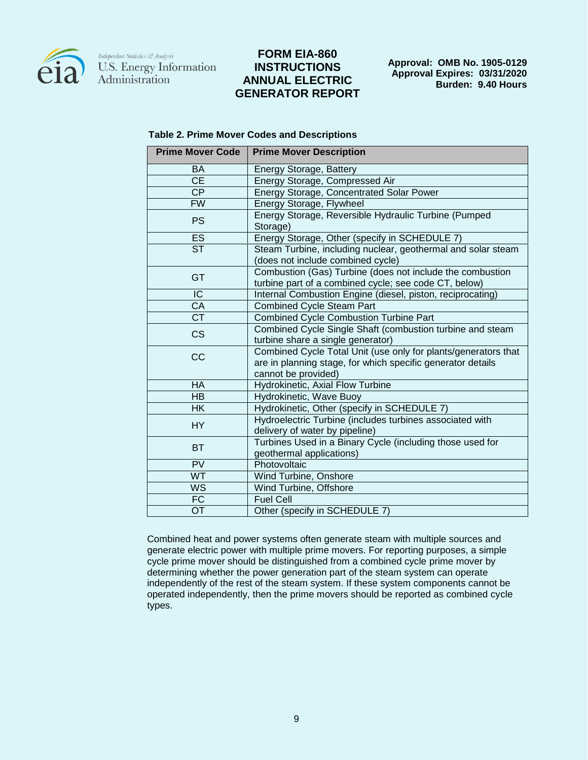**Table 2. Prime Mover Codes and Descriptions**

| Prime Mover Code | Prime Mover Description |
|---|---|
| BA | Energy Storage, Battery |
| CE | Energy Storage, Compressed Air |
| CP | Energy Storage, Concentrated Solar Power |
| FW | Energy Storage, Flywheel |
| PS | Energy Storage, Reversible Hydraulic Turbine (Pumped Storage) |
| ES | Energy Storage, Other (specify in SCHEDULE 7) |
| ST | Steam Turbine, including nuclear, geothermal and solar steam (does not include combined cycle) |
| GT | Combustion (Gas) Turbine (does not include the combustion turbine part of a combined cycle; see code CT, below) |
| IC | Internal Combustion Engine (diesel, piston, reciprocating) |
| CA | Combined Cycle Steam Part |
| CT | Combined Cycle Combustion Turbine Part |
| CS | Combined Cycle Single Shaft (combustion turbine and steam turbine share a single generator) |
| CC | Combined Cycle Total Unit (use only for plants/generators that are in planning stage, for which specific generator details cannot be provided) |
| HA | Hydrokinetic, Axial Flow Turbine |
| HB | Hydrokinetic, Wave Buoy |
| HK | Hydrokinetic, Other (specify in SCHEDULE 7) |
| HY | Hydroelectric Turbine (includes turbines associated with delivery of water by pipeline) |
| BT | Turbines Used in a Binary Cycle (including those used for geothermal applications) |
| PV | Photovoltaic |
| WT | Wind Turbine, Onshore |
| WS | Wind Turbine, Offshore |
| FC | Fuel Cell |
| OT | Other (specify in SCHEDULE 7) |

Combined heat and power systems often generate steam with multiple sources and generate electric power with multiple prime movers. For reporting purposes, a simple cycle prime mover should be distinguished from a combined cycle prime mover by determining whether the power generation part of the steam system can operate independently of the rest of the steam system. If these system components cannot be operated independently, then the prime movers should be reported as combined cycle types.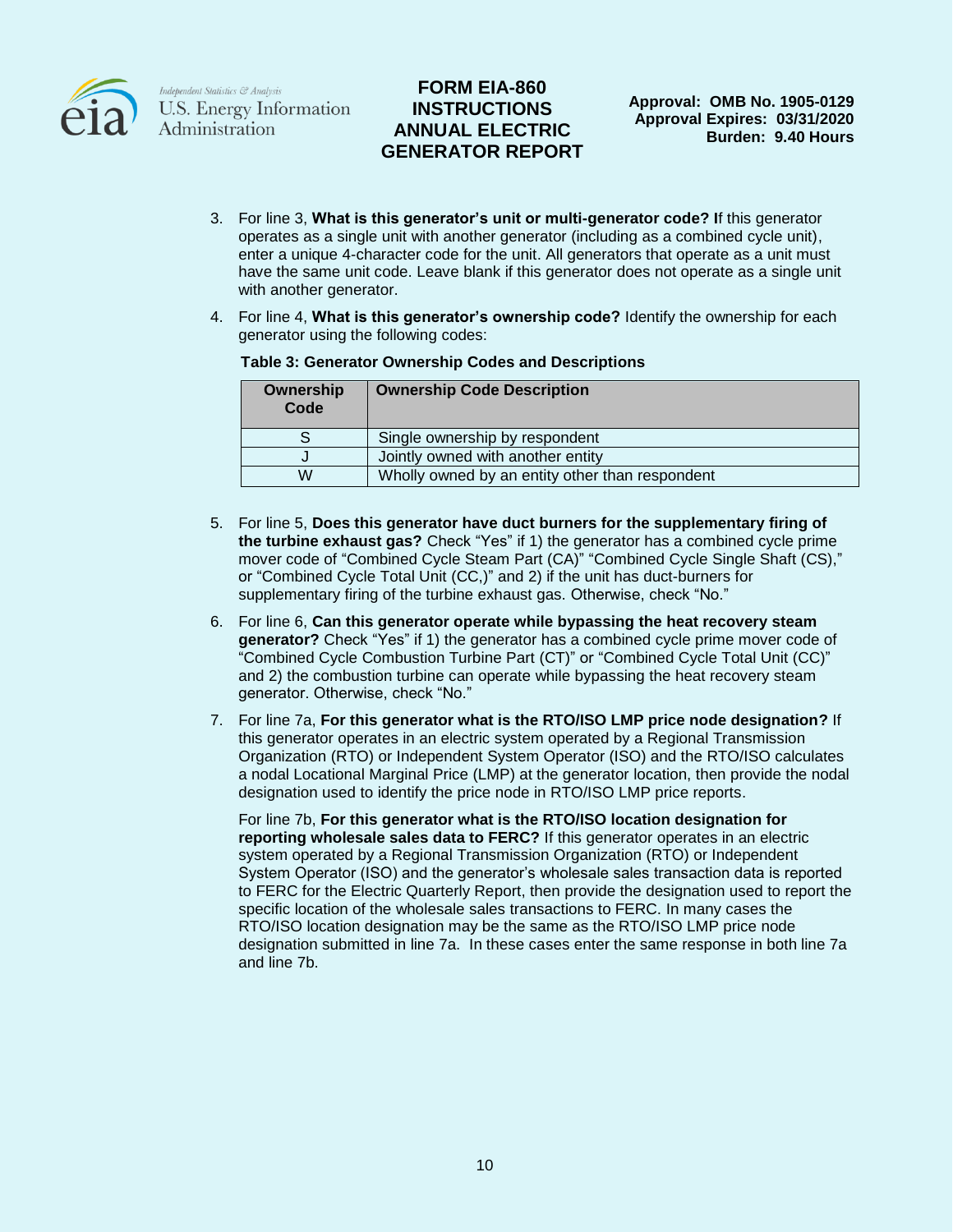3. For line 3, **What is this generator's unit or multi-generator code? I**f this generator operates as a single unit with another generator (including as a combined cycle unit), enter a unique 4-character code for the unit. All generators that operate as a unit must have the same unit code. Leave blank if this generator does not operate as a single unit with another generator.

4. For line 4, **What is this generator's ownership code?** Identify the ownership for each generator using the following codes:

**Table 3: Generator Ownership Codes and Descriptions**

| Ownership Code | Ownership Code Description |
|---|---|
| S | Single ownership by respondent |
| J | Jointly owned with another entity |
| W | Wholly owned by an entity other than respondent |

5. For line 5, **Does this generator have duct burners for the supplementary firing of the turbine exhaust gas?** Check "Yes" if 1) the generator has a combined cycle prime mover code of "Combined Cycle Steam Part (CA)" "Combined Cycle Single Shaft (CS)," or "Combined Cycle Total Unit (CC,)" and 2) if the unit has duct-burners for supplementary firing of the turbine exhaust gas. Otherwise, check "No."

6. For line 6, **Can this generator operate while bypassing the heat recovery steam generator?** Check "Yes" if 1) the generator has a combined cycle prime mover code of "Combined Cycle Combustion Turbine Part (CT)" or "Combined Cycle Total Unit (CC)" and 2) the combustion turbine can operate while bypassing the heat recovery steam generator. Otherwise, check "No."

7. For line 7a, **For this generator what is the RTO/ISO LMP price node designation?** If this generator operates in an electric system operated by a Regional Transmission Organization (RTO) or Independent System Operator (ISO) and the RTO/ISO calculates a nodal Locational Marginal Price (LMP) at the generator location, then provide the nodal designation used to identify the price node in RTO/ISO LMP price reports.

   For line 7b, **For this generator what is the RTO/ISO location designation for reporting wholesale sales data to FERC?** If this generator operates in an electric system operated by a Regional Transmission Organization (RTO) or Independent System Operator (ISO) and the generator's wholesale sales transaction data is reported to FERC for the Electric Quarterly Report, then provide the designation used to report the specific location of the wholesale sales transactions to FERC. In many cases the RTO/ISO location designation may be the same as the RTO/ISO LMP price node designation submitted in line 7a. In these cases enter the same response in both line 7a and line 7b.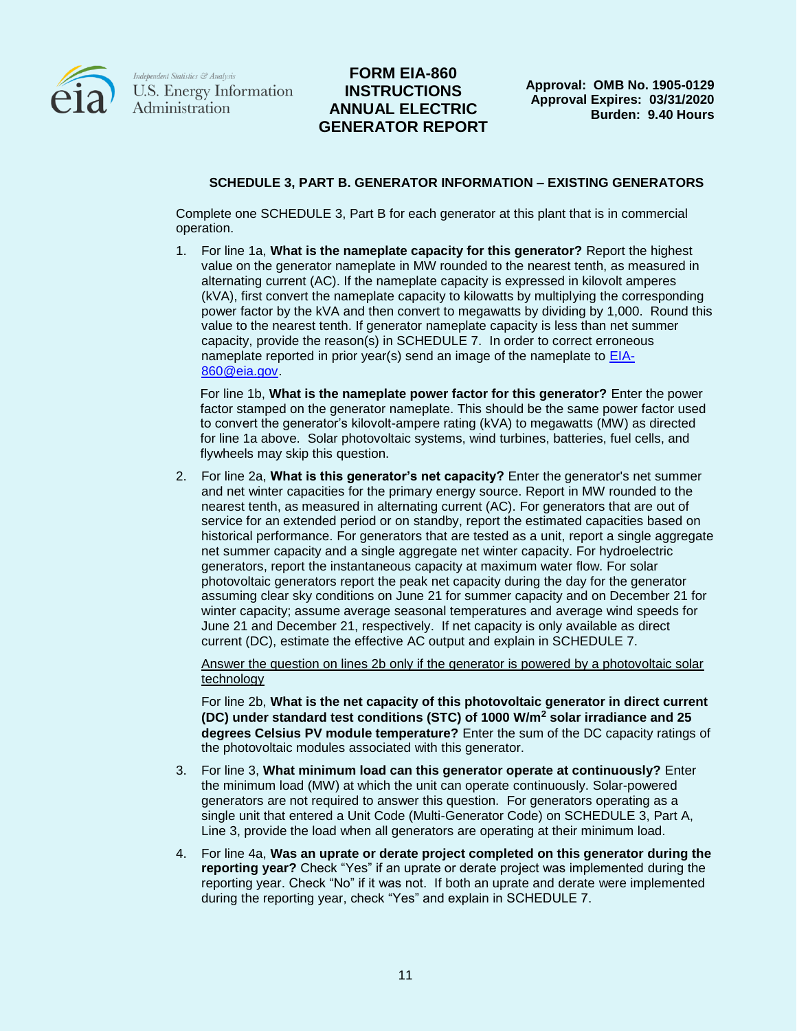## SCHEDULE 3, PART B. GENERATOR INFORMATION – EXISTING GENERATORS

Complete one SCHEDULE 3, Part B for each generator at this plant that is in commercial operation.

1. For line 1a, **What is the nameplate capacity for this generator?** Report the highest value on the generator nameplate in MW rounded to the nearest tenth, as measured in alternating current (AC). If the nameplate capacity is expressed in kilovolt amperes (kVA), first convert the nameplate capacity to kilowatts by multiplying the corresponding power factor by the kVA and then convert to megawatts by dividing by 1,000. Round this value to the nearest tenth. If generator nameplate capacity is less than net summer capacity, provide the reason(s) in SCHEDULE 7. In order to correct erroneous nameplate reported in prior year(s) send an image of the nameplate to [EIA-860@eia.gov](mailto:EIA-860@eia.gov).

   For line 1b, **What is the nameplate power factor for this generator?** Enter the power factor stamped on the generator nameplate. This should be the same power factor used to convert the generator's kilovolt-ampere rating (kVA) to megawatts (MW) as directed for line 1a above. Solar photovoltaic systems, wind turbines, batteries, fuel cells, and flywheels may skip this question.

2. For line 2a, **What is this generator's net capacity?** Enter the generator's net summer and net winter capacities for the primary energy source. Report in MW rounded to the nearest tenth, as measured in alternating current (AC). For generators that are out of service for an extended period or on standby, report the estimated capacities based on historical performance. For generators that are tested as a unit, report a single aggregate net summer capacity and a single aggregate net winter capacity. For hydroelectric generators, report the instantaneous capacity at maximum water flow. For solar photovoltaic generators report the peak net capacity during the day for the generator assuming clear sky conditions on June 21 for summer capacity and on December 21 for winter capacity; assume average seasonal temperatures and average wind speeds for June 21 and December 21, respectively. If net capacity is only available as direct current (DC), estimate the effective AC output and explain in SCHEDULE 7.

   <u>Answer the question on lines 2b only if the generator is powered by a photovoltaic solar technology</u>

   For line 2b, **What is the net capacity of this photovoltaic generator in direct current (DC) under standard test conditions (STC) of 1000 W/m$^2$ solar irradiance and 25 degrees Celsius PV module temperature?** Enter the sum of the DC capacity ratings of the photovoltaic modules associated with this generator.

3. For line 3, **What minimum load can this generator operate at continuously?** Enter the minimum load (MW) at which the unit can operate continuously. Solar-powered generators are not required to answer this question. For generators operating as a single unit that entered a Unit Code (Multi-Generator Code) on SCHEDULE 3, Part A, Line 3, provide the load when all generators are operating at their minimum load.

4. For line 4a, **Was an uprate or derate project completed on this generator during the reporting year?** Check "Yes" if an uprate or derate project was implemented during the reporting year. Check "No" if it was not. If both an uprate and derate were implemented during the reporting year, check "Yes" and explain in SCHEDULE 7.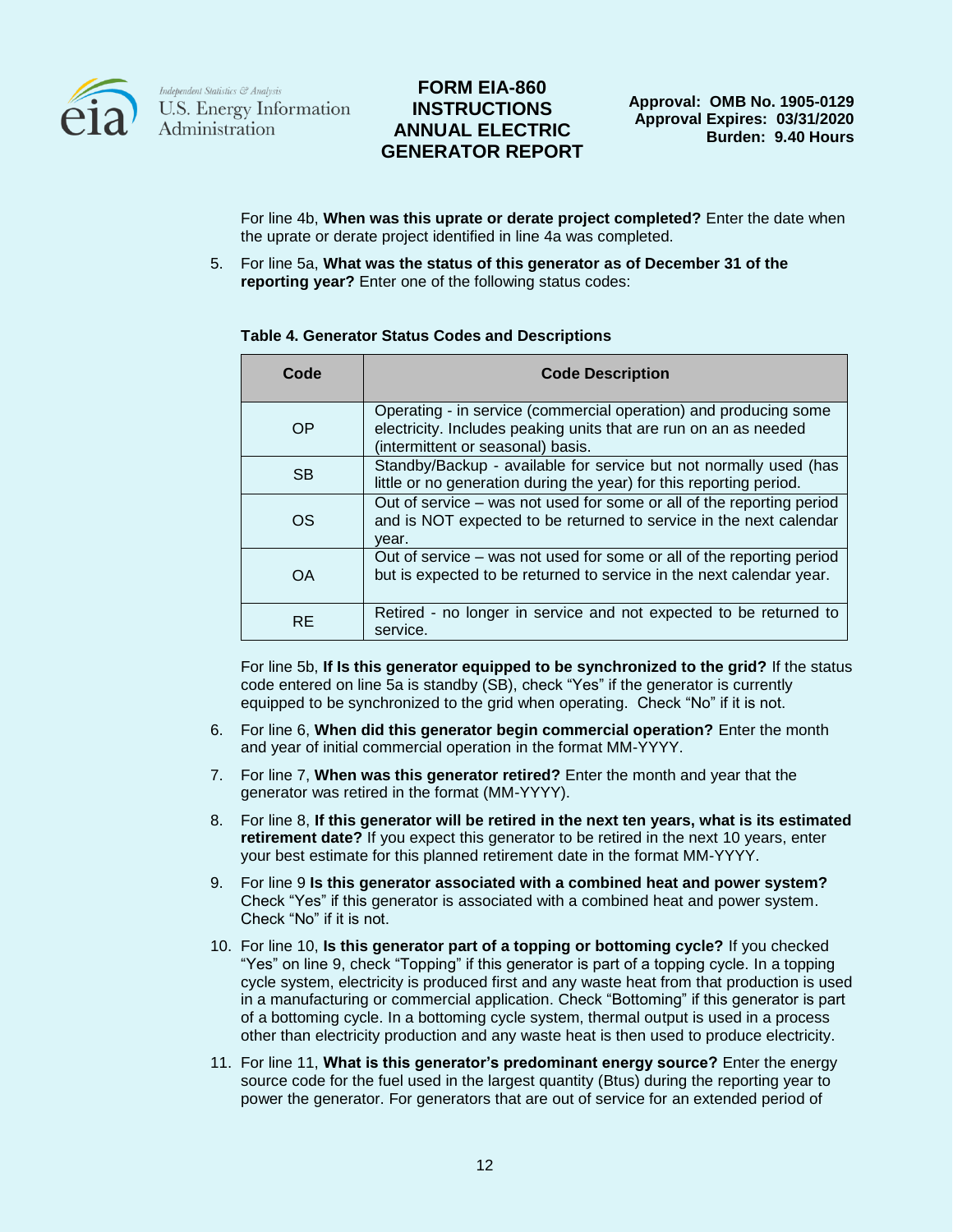For line 4b, **When was this uprate or derate project completed?** Enter the date when the uprate or derate project identified in line 4a was completed.

5. For line 5a, **What was the status of this generator as of December 31 of the reporting year?** Enter one of the following status codes:

**Table 4. Generator Status Codes and Descriptions**

| Code | Code Description |
|---|---|
| OP | Operating - in service (commercial operation) and producing some electricity. Includes peaking units that are run on an as needed (intermittent or seasonal) basis. |
| SB | Standby/Backup - available for service but not normally used (has little or no generation during the year) for this reporting period. |
| OS | Out of service – was not used for some or all of the reporting period and is NOT expected to be returned to service in the next calendar year. |
| OA | Out of service – was not used for some or all of the reporting period but is expected to be returned to service in the next calendar year. |
| RE | Retired - no longer in service and not expected to be returned to service. |

For line 5b, **If Is this generator equipped to be synchronized to the grid?** If the status code entered on line 5a is standby (SB), check "Yes" if the generator is currently equipped to be synchronized to the grid when operating. Check "No" if it is not.

6. For line 6, **When did this generator begin commercial operation?** Enter the month and year of initial commercial operation in the format MM-YYYY.
7. For line 7, **When was this generator retired?** Enter the month and year that the generator was retired in the format (MM-YYYY).
8. For line 8, **If this generator will be retired in the next ten years, what is its estimated retirement date?** If you expect this generator to be retired in the next 10 years, enter your best estimate for this planned retirement date in the format MM-YYYY.
9. For line 9 **Is this generator associated with a combined heat and power system?** Check "Yes" if this generator is associated with a combined heat and power system. Check "No" if it is not.
10. For line 10, **Is this generator part of a topping or bottoming cycle?** If you checked "Yes" on line 9, check "Topping" if this generator is part of a topping cycle. In a topping cycle system, electricity is produced first and any waste heat from that production is used in a manufacturing or commercial application. Check "Bottoming" if this generator is part of a bottoming cycle. In a bottoming cycle system, thermal output is used in a process other than electricity production and any waste heat is then used to produce electricity.
11. For line 11, **What is this generator's predominant energy source?** Enter the energy source code for the fuel used in the largest quantity (Btus) during the reporting year to power the generator. For generators that are out of service for an extended period of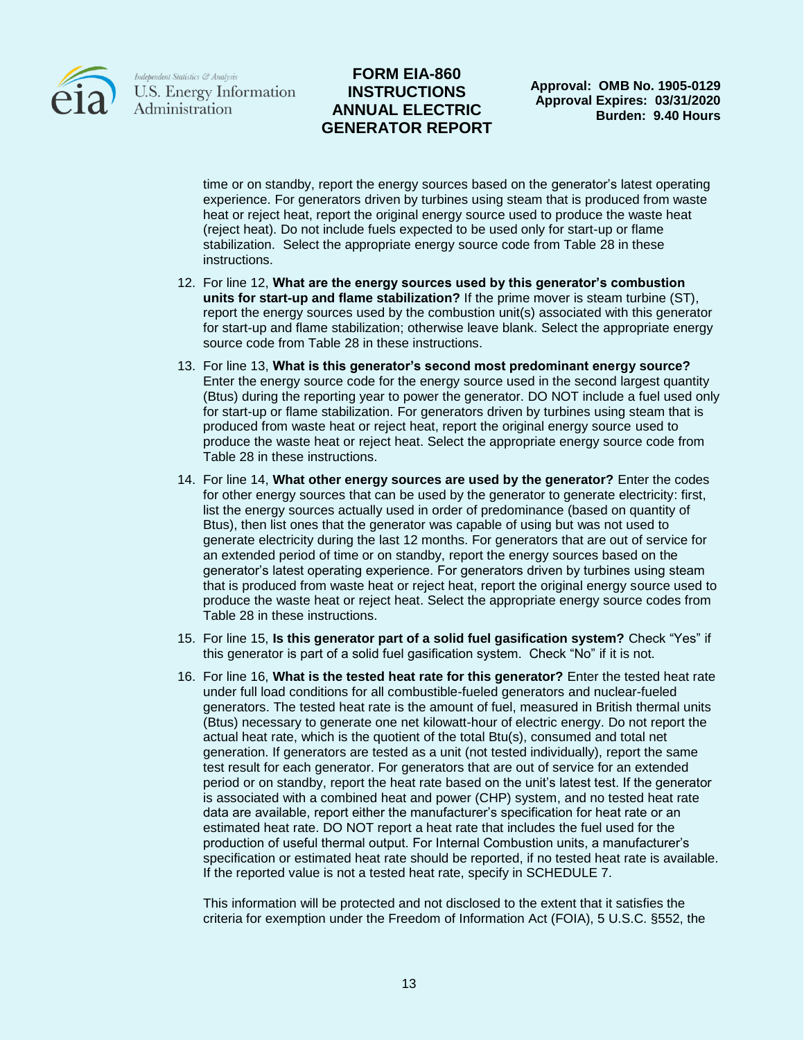time or on standby, report the energy sources based on the generator's latest operating experience. For generators driven by turbines using steam that is produced from waste heat or reject heat, report the original energy source used to produce the waste heat (reject heat). Do not include fuels expected to be used only for start-up or flame stabilization. Select the appropriate energy source code from Table 28 in these instructions.

12. For line 12, **What are the energy sources used by this generator's combustion units for start-up and flame stabilization?** If the prime mover is steam turbine (ST), report the energy sources used by the combustion unit(s) associated with this generator for start-up and flame stabilization; otherwise leave blank. Select the appropriate energy source code from Table 28 in these instructions.

13. For line 13, **What is this generator's second most predominant energy source?** Enter the energy source code for the energy source used in the second largest quantity (Btus) during the reporting year to power the generator. DO NOT include a fuel used only for start-up or flame stabilization. For generators driven by turbines using steam that is produced from waste heat or reject heat, report the original energy source used to produce the waste heat or reject heat. Select the appropriate energy source code from Table 28 in these instructions.

14. For line 14, **What other energy sources are used by the generator?** Enter the codes for other energy sources that can be used by the generator to generate electricity: first, list the energy sources actually used in order of predominance (based on quantity of Btus), then list ones that the generator was capable of using but was not used to generate electricity during the last 12 months. For generators that are out of service for an extended period of time or on standby, report the energy sources based on the generator's latest operating experience. For generators driven by turbines using steam that is produced from waste heat or reject heat, report the original energy source used to produce the waste heat or reject heat. Select the appropriate energy source codes from Table 28 in these instructions.

15. For line 15, **Is this generator part of a solid fuel gasification system?** Check "Yes" if this generator is part of a solid fuel gasification system. Check "No" if it is not.

16. For line 16, **What is the tested heat rate for this generator?** Enter the tested heat rate under full load conditions for all combustible-fueled generators and nuclear-fueled generators. The tested heat rate is the amount of fuel, measured in British thermal units (Btus) necessary to generate one net kilowatt-hour of electric energy. Do not report the actual heat rate, which is the quotient of the total Btu(s), consumed and total net generation. If generators are tested as a unit (not tested individually), report the same test result for each generator. For generators that are out of service for an extended period or on standby, report the heat rate based on the unit's latest test. If the generator is associated with a combined heat and power (CHP) system, and no tested heat rate data are available, report either the manufacturer's specification for heat rate or an estimated heat rate. DO NOT report a heat rate that includes the fuel used for the production of useful thermal output. For Internal Combustion units, a manufacturer's specification or estimated heat rate should be reported, if no tested heat rate is available. If the reported value is not a tested heat rate, specify in SCHEDULE 7.

    This information will be protected and not disclosed to the extent that it satisfies the criteria for exemption under the Freedom of Information Act (FOIA), 5 U.S.C. §552, the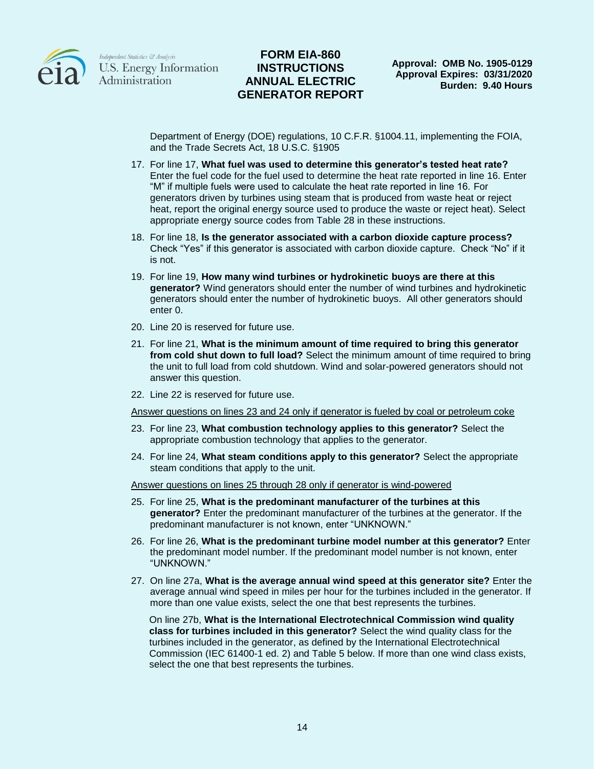Department of Energy (DOE) regulations, 10 C.F.R. §1004.11, implementing the FOIA, and the Trade Secrets Act, 18 U.S.C. §1905

17. For line 17, **What fuel was used to determine this generator's tested heat rate?** Enter the fuel code for the fuel used to determine the heat rate reported in line 16. Enter "M" if multiple fuels were used to calculate the heat rate reported in line 16. For generators driven by turbines using steam that is produced from waste heat or reject heat, report the original energy source used to produce the waste or reject heat). Select appropriate energy source codes from Table 28 in these instructions.
18. For line 18, **Is the generator associated with a carbon dioxide capture process?** Check "Yes" if this generator is associated with carbon dioxide capture. Check "No" if it is not.
19. For line 19, **How many wind turbines or hydrokinetic buoys are there at this generator?** Wind generators should enter the number of wind turbines and hydrokinetic generators should enter the number of hydrokinetic buoys. All other generators should enter 0.
20. Line 20 is reserved for future use.
21. For line 21, **What is the minimum amount of time required to bring this generator from cold shut down to full load?** Select the minimum amount of time required to bring the unit to full load from cold shutdown. Wind and solar-powered generators should not answer this question.
22. Line 22 is reserved for future use.

<u>Answer questions on lines 23 and 24 only if generator is fueled by coal or petroleum coke</u>

23. For line 23, **What combustion technology applies to this generator?** Select the appropriate combustion technology that applies to the generator.
24. For line 24, **What steam conditions apply to this generator?** Select the appropriate steam conditions that apply to the unit.

<u>Answer questions on lines 25 through 28 only if generator is wind-powered</u>

25. For line 25, **What is the predominant manufacturer of the turbines at this generator?** Enter the predominant manufacturer of the turbines at the generator. If the predominant manufacturer is not known, enter "UNKNOWN."
26. For line 26, **What is the predominant turbine model number at this generator?** Enter the predominant model number. If the predominant model number is not known, enter "UNKNOWN."
27. On line 27a, **What is the average annual wind speed at this generator site?** Enter the average annual wind speed in miles per hour for the turbines included in the generator. If more than one value exists, select the one that best represents the turbines.

    On line 27b, **What is the International Electrotechnical Commission wind quality class for turbines included in this generator?** Select the wind quality class for the turbines included in the generator, as defined by the International Electrotechnical Commission (IEC 61400-1 ed. 2) and Table 5 below. If more than one wind class exists, select the one that best represents the turbines.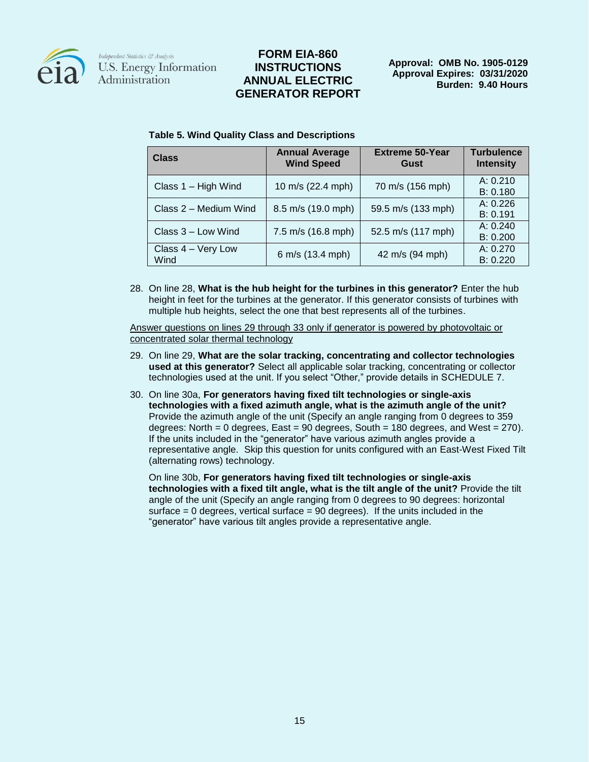**Table 5. Wind Quality Class and Descriptions**

| Class | Annual Average Wind Speed | Extreme 50-Year Gust | Turbulence Intensity |
|---|---|---|---|
| Class 1 – High Wind | 10 m/s (22.4 mph) | 70 m/s (156 mph) | A: 0.210<br>B: 0.180 |
| Class 2 – Medium Wind | 8.5 m/s (19.0 mph) | 59.5 m/s (133 mph) | A: 0.226<br>B: 0.191 |
| Class 3 – Low Wind | 7.5 m/s (16.8 mph) | 52.5 m/s (117 mph) | A: 0.240<br>B: 0.200 |
| Class 4 – Very Low Wind | 6 m/s (13.4 mph) | 42 m/s (94 mph) | A: 0.270<br>B: 0.220 |

28. On line 28, **What is the hub height for the turbines in this generator?** Enter the hub height in feet for the turbines at the generator. If this generator consists of turbines with multiple hub heights, select the one that best represents all of the turbines.

<u>Answer questions on lines 29 through 33 only if generator is powered by photovoltaic or concentrated solar thermal technology</u>

29. On line 29, **What are the solar tracking, concentrating and collector technologies used at this generator?** Select all applicable solar tracking, concentrating or collector technologies used at the unit. If you select "Other," provide details in SCHEDULE 7.

30. On line 30a, **For generators having fixed tilt technologies or single-axis technologies with a fixed azimuth angle, what is the azimuth angle of the unit?** Provide the azimuth angle of the unit (Specify an angle ranging from 0 degrees to 359 degrees: North = 0 degrees, East = 90 degrees, South = 180 degrees, and West = 270). If the units included in the "generator" have various azimuth angles provide a representative angle. Skip this question for units configured with an East-West Fixed Tilt (alternating rows) technology.

    On line 30b, **For generators having fixed tilt technologies or single-axis technologies with a fixed tilt angle, what is the tilt angle of the unit?** Provide the tilt angle of the unit (Specify an angle ranging from 0 degrees to 90 degrees: horizontal surface = 0 degrees, vertical surface = 90 degrees). If the units included in the "generator" have various tilt angles provide a representative angle.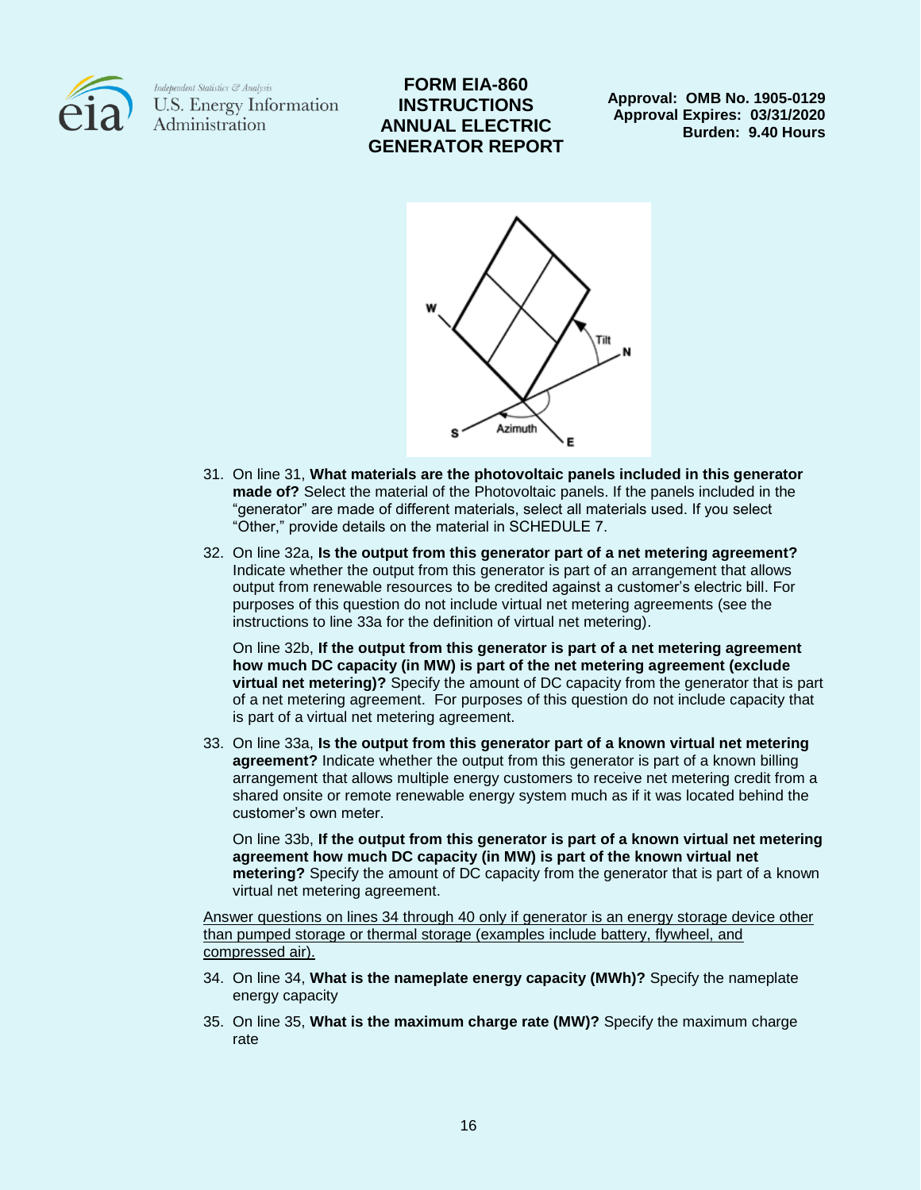31. On line 31, **What materials are the photovoltaic panels included in this generator made of?** Select the material of the Photovoltaic panels. If the panels included in the "generator" are made of different materials, select all materials used. If you select "Other," provide details on the material in SCHEDULE 7.

32. On line 32a, **Is the output from this generator part of a net metering agreement?** Indicate whether the output from this generator is part of an arrangement that allows output from renewable resources to be credited against a customer's electric bill. For purposes of this question do not include virtual net metering agreements (see the instructions to line 33a for the definition of virtual net metering).

    On line 32b, **If the output from this generator is part of a net metering agreement how much DC capacity (in MW) is part of the net metering agreement (exclude virtual net metering)?** Specify the amount of DC capacity from the generator that is part of a net metering agreement. For purposes of this question do not include capacity that is part of a virtual net metering agreement.

33. On line 33a, **Is the output from this generator part of a known virtual net metering agreement?** Indicate whether the output from this generator is part of a known billing arrangement that allows multiple energy customers to receive net metering credit from a shared onsite or remote renewable energy system much as if it was located behind the customer's own meter.

    On line 33b, **If the output from this generator is part of a known virtual net metering agreement how much DC capacity (in MW) is part of the known virtual net metering?** Specify the amount of DC capacity from the generator that is part of a known virtual net metering agreement.

<u>Answer questions on lines 34 through 40 only if generator is an energy storage device other than pumped storage or thermal storage (examples include battery, flywheel, and compressed air).</u>

34. On line 34, **What is the nameplate energy capacity (MWh)?** Specify the nameplate energy capacity

35. On line 35, **What is the maximum charge rate (MW)?** Specify the maximum charge rate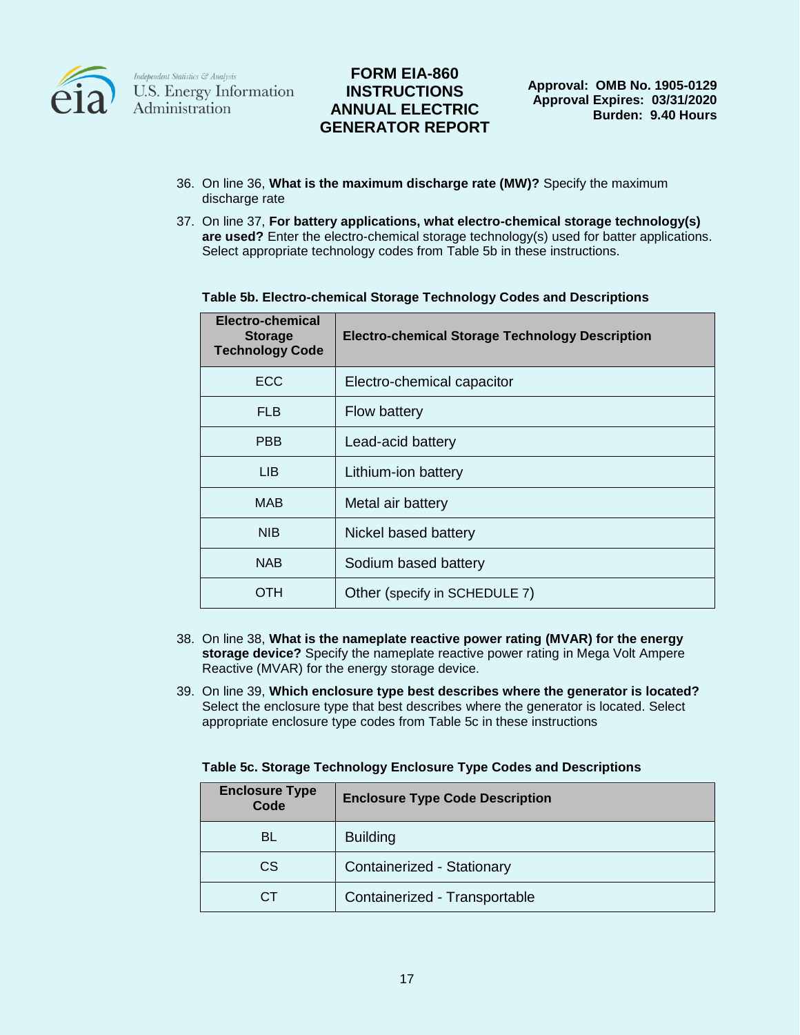36. On line 36, **What is the maximum discharge rate (MW)?** Specify the maximum discharge rate

37. On line 37, **For battery applications, what electro-chemical storage technology(s) are used?** Enter the electro-chemical storage technology(s) used for batter applications. Select appropriate technology codes from Table 5b in these instructions.

**Table 5b. Electro-chemical Storage Technology Codes and Descriptions**

| Electro-chemical Storage Technology Code | Electro-chemical Storage Technology Description |
|---|---|
| ECC | Electro-chemical capacitor |
| FLB | Flow battery |
| PBB | Lead-acid battery |
| LIB | Lithium-ion battery |
| MAB | Metal air battery |
| NIB | Nickel based battery |
| NAB | Sodium based battery |
| OTH | Other (specify in SCHEDULE 7) |

38. On line 38, **What is the nameplate reactive power rating (MVAR) for the energy storage device?** Specify the nameplate reactive power rating in Mega Volt Ampere Reactive (MVAR) for the energy storage device.

39. On line 39, **Which enclosure type best describes where the generator is located?** Select the enclosure type that best describes where the generator is located. Select appropriate enclosure type codes from Table 5c in these instructions

**Table 5c. Storage Technology Enclosure Type Codes and Descriptions**

| Enclosure Type Code | Enclosure Type Code Description |
|---|---|
| BL | Building |
| CS | Containerized - Stationary |
| CT | Containerized - Transportable |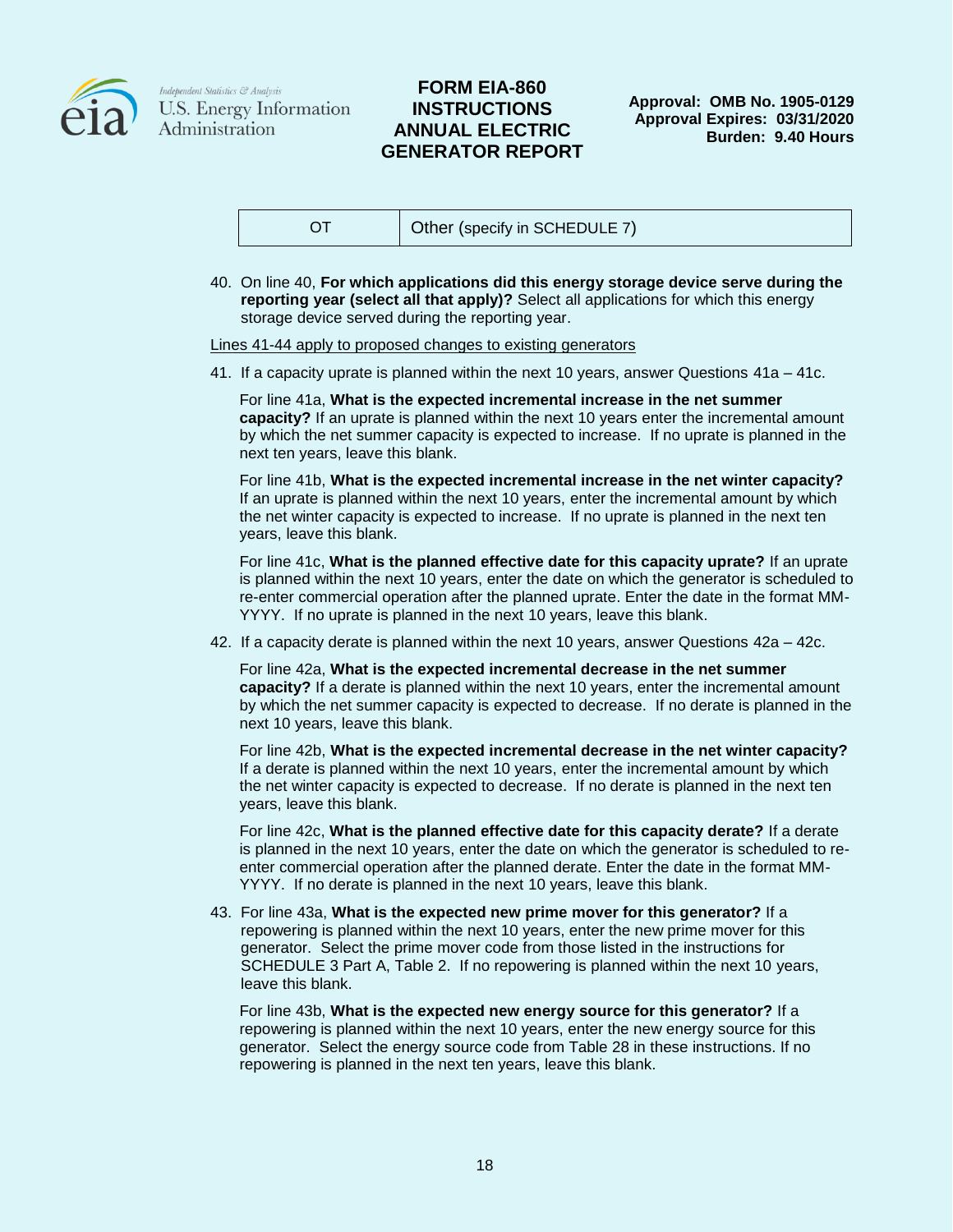| OT | Other (specify in SCHEDULE 7) |
|---|---|

40. On line 40, **For which applications did this energy storage device serve during the reporting year (select all that apply)?** Select all applications for which this energy storage device served during the reporting year.

Lines 41-44 apply to proposed changes to existing generators

41. If a capacity uprate is planned within the next 10 years, answer Questions 41a – 41c.

    For line 41a, **What is the expected incremental increase in the net summer capacity?** If an uprate is planned within the next 10 years enter the incremental amount by which the net summer capacity is expected to increase. If no uprate is planned in the next ten years, leave this blank.

    For line 41b, **What is the expected incremental increase in the net winter capacity?** If an uprate is planned within the next 10 years, enter the incremental amount by which the net winter capacity is expected to increase. If no uprate is planned in the next ten years, leave this blank.

    For line 41c, **What is the planned effective date for this capacity uprate?** If an uprate is planned within the next 10 years, enter the date on which the generator is scheduled to re-enter commercial operation after the planned uprate. Enter the date in the format MM-YYYY. If no uprate is planned in the next 10 years, leave this blank.

42. If a capacity derate is planned within the next 10 years, answer Questions 42a – 42c.

    For line 42a, **What is the expected incremental decrease in the net summer capacity?** If a derate is planned within the next 10 years, enter the incremental amount by which the net summer capacity is expected to decrease. If no derate is planned in the next 10 years, leave this blank.

    For line 42b, **What is the expected incremental decrease in the net winter capacity?** If a derate is planned within the next 10 years, enter the incremental amount by which the net winter capacity is expected to decrease. If no derate is planned in the next ten years, leave this blank.

    For line 42c, **What is the planned effective date for this capacity derate?** If a derate is planned in the next 10 years, enter the date on which the generator is scheduled to re-enter commercial operation after the planned derate. Enter the date in the format MM-YYYY. If no derate is planned in the next 10 years, leave this blank.

43. For line 43a, **What is the expected new prime mover for this generator?** If a repowering is planned within the next 10 years, enter the new prime mover for this generator. Select the prime mover code from those listed in the instructions for SCHEDULE 3 Part A, Table 2. If no repowering is planned within the next 10 years, leave this blank.

    For line 43b, **What is the expected new energy source for this generator?** If a repowering is planned within the next 10 years, enter the new energy source for this generator. Select the energy source code from Table 28 in these instructions. If no repowering is planned in the next ten years, leave this blank.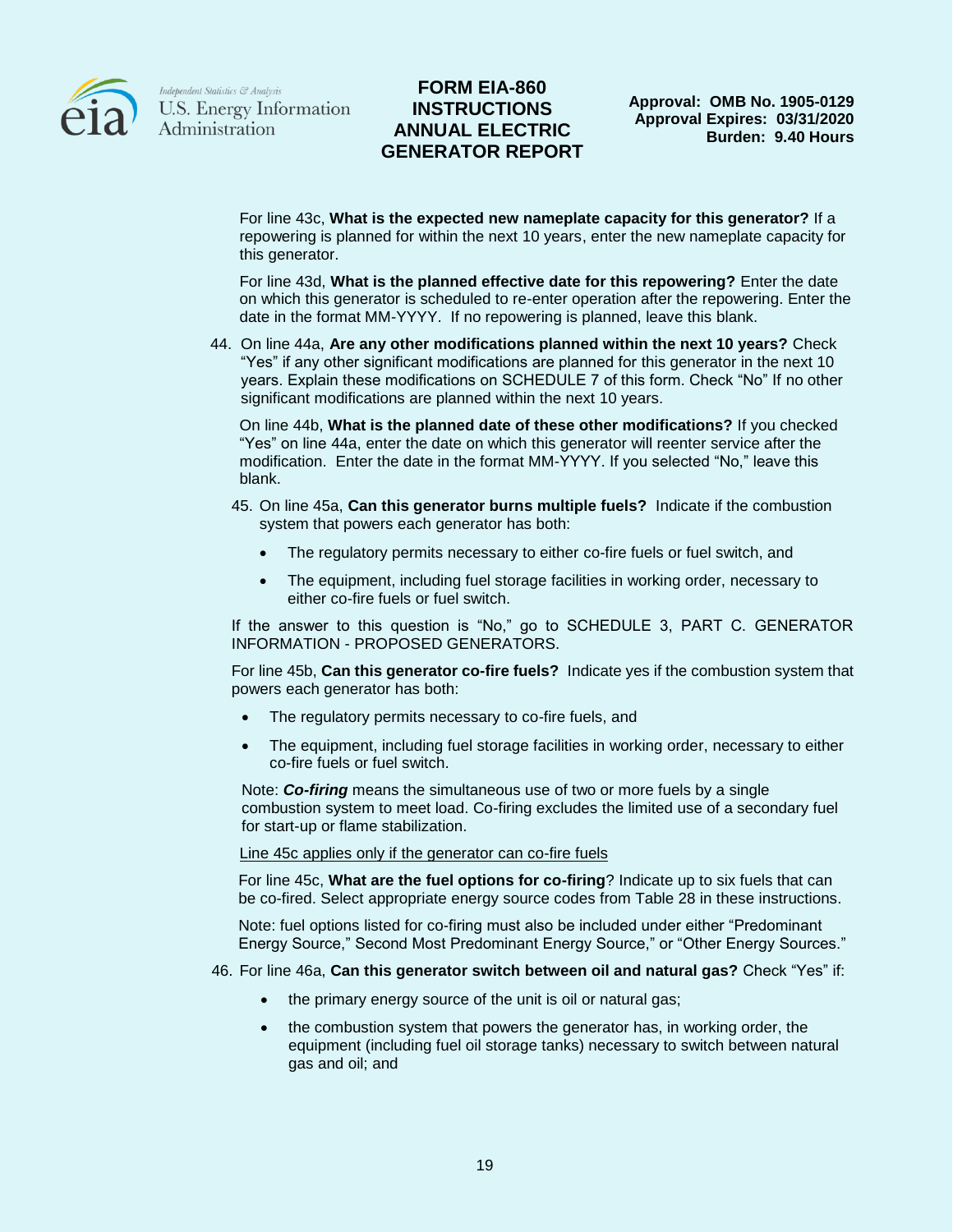For line 43c, **What is the expected new nameplate capacity for this generator?** If a repowering is planned for within the next 10 years, enter the new nameplate capacity for this generator.

For line 43d, **What is the planned effective date for this repowering?** Enter the date on which this generator is scheduled to re-enter operation after the repowering. Enter the date in the format MM-YYYY. If no repowering is planned, leave this blank.

44. On line 44a, **Are any other modifications planned within the next 10 years?** Check "Yes" if any other significant modifications are planned for this generator in the next 10 years. Explain these modifications on SCHEDULE 7 of this form. Check "No" If no other significant modifications are planned within the next 10 years.

    On line 44b, **What is the planned date of these other modifications?** If you checked "Yes" on line 44a, enter the date on which this generator will reenter service after the modification. Enter the date in the format MM-YYYY. If you selected "No," leave this blank.

45. On line 45a, **Can this generator burns multiple fuels?** Indicate if the combustion system that powers each generator has both:

    - The regulatory permits necessary to either co-fire fuels or fuel switch, and
    - The equipment, including fuel storage facilities in working order, necessary to either co-fire fuels or fuel switch.

    If the answer to this question is "No," go to SCHEDULE 3, PART C. GENERATOR INFORMATION - PROPOSED GENERATORS.

    For line 45b, **Can this generator co-fire fuels?** Indicate yes if the combustion system that powers each generator has both:

    - The regulatory permits necessary to co-fire fuels, and
    - The equipment, including fuel storage facilities in working order, necessary to either co-fire fuels or fuel switch.

    Note: ***Co-firing*** means the simultaneous use of two or more fuels by a single combustion system to meet load. Co-firing excludes the limited use of a secondary fuel for start-up or flame stabilization.

    Line 45c applies only if the generator can co-fire fuels

    For line 45c, **What are the fuel options for co-firing**? Indicate up to six fuels that can be co-fired. Select appropriate energy source codes from Table 28 in these instructions.

    Note: fuel options listed for co-firing must also be included under either "Predominant Energy Source," Second Most Predominant Energy Source," or "Other Energy Sources."

46. For line 46a, **Can this generator switch between oil and natural gas?** Check "Yes" if:

    - the primary energy source of the unit is oil or natural gas;
    - the combustion system that powers the generator has, in working order, the equipment (including fuel oil storage tanks) necessary to switch between natural gas and oil; and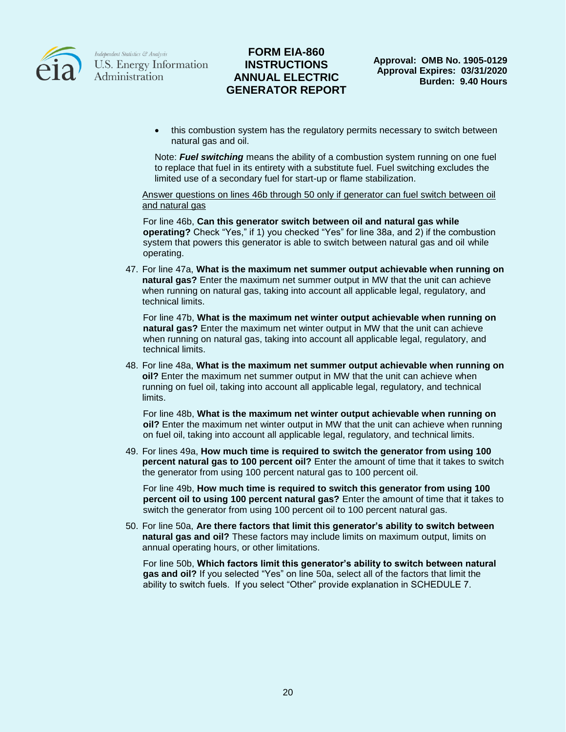- this combustion system has the regulatory permits necessary to switch between natural gas and oil.

Note: ***Fuel switching*** means the ability of a combustion system running on one fuel to replace that fuel in its entirety with a substitute fuel. Fuel switching excludes the limited use of a secondary fuel for start-up or flame stabilization.

<u>Answer questions on lines 46b through 50 only if generator can fuel switch between oil and natural gas</u>

For line 46b, **Can this generator switch between oil and natural gas while operating?** Check "Yes," if 1) you checked "Yes" for line 38a, and 2) if the combustion system that powers this generator is able to switch between natural gas and oil while operating.

47. For line 47a, **What is the maximum net summer output achievable when running on natural gas?** Enter the maximum net summer output in MW that the unit can achieve when running on natural gas, taking into account all applicable legal, regulatory, and technical limits.

    For line 47b, **What is the maximum net winter output achievable when running on natural gas?** Enter the maximum net winter output in MW that the unit can achieve when running on natural gas, taking into account all applicable legal, regulatory, and technical limits.

48. For line 48a, **What is the maximum net summer output achievable when running on oil?** Enter the maximum net summer output in MW that the unit can achieve when running on fuel oil, taking into account all applicable legal, regulatory, and technical limits.

    For line 48b, **What is the maximum net winter output achievable when running on oil?** Enter the maximum net winter output in MW that the unit can achieve when running on fuel oil, taking into account all applicable legal, regulatory, and technical limits.

49. For lines 49a, **How much time is required to switch the generator from using 100 percent natural gas to 100 percent oil?** Enter the amount of time that it takes to switch the generator from using 100 percent natural gas to 100 percent oil.

    For line 49b, **How much time is required to switch this generator from using 100 percent oil to using 100 percent natural gas?** Enter the amount of time that it takes to switch the generator from using 100 percent oil to 100 percent natural gas.

50. For line 50a, **Are there factors that limit this generator's ability to switch between natural gas and oil?** These factors may include limits on maximum output, limits on annual operating hours, or other limitations.

    For line 50b, **Which factors limit this generator's ability to switch between natural gas and oil?** If you selected "Yes" on line 50a, select all of the factors that limit the ability to switch fuels. If you select "Other" provide explanation in SCHEDULE 7.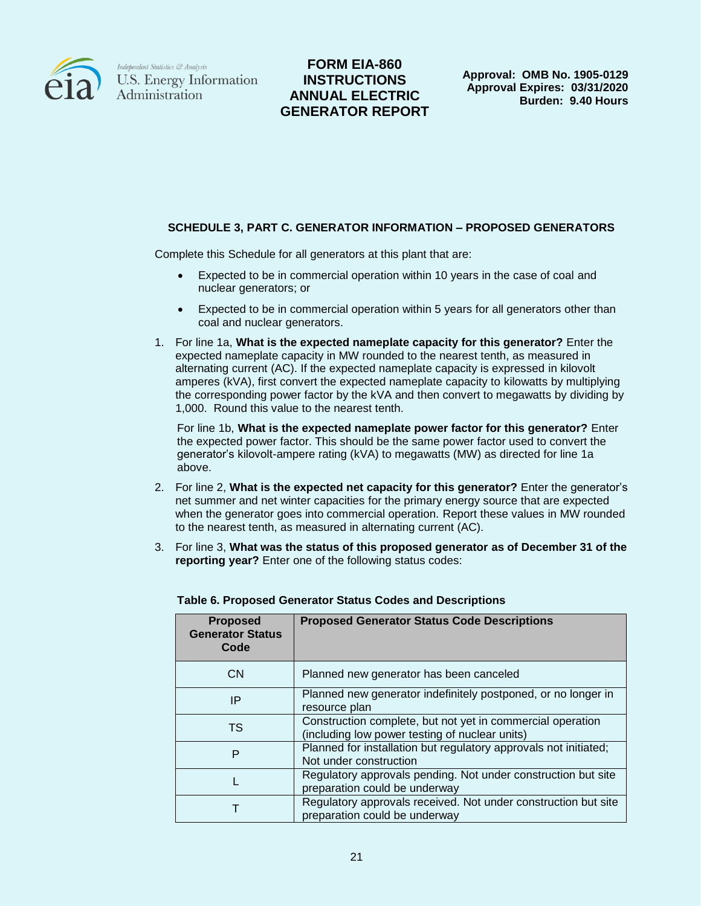### SCHEDULE 3, PART C. GENERATOR INFORMATION – PROPOSED GENERATORS

Complete this Schedule for all generators at this plant that are:

- Expected to be in commercial operation within 10 years in the case of coal and nuclear generators; or
- Expected to be in commercial operation within 5 years for all generators other than coal and nuclear generators.

1. For line 1a, **What is the expected nameplate capacity for this generator?** Enter the expected nameplate capacity in MW rounded to the nearest tenth, as measured in alternating current (AC). If the expected nameplate capacity is expressed in kilovolt amperes (kVA), first convert the expected nameplate capacity to kilowatts by multiplying the corresponding power factor by the kVA and then convert to megawatts by dividing by 1,000. Round this value to the nearest tenth.

   For line 1b, **What is the expected nameplate power factor for this generator?** Enter the expected power factor. This should be the same power factor used to convert the generator's kilovolt-ampere rating (kVA) to megawatts (MW) as directed for line 1a above.

2. For line 2, **What is the expected net capacity for this generator?** Enter the generator's net summer and net winter capacities for the primary energy source that are expected when the generator goes into commercial operation. Report these values in MW rounded to the nearest tenth, as measured in alternating current (AC).

3. For line 3, **What was the status of this proposed generator as of December 31 of the reporting year?** Enter one of the following status codes:

**Table 6. Proposed Generator Status Codes and Descriptions**

| Proposed Generator Status Code | Proposed Generator Status Code Descriptions |
|---|---|
| CN | Planned new generator has been canceled |
| IP | Planned new generator indefinitely postponed, or no longer in resource plan |
| TS | Construction complete, but not yet in commercial operation (including low power testing of nuclear units) |
| P | Planned for installation but regulatory approvals not initiated; Not under construction |
| L | Regulatory approvals pending. Not under construction but site preparation could be underway |
| T | Regulatory approvals received. Not under construction but site preparation could be underway |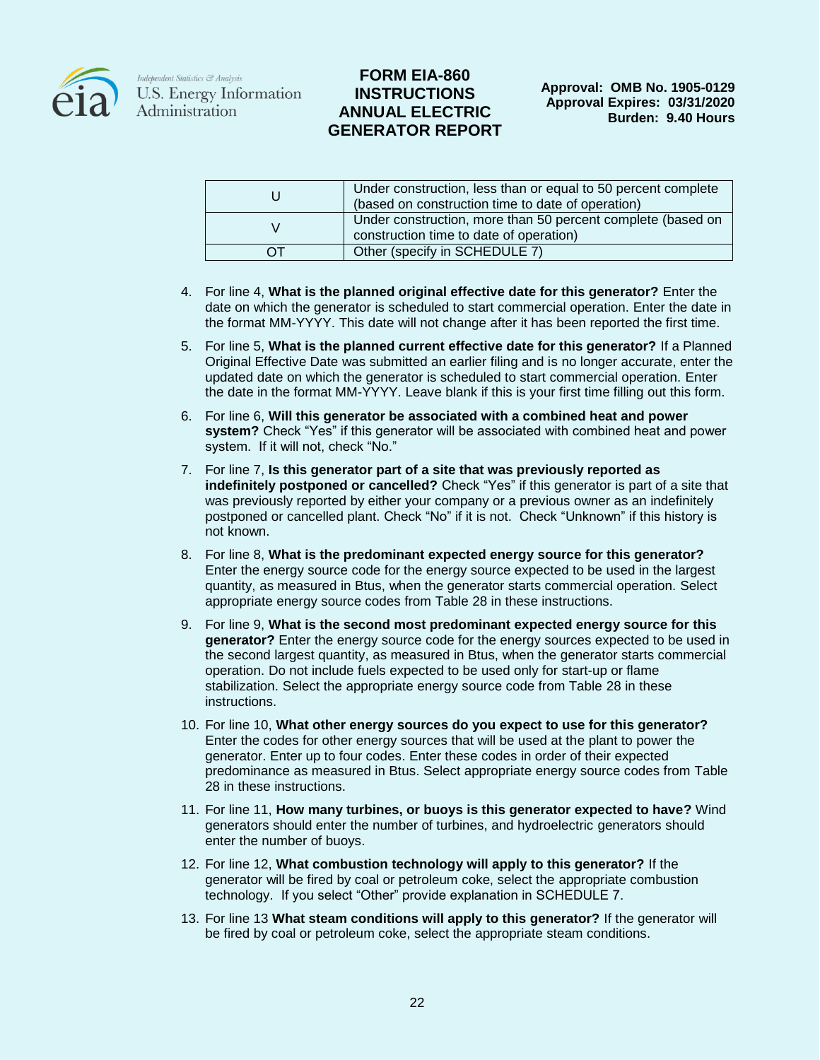| | |
|---|---|
| U | Under construction, less than or equal to 50 percent complete (based on construction time to date of operation) |
| V | Under construction, more than 50 percent complete (based on construction time to date of operation) |
| OT | Other (specify in SCHEDULE 7) |

4. For line 4, **What is the planned original effective date for this generator?** Enter the date on which the generator is scheduled to start commercial operation. Enter the date in the format MM-YYYY. This date will not change after it has been reported the first time.
5. For line 5, **What is the planned current effective date for this generator?** If a Planned Original Effective Date was submitted an earlier filing and is no longer accurate, enter the updated date on which the generator is scheduled to start commercial operation. Enter the date in the format MM-YYYY. Leave blank if this is your first time filling out this form.
6. For line 6, **Will this generator be associated with a combined heat and power system?** Check "Yes" if this generator will be associated with combined heat and power system. If it will not, check "No."
7. For line 7, **Is this generator part of a site that was previously reported as indefinitely postponed or cancelled?** Check "Yes" if this generator is part of a site that was previously reported by either your company or a previous owner as an indefinitely postponed or cancelled plant. Check "No" if it is not. Check "Unknown" if this history is not known.
8. For line 8, **What is the predominant expected energy source for this generator?** Enter the energy source code for the energy source expected to be used in the largest quantity, as measured in Btus, when the generator starts commercial operation. Select appropriate energy source codes from Table 28 in these instructions.
9. For line 9, **What is the second most predominant expected energy source for this generator?** Enter the energy source code for the energy sources expected to be used in the second largest quantity, as measured in Btus, when the generator starts commercial operation. Do not include fuels expected to be used only for start-up or flame stabilization. Select the appropriate energy source code from Table 28 in these instructions.
10. For line 10, **What other energy sources do you expect to use for this generator?** Enter the codes for other energy sources that will be used at the plant to power the generator. Enter up to four codes. Enter these codes in order of their expected predominance as measured in Btus. Select appropriate energy source codes from Table 28 in these instructions.
11. For line 11, **How many turbines, or buoys is this generator expected to have?** Wind generators should enter the number of turbines, and hydroelectric generators should enter the number of buoys.
12. For line 12, **What combustion technology will apply to this generator?** If the generator will be fired by coal or petroleum coke, select the appropriate combustion technology. If you select "Other" provide explanation in SCHEDULE 7.
13. For line 13 **What steam conditions will apply to this generator?** If the generator will be fired by coal or petroleum coke, select the appropriate steam conditions.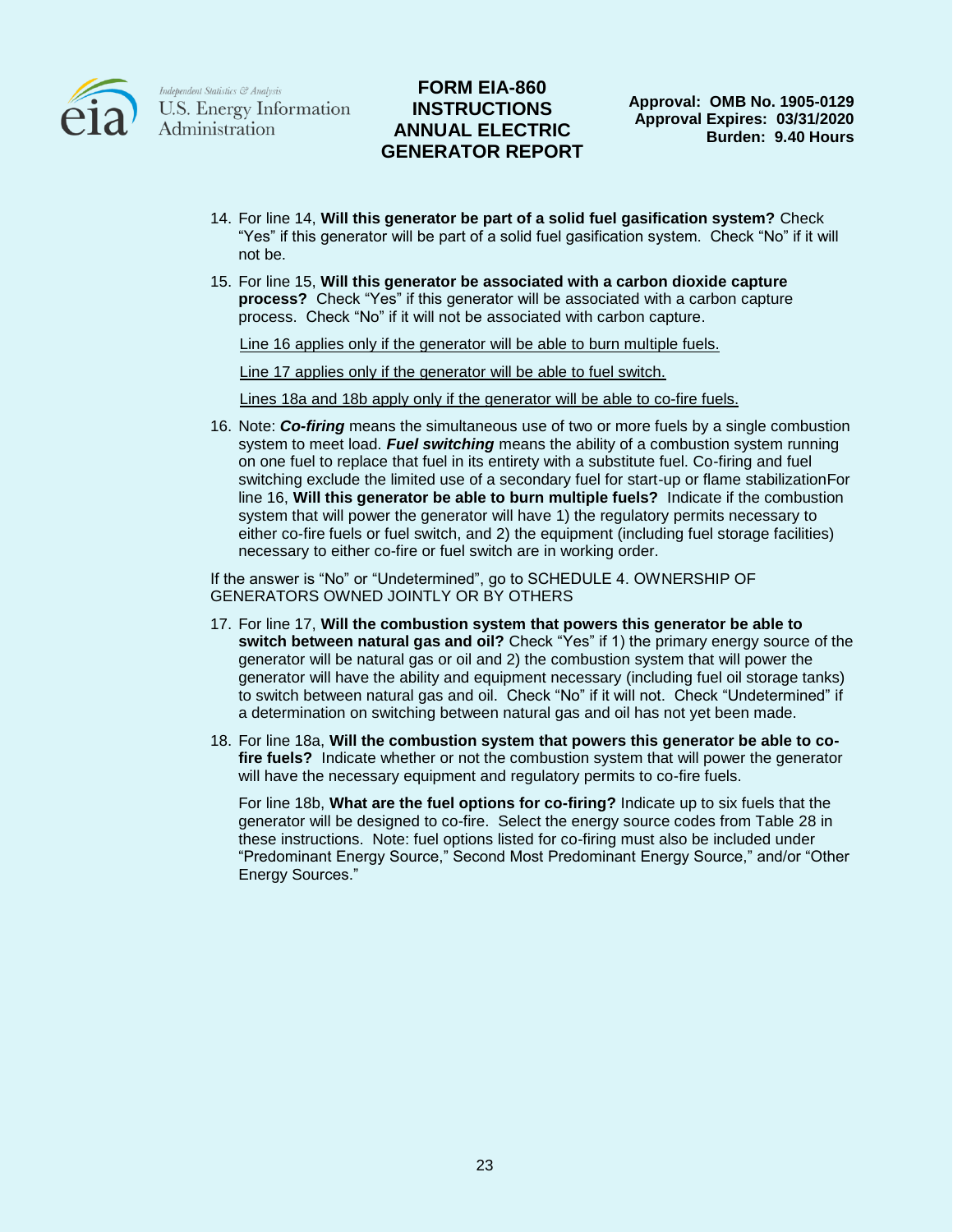14. For line 14, **Will this generator be part of a solid fuel gasification system?** Check "Yes" if this generator will be part of a solid fuel gasification system. Check "No" if it will not be.

15. For line 15, **Will this generator be associated with a carbon dioxide capture process?** Check "Yes" if this generator will be associated with a carbon capture process. Check "No" if it will not be associated with carbon capture.

    <u>Line 16 applies only if the generator will be able to burn multiple fuels.</u>

    <u>Line 17 applies only if the generator will be able to fuel switch.</u>

    <u>Lines 18a and 18b apply only if the generator will be able to co-fire fuels.</u>

16. Note: ***Co-firing*** means the simultaneous use of two or more fuels by a single combustion system to meet load. ***Fuel switching*** means the ability of a combustion system running on one fuel to replace that fuel in its entirety with a substitute fuel. Co-firing and fuel switching exclude the limited use of a secondary fuel for start-up or flame stabilizationFor line 16, **Will this generator be able to burn multiple fuels?** Indicate if the combustion system that will power the generator will have 1) the regulatory permits necessary to either co-fire fuels or fuel switch, and 2) the equipment (including fuel storage facilities) necessary to either co-fire or fuel switch are in working order.

If the answer is "No" or "Undetermined", go to SCHEDULE 4. OWNERSHIP OF GENERATORS OWNED JOINTLY OR BY OTHERS

17. For line 17, **Will the combustion system that powers this generator be able to switch between natural gas and oil?** Check "Yes" if 1) the primary energy source of the generator will be natural gas or oil and 2) the combustion system that will power the generator will have the ability and equipment necessary (including fuel oil storage tanks) to switch between natural gas and oil. Check "No" if it will not. Check "Undetermined" if a determination on switching between natural gas and oil has not yet been made.

18. For line 18a, **Will the combustion system that powers this generator be able to co-fire fuels?** Indicate whether or not the combustion system that will power the generator will have the necessary equipment and regulatory permits to co-fire fuels.

    For line 18b, **What are the fuel options for co-firing?** Indicate up to six fuels that the generator will be designed to co-fire. Select the energy source codes from Table 28 in these instructions. Note: fuel options listed for co-firing must also be included under "Predominant Energy Source," Second Most Predominant Energy Source," and/or "Other Energy Sources."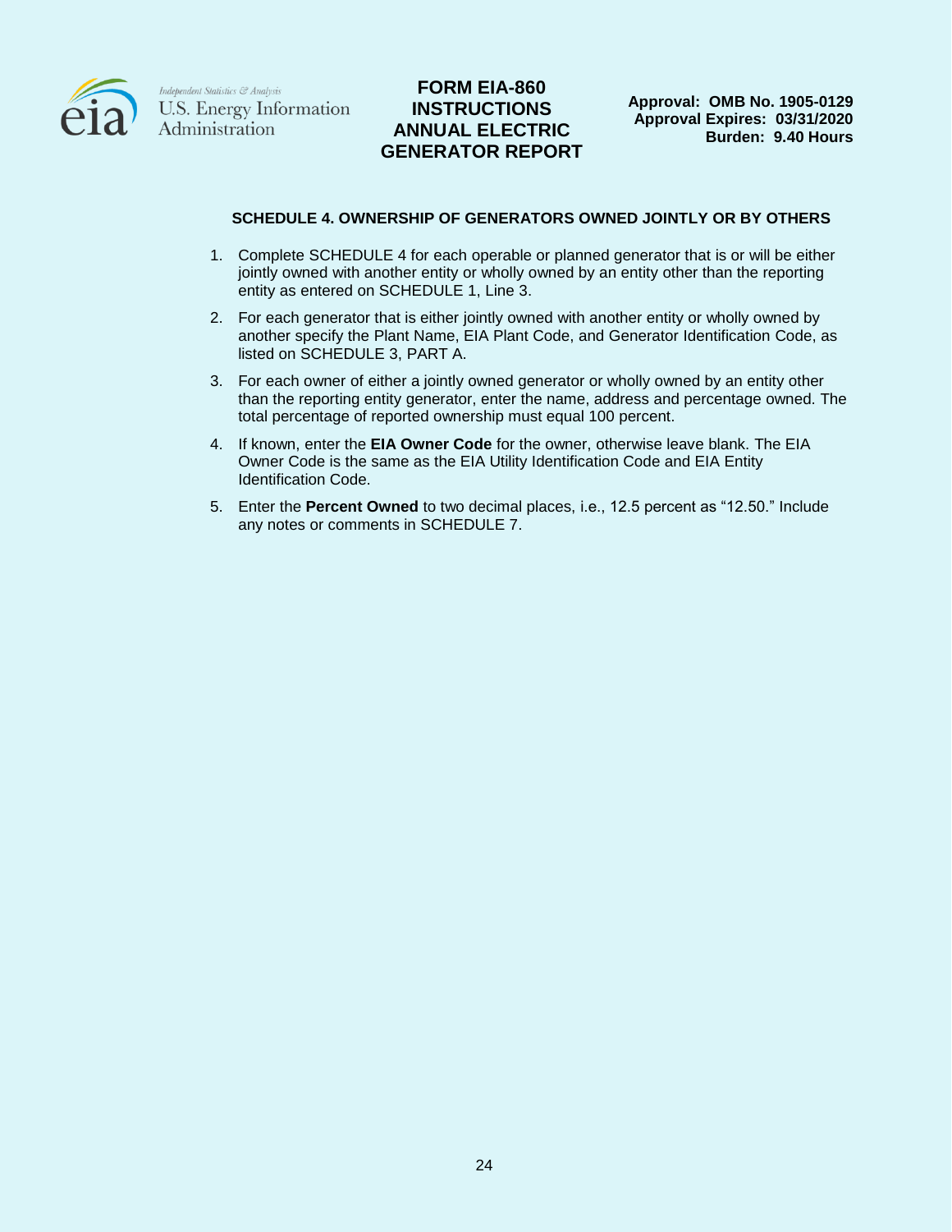## SCHEDULE 4. OWNERSHIP OF GENERATORS OWNED JOINTLY OR BY OTHERS

1. Complete SCHEDULE 4 for each operable or planned generator that is or will be either jointly owned with another entity or wholly owned by an entity other than the reporting entity as entered on SCHEDULE 1, Line 3.
2. For each generator that is either jointly owned with another entity or wholly owned by another specify the Plant Name, EIA Plant Code, and Generator Identification Code, as listed on SCHEDULE 3, PART A.
3. For each owner of either a jointly owned generator or wholly owned by an entity other than the reporting entity generator, enter the name, address and percentage owned. The total percentage of reported ownership must equal 100 percent.
4. If known, enter the **EIA Owner Code** for the owner, otherwise leave blank. The EIA Owner Code is the same as the EIA Utility Identification Code and EIA Entity Identification Code.
5. Enter the **Percent Owned** to two decimal places, i.e., 12.5 percent as "12.50." Include any notes or comments in SCHEDULE 7.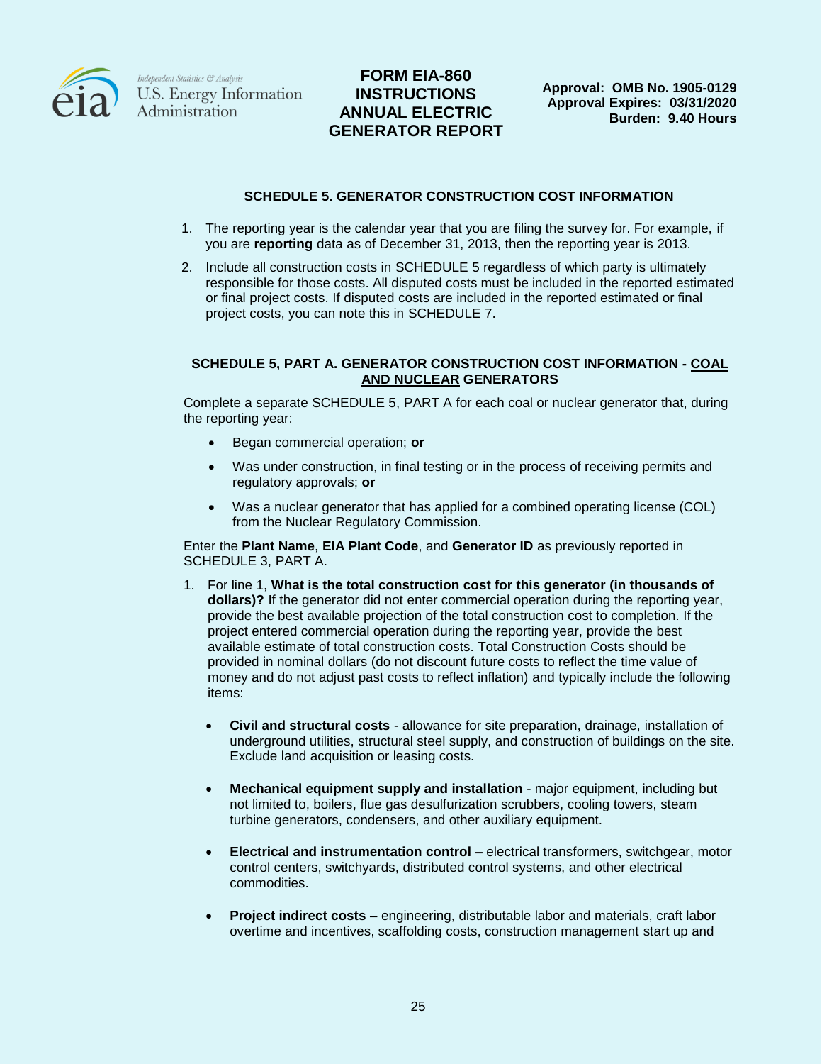## SCHEDULE 5. GENERATOR CONSTRUCTION COST INFORMATION

1. The reporting year is the calendar year that you are filing the survey for. For example, if you are **reporting** data as of December 31, 2013, then the reporting year is 2013.
2. Include all construction costs in SCHEDULE 5 regardless of which party is ultimately responsible for those costs. All disputed costs must be included in the reported estimated or final project costs. If disputed costs are included in the reported estimated or final project costs, you can note this in SCHEDULE 7.

### SCHEDULE 5, PART A. GENERATOR CONSTRUCTION COST INFORMATION - COAL AND NUCLEAR GENERATORS

Complete a separate SCHEDULE 5, PART A for each coal or nuclear generator that, during the reporting year:

- Began commercial operation; **or**
- Was under construction, in final testing or in the process of receiving permits and regulatory approvals; **or**
- Was a nuclear generator that has applied for a combined operating license (COL) from the Nuclear Regulatory Commission.

Enter the **Plant Name**, **EIA Plant Code**, and **Generator ID** as previously reported in SCHEDULE 3, PART A.

1. For line 1, **What is the total construction cost for this generator (in thousands of dollars)?** If the generator did not enter commercial operation during the reporting year, provide the best available projection of the total construction cost to completion. If the project entered commercial operation during the reporting year, provide the best available estimate of total construction costs. Total Construction Costs should be provided in nominal dollars (do not discount future costs to reflect the time value of money and do not adjust past costs to reflect inflation) and typically include the following items:

   - **Civil and structural costs** - allowance for site preparation, drainage, installation of underground utilities, structural steel supply, and construction of buildings on the site. Exclude land acquisition or leasing costs.
   - **Mechanical equipment supply and installation** - major equipment, including but not limited to, boilers, flue gas desulfurization scrubbers, cooling towers, steam turbine generators, condensers, and other auxiliary equipment.
   - **Electrical and instrumentation control –** electrical transformers, switchgear, motor control centers, switchyards, distributed control systems, and other electrical commodities.
   - **Project indirect costs –** engineering, distributable labor and materials, craft labor overtime and incentives, scaffolding costs, construction management start up and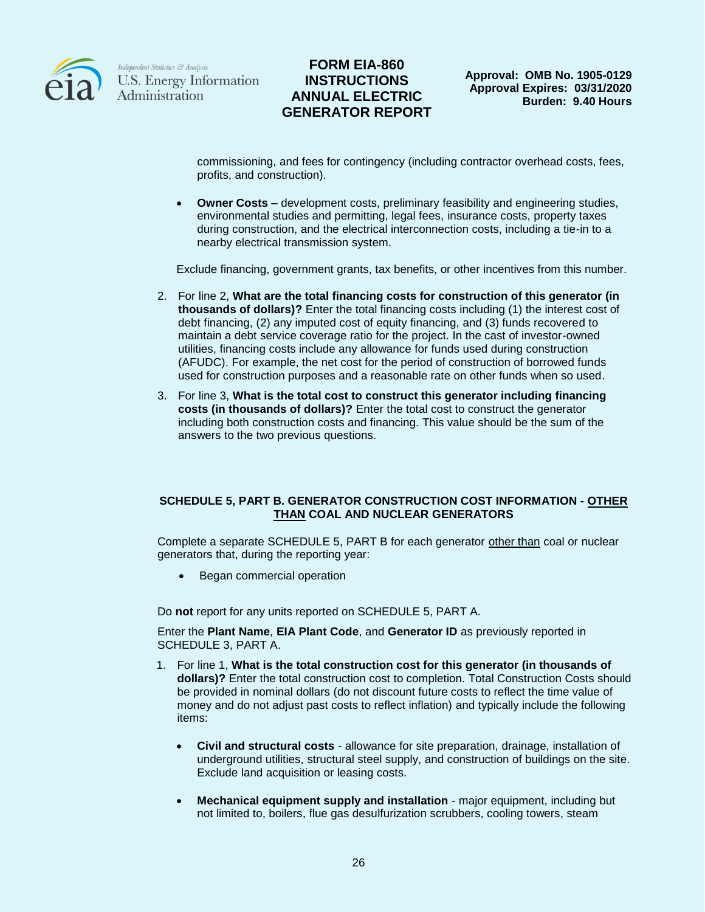commissioning, and fees for contingency (including contractor overhead costs, fees, profits, and construction).

- **Owner Costs –** development costs, preliminary feasibility and engineering studies, environmental studies and permitting, legal fees, insurance costs, property taxes during construction, and the electrical interconnection costs, including a tie-in to a nearby electrical transmission system.

Exclude financing, government grants, tax benefits, or other incentives from this number.

2. For line 2, **What are the total financing costs for construction of this generator (in thousands of dollars)?** Enter the total financing costs including (1) the interest cost of debt financing, (2) any imputed cost of equity financing, and (3) funds recovered to maintain a debt service coverage ratio for the project. In the cast of investor-owned utilities, financing costs include any allowance for funds used during construction (AFUDC). For example, the net cost for the period of construction of borrowed funds used for construction purposes and a reasonable rate on other funds when so used.
3. For line 3, **What is the total cost to construct this generator including financing costs (in thousands of dollars)?** Enter the total cost to construct the generator including both construction costs and financing. This value should be the sum of the answers to the two previous questions.

## SCHEDULE 5, PART B. GENERATOR CONSTRUCTION COST INFORMATION - OTHER THAN COAL AND NUCLEAR GENERATORS

Complete a separate SCHEDULE 5, PART B for each generator other than coal or nuclear generators that, during the reporting year:

- Began commercial operation

Do **not** report for any units reported on SCHEDULE 5, PART A.

Enter the **Plant Name**, **EIA Plant Code**, and **Generator ID** as previously reported in SCHEDULE 3, PART A.

1. For line 1, **What is the total construction cost for this generator (in thousands of dollars)?** Enter the total construction cost to completion. Total Construction Costs should be provided in nominal dollars (do not discount future costs to reflect the time value of money and do not adjust past costs to reflect inflation) and typically include the following items:

   - **Civil and structural costs** - allowance for site preparation, drainage, installation of underground utilities, structural steel supply, and construction of buildings on the site. Exclude land acquisition or leasing costs.

   - **Mechanical equipment supply and installation** - major equipment, including but not limited to, boilers, flue gas desulfurization scrubbers, cooling towers, steam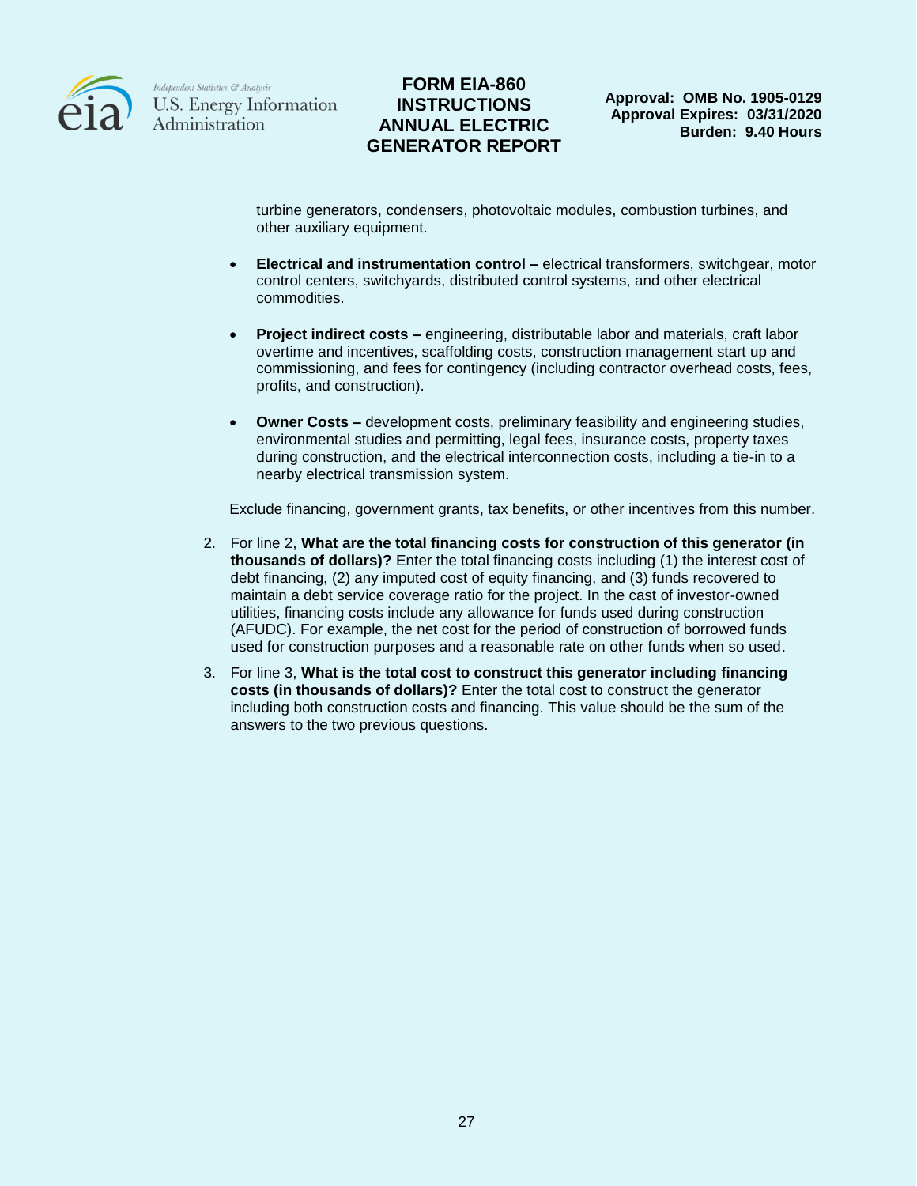turbine generators, condensers, photovoltaic modules, combustion turbines, and other auxiliary equipment.

- **Electrical and instrumentation control –** electrical transformers, switchgear, motor control centers, switchyards, distributed control systems, and other electrical commodities.

- **Project indirect costs –** engineering, distributable labor and materials, craft labor overtime and incentives, scaffolding costs, construction management start up and commissioning, and fees for contingency (including contractor overhead costs, fees, profits, and construction).

- **Owner Costs –** development costs, preliminary feasibility and engineering studies, environmental studies and permitting, legal fees, insurance costs, property taxes during construction, and the electrical interconnection costs, including a tie-in to a nearby electrical transmission system.

Exclude financing, government grants, tax benefits, or other incentives from this number.

2. For line 2, **What are the total financing costs for construction of this generator (in thousands of dollars)?** Enter the total financing costs including (1) the interest cost of debt financing, (2) any imputed cost of equity financing, and (3) funds recovered to maintain a debt service coverage ratio for the project. In the cast of investor-owned utilities, financing costs include any allowance for funds used during construction (AFUDC). For example, the net cost for the period of construction of borrowed funds used for construction purposes and a reasonable rate on other funds when so used.
3. For line 3, **What is the total cost to construct this generator including financing costs (in thousands of dollars)?** Enter the total cost to construct the generator including both construction costs and financing. This value should be the sum of the answers to the two previous questions.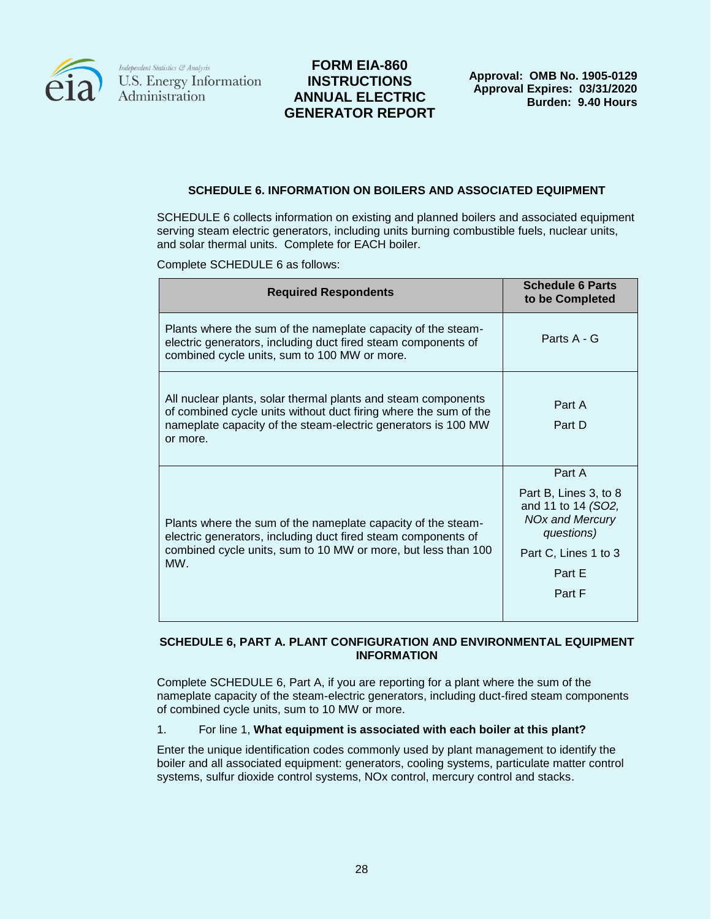### SCHEDULE 6. INFORMATION ON BOILERS AND ASSOCIATED EQUIPMENT

SCHEDULE 6 collects information on existing and planned boilers and associated equipment serving steam electric generators, including units burning combustible fuels, nuclear units, and solar thermal units. Complete for EACH boiler.

Complete SCHEDULE 6 as follows:

| Required Respondents | Schedule 6 Parts to be Completed |
|---|---|
| Plants where the sum of the nameplate capacity of the steam-electric generators, including duct fired steam components of combined cycle units, sum to 100 MW or more. | Parts A - G |
| All nuclear plants, solar thermal plants and steam components of combined cycle units without duct firing where the sum of the nameplate capacity of the steam-electric generators is 100 MW or more. | Part A<br>Part D |
| Plants where the sum of the nameplate capacity of the steam-electric generators, including duct fired steam components of combined cycle units, sum to 10 MW or more, but less than 100 MW. | Part A<br>Part B, Lines 3, to 8 and 11 to 14 *(SO2, NOx and Mercury questions)*<br>Part C, Lines 1 to 3<br>Part E<br>Part F |

### SCHEDULE 6, PART A. PLANT CONFIGURATION AND ENVIRONMENTAL EQUIPMENT INFORMATION

Complete SCHEDULE 6, Part A, if you are reporting for a plant where the sum of the nameplate capacity of the steam-electric generators, including duct-fired steam components of combined cycle units, sum to 10 MW or more.

1. For line 1, **What equipment is associated with each boiler at this plant?**

Enter the unique identification codes commonly used by plant management to identify the boiler and all associated equipment: generators, cooling systems, particulate matter control systems, sulfur dioxide control systems, NOx control, mercury control and stacks.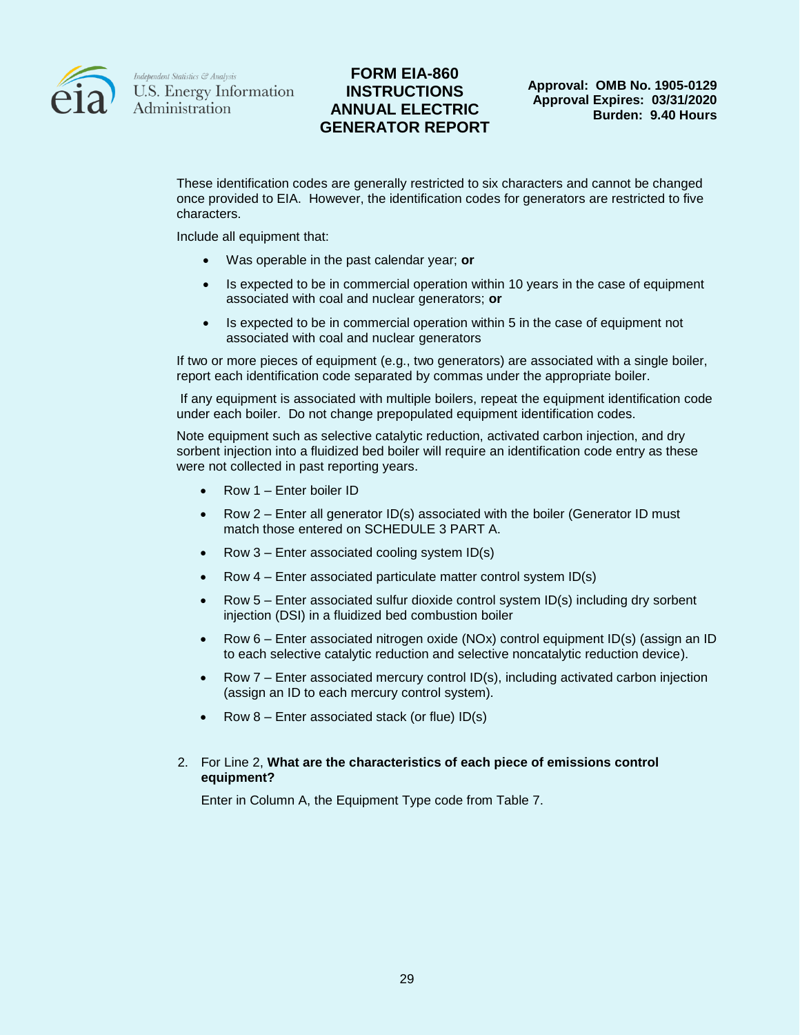These identification codes are generally restricted to six characters and cannot be changed once provided to EIA. However, the identification codes for generators are restricted to five characters.

Include all equipment that:

- Was operable in the past calendar year; **or**
- Is expected to be in commercial operation within 10 years in the case of equipment associated with coal and nuclear generators; **or**
- Is expected to be in commercial operation within 5 in the case of equipment not associated with coal and nuclear generators

If two or more pieces of equipment (e.g., two generators) are associated with a single boiler, report each identification code separated by commas under the appropriate boiler.

If any equipment is associated with multiple boilers, repeat the equipment identification code under each boiler. Do not change prepopulated equipment identification codes.

Note equipment such as selective catalytic reduction, activated carbon injection, and dry sorbent injection into a fluidized bed boiler will require an identification code entry as these were not collected in past reporting years.

- Row 1 – Enter boiler ID
- Row 2 – Enter all generator ID(s) associated with the boiler (Generator ID must match those entered on SCHEDULE 3 PART A.
- Row 3 – Enter associated cooling system ID(s)
- Row 4 – Enter associated particulate matter control system ID(s)
- Row 5 – Enter associated sulfur dioxide control system ID(s) including dry sorbent injection (DSI) in a fluidized bed combustion boiler
- Row 6 – Enter associated nitrogen oxide (NOx) control equipment ID(s) (assign an ID to each selective catalytic reduction and selective noncatalytic reduction device).
- Row 7 – Enter associated mercury control ID(s), including activated carbon injection (assign an ID to each mercury control system).
- Row 8 – Enter associated stack (or flue) ID(s)

2. For Line 2, **What are the characteristics of each piece of emissions control equipment?**

   Enter in Column A, the Equipment Type code from Table 7.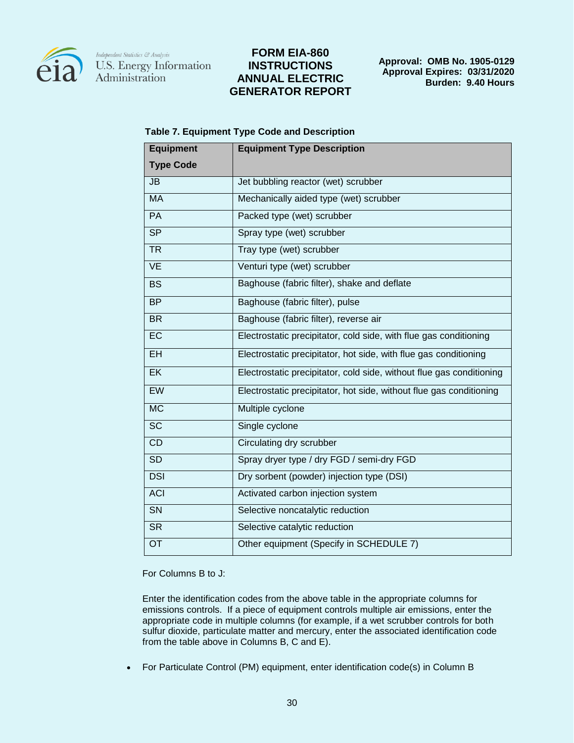**Table 7. Equipment Type Code and Description**

| Equipment Type Code | Equipment Type Description |
|---|---|
| JB | Jet bubbling reactor (wet) scrubber |
| MA | Mechanically aided type (wet) scrubber |
| PA | Packed type (wet) scrubber |
| SP | Spray type (wet) scrubber |
| TR | Tray type (wet) scrubber |
| VE | Venturi type (wet) scrubber |
| BS | Baghouse (fabric filter), shake and deflate |
| BP | Baghouse (fabric filter), pulse |
| BR | Baghouse (fabric filter), reverse air |
| EC | Electrostatic precipitator, cold side, with flue gas conditioning |
| EH | Electrostatic precipitator, hot side, with flue gas conditioning |
| EK | Electrostatic precipitator, cold side, without flue gas conditioning |
| EW | Electrostatic precipitator, hot side, without flue gas conditioning |
| MC | Multiple cyclone |
| SC | Single cyclone |
| CD | Circulating dry scrubber |
| SD | Spray dryer type / dry FGD / semi-dry FGD |
| DSI | Dry sorbent (powder) injection type (DSI) |
| ACI | Activated carbon injection system |
| SN | Selective noncatalytic reduction |
| SR | Selective catalytic reduction |
| OT | Other equipment (Specify in SCHEDULE 7) |

For Columns B to J:

Enter the identification codes from the above table in the appropriate columns for emissions controls. If a piece of equipment controls multiple air emissions, enter the appropriate code in multiple columns (for example, if a wet scrubber controls for both sulfur dioxide, particulate matter and mercury, enter the associated identification code from the table above in Columns B, C and E).

- For Particulate Control (PM) equipment, enter identification code(s) in Column B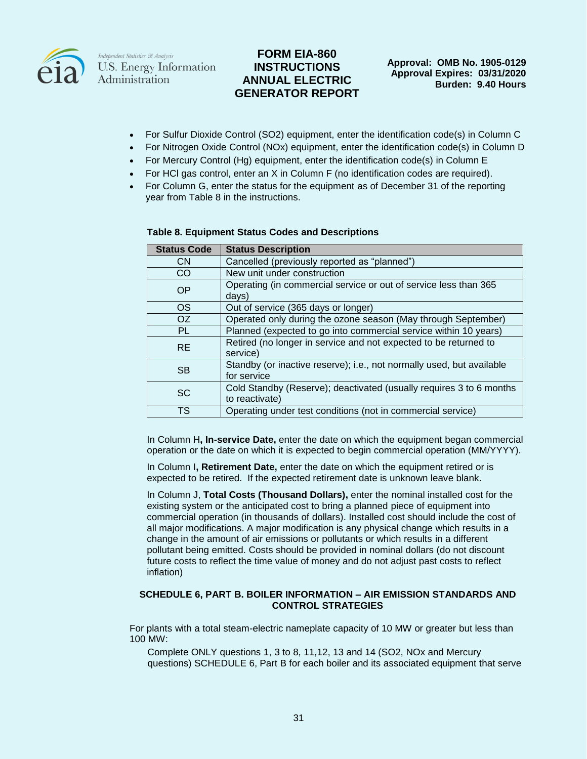- For Sulfur Dioxide Control (SO2) equipment, enter the identification code(s) in Column C
- For Nitrogen Oxide Control (NOx) equipment, enter the identification code(s) in Column D
- For Mercury Control (Hg) equipment, enter the identification code(s) in Column E
- For HCl gas control, enter an X in Column F (no identification codes are required).
- For Column G, enter the status for the equipment as of December 31 of the reporting year from Table 8 in the instructions.

**Table 8. Equipment Status Codes and Descriptions**

| Status Code | Status Description |
|---|---|
| CN | Cancelled (previously reported as "planned") |
| CO | New unit under construction |
| OP | Operating (in commercial service or out of service less than 365 days) |
| OS | Out of service (365 days or longer) |
| OZ | Operated only during the ozone season (May through September) |
| PL | Planned (expected to go into commercial service within 10 years) |
| RE | Retired (no longer in service and not expected to be returned to service) |
| SB | Standby (or inactive reserve); i.e., not normally used, but available for service |
| SC | Cold Standby (Reserve); deactivated (usually requires 3 to 6 months to reactivate) |
| TS | Operating under test conditions (not in commercial service) |

In Column H**, In-service Date,** enter the date on which the equipment began commercial operation or the date on which it is expected to begin commercial operation (MM/YYYY).

In Column I**, Retirement Date,** enter the date on which the equipment retired or is expected to be retired. If the expected retirement date is unknown leave blank.

In Column J, **Total Costs (Thousand Dollars),** enter the nominal installed cost for the existing system or the anticipated cost to bring a planned piece of equipment into commercial operation (in thousands of dollars). Installed cost should include the cost of all major modifications. A major modification is any physical change which results in a change in the amount of air emissions or pollutants or which results in a different pollutant being emitted. Costs should be provided in nominal dollars (do not discount future costs to reflect the time value of money and do not adjust past costs to reflect inflation)

### SCHEDULE 6, PART B. BOILER INFORMATION – AIR EMISSION STANDARDS AND CONTROL STRATEGIES

For plants with a total steam-electric nameplate capacity of 10 MW or greater but less than 100 MW:

Complete ONLY questions 1, 3 to 8, 11,12, 13 and 14 (SO2, NOx and Mercury questions) SCHEDULE 6, Part B for each boiler and its associated equipment that serve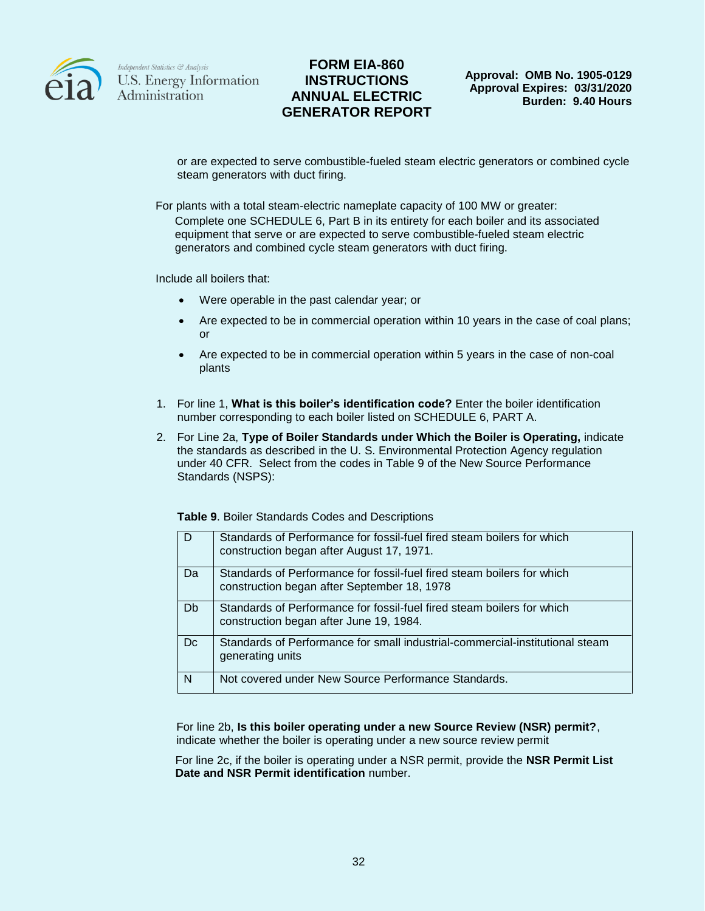or are expected to serve combustible-fueled steam electric generators or combined cycle steam generators with duct firing.

For plants with a total steam-electric nameplate capacity of 100 MW or greater:

Complete one SCHEDULE 6, Part B in its entirety for each boiler and its associated equipment that serve or are expected to serve combustible-fueled steam electric generators and combined cycle steam generators with duct firing.

Include all boilers that:

- Were operable in the past calendar year; or
- Are expected to be in commercial operation within 10 years in the case of coal plans; or
- Are expected to be in commercial operation within 5 years in the case of non-coal plants

1. For line 1, **What is this boiler's identification code?** Enter the boiler identification number corresponding to each boiler listed on SCHEDULE 6, PART A.
2. For Line 2a, **Type of Boiler Standards under Which the Boiler is Operating,** indicate the standards as described in the U. S. Environmental Protection Agency regulation under 40 CFR. Select from the codes in Table 9 of the New Source Performance Standards (NSPS):

**Table 9**. Boiler Standards Codes and Descriptions

| | |
|---|---|
| D | Standards of Performance for fossil-fuel fired steam boilers for which construction began after August 17, 1971. |
| Da | Standards of Performance for fossil-fuel fired steam boilers for which construction began after September 18, 1978 |
| Db | Standards of Performance for fossil-fuel fired steam boilers for which construction began after June 19, 1984. |
| Dc | Standards of Performance for small industrial-commercial-institutional steam generating units |
| N | Not covered under New Source Performance Standards. |

For line 2b, **Is this boiler operating under a new Source Review (NSR) permit?**, indicate whether the boiler is operating under a new source review permit

For line 2c, if the boiler is operating under a NSR permit, provide the **NSR Permit List Date and NSR Permit identification** number.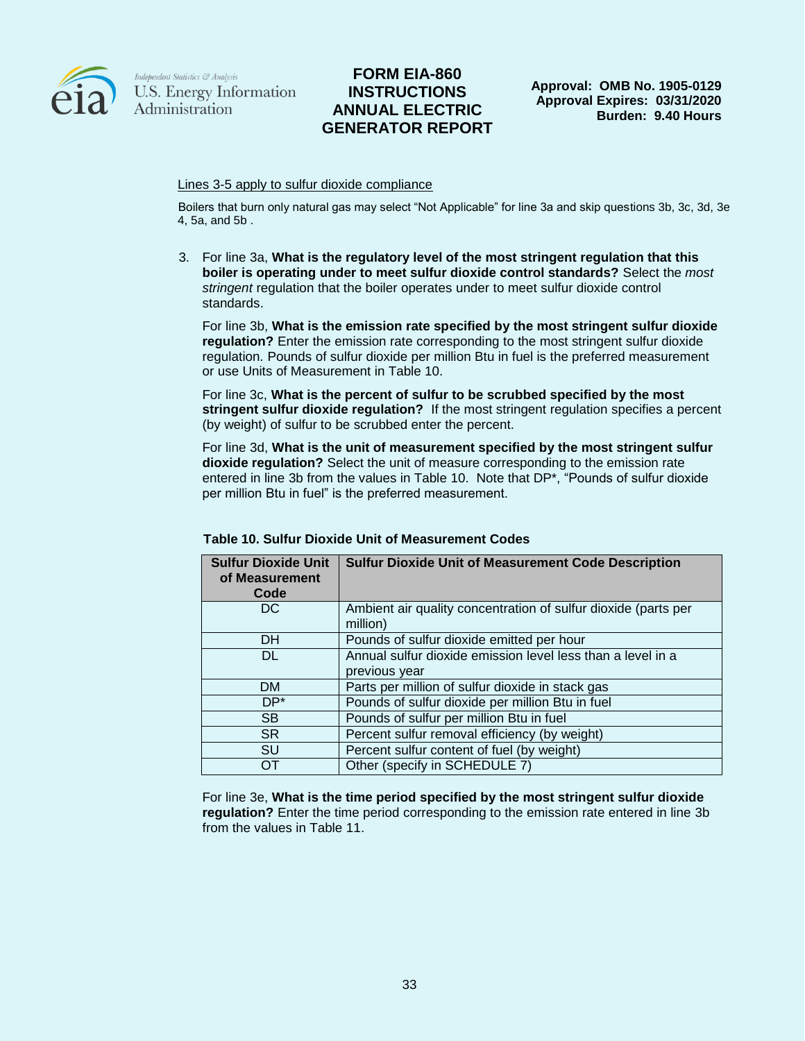Lines 3-5 apply to sulfur dioxide compliance

Boilers that burn only natural gas may select "Not Applicable" for line 3a and skip questions 3b, 3c, 3d, 3e 4, 5a, and 5b .

3. For line 3a, **What is the regulatory level of the most stringent regulation that this boiler is operating under to meet sulfur dioxide control standards?** Select the *most stringent* regulation that the boiler operates under to meet sulfur dioxide control standards.

   For line 3b, **What is the emission rate specified by the most stringent sulfur dioxide regulation?** Enter the emission rate corresponding to the most stringent sulfur dioxide regulation. Pounds of sulfur dioxide per million Btu in fuel is the preferred measurement or use Units of Measurement in Table 10.

   For line 3c, **What is the percent of sulfur to be scrubbed specified by the most stringent sulfur dioxide regulation?** If the most stringent regulation specifies a percent (by weight) of sulfur to be scrubbed enter the percent.

   For line 3d, **What is the unit of measurement specified by the most stringent sulfur dioxide regulation?** Select the unit of measure corresponding to the emission rate entered in line 3b from the values in Table 10. Note that DP*, "Pounds of sulfur dioxide per million Btu in fuel" is the preferred measurement.

**Table 10. Sulfur Dioxide Unit of Measurement Codes**

| Sulfur Dioxide Unit of Measurement Code | Sulfur Dioxide Unit of Measurement Code Description |
|---|---|
| DC | Ambient air quality concentration of sulfur dioxide (parts per million) |
| DH | Pounds of sulfur dioxide emitted per hour |
| DL | Annual sulfur dioxide emission level less than a level in a previous year |
| DM | Parts per million of sulfur dioxide in stack gas |
| DP* | Pounds of sulfur dioxide per million Btu in fuel |
| SB | Pounds of sulfur per million Btu in fuel |
| SR | Percent sulfur removal efficiency (by weight) |
| SU | Percent sulfur content of fuel (by weight) |
| OT | Other (specify in SCHEDULE 7) |

   For line 3e, **What is the time period specified by the most stringent sulfur dioxide regulation?** Enter the time period corresponding to the emission rate entered in line 3b from the values in Table 11.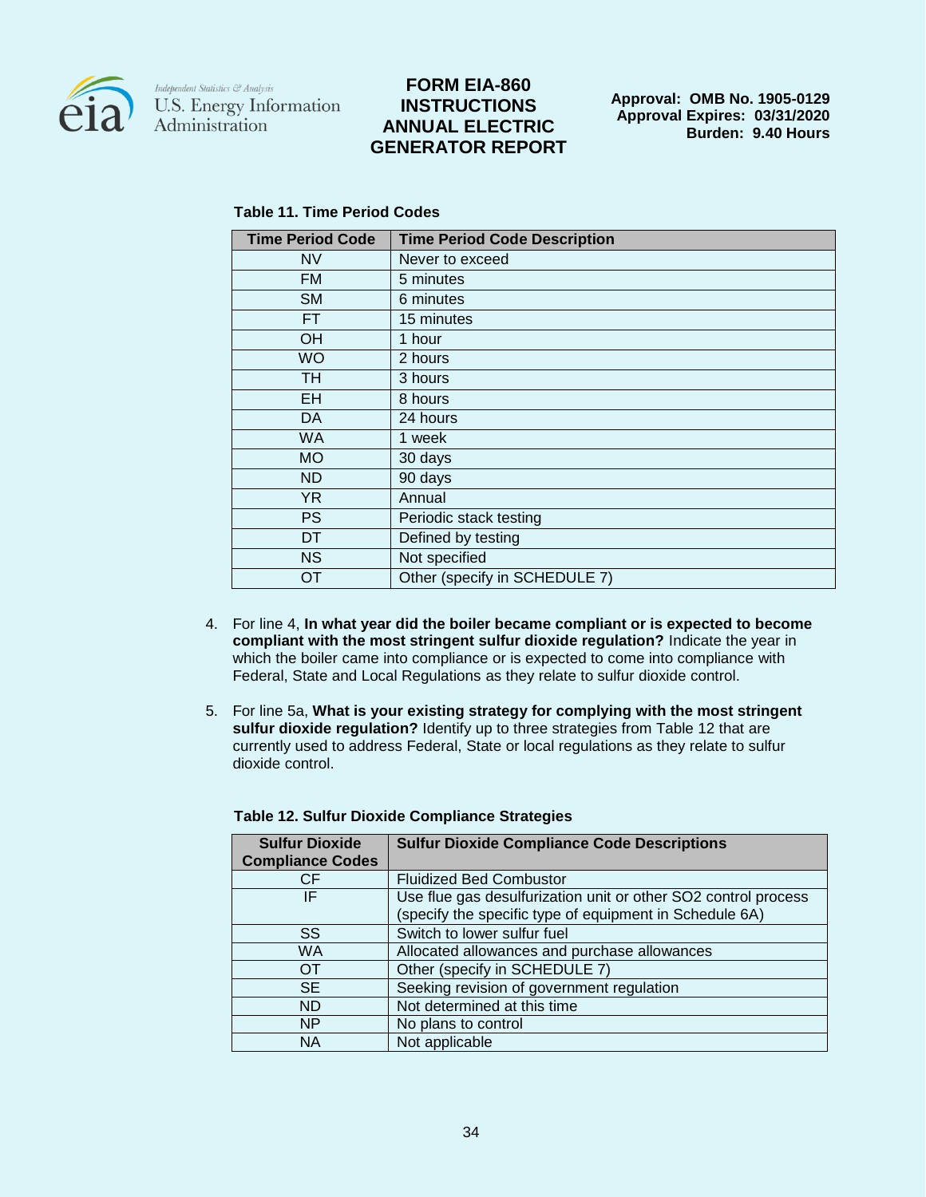**Table 11. Time Period Codes**

| Time Period Code | Time Period Code Description |
|---|---|
| NV | Never to exceed |
| FM | 5 minutes |
| SM | 6 minutes |
| FT | 15 minutes |
| OH | 1 hour |
| WO | 2 hours |
| TH | 3 hours |
| EH | 8 hours |
| DA | 24 hours |
| WA | 1 week |
| MO | 30 days |
| ND | 90 days |
| YR | Annual |
| PS | Periodic stack testing |
| DT | Defined by testing |
| NS | Not specified |
| OT | Other (specify in SCHEDULE 7) |

4. For line 4, **In what year did the boiler became compliant or is expected to become compliant with the most stringent sulfur dioxide regulation?** Indicate the year in which the boiler came into compliance or is expected to come into compliance with Federal, State and Local Regulations as they relate to sulfur dioxide control.

5. For line 5a, **What is your existing strategy for complying with the most stringent sulfur dioxide regulation?** Identify up to three strategies from Table 12 that are currently used to address Federal, State or local regulations as they relate to sulfur dioxide control.

**Table 12. Sulfur Dioxide Compliance Strategies**

| Sulfur Dioxide Compliance Codes | Sulfur Dioxide Compliance Code Descriptions |
|---|---|
| CF | Fluidized Bed Combustor |
| IF | Use flue gas desulfurization unit or other SO2 control process (specify the specific type of equipment in Schedule 6A) |
| SS | Switch to lower sulfur fuel |
| WA | Allocated allowances and purchase allowances |
| OT | Other (specify in SCHEDULE 7) |
| SE | Seeking revision of government regulation |
| ND | Not determined at this time |
| NP | No plans to control |
| NA | Not applicable |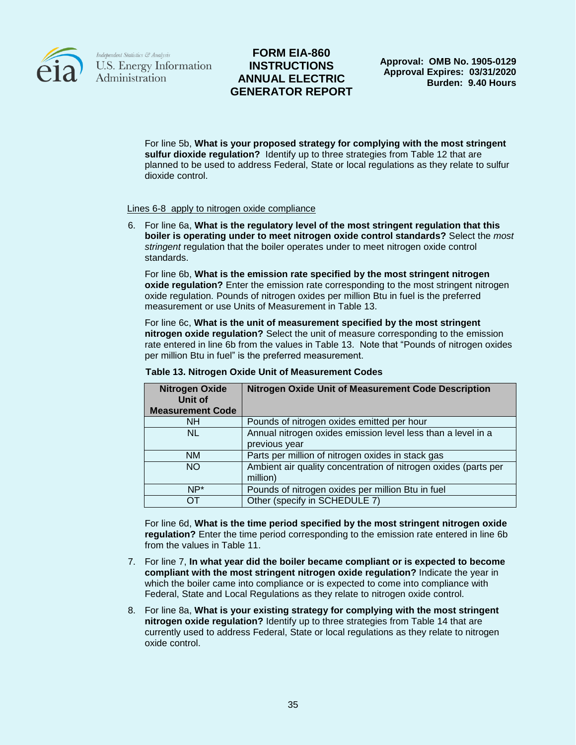For line 5b, **What is your proposed strategy for complying with the most stringent sulfur dioxide regulation?** Identify up to three strategies from Table 12 that are planned to be used to address Federal, State or local regulations as they relate to sulfur dioxide control.

<u>Lines 6-8 apply to nitrogen oxide compliance</u>

6. For line 6a, **What is the regulatory level of the most stringent regulation that this boiler is operating under to meet nitrogen oxide control standards?** Select the *most stringent* regulation that the boiler operates under to meet nitrogen oxide control standards.

   For line 6b, **What is the emission rate specified by the most stringent nitrogen oxide regulation?** Enter the emission rate corresponding to the most stringent nitrogen oxide regulation. Pounds of nitrogen oxides per million Btu in fuel is the preferred measurement or use Units of Measurement in Table 13.

   For line 6c, **What is the unit of measurement specified by the most stringent nitrogen oxide regulation?** Select the unit of measure corresponding to the emission rate entered in line 6b from the values in Table 13. Note that "Pounds of nitrogen oxides per million Btu in fuel" is the preferred measurement.

   **Table 13. Nitrogen Oxide Unit of Measurement Codes**

   | Nitrogen Oxide Unit of Measurement Code | Nitrogen Oxide Unit of Measurement Code Description |
   |---|---|
   | NH | Pounds of nitrogen oxides emitted per hour |
   | NL | Annual nitrogen oxides emission level less than a level in a previous year |
   | NM | Parts per million of nitrogen oxides in stack gas |
   | NO | Ambient air quality concentration of nitrogen oxides (parts per million) |
   | NP* | Pounds of nitrogen oxides per million Btu in fuel |
   | OT | Other (specify in SCHEDULE 7) |

   For line 6d, **What is the time period specified by the most stringent nitrogen oxide regulation?** Enter the time period corresponding to the emission rate entered in line 6b from the values in Table 11.

7. For line 7, **In what year did the boiler became compliant or is expected to become compliant with the most stringent nitrogen oxide regulation?** Indicate the year in which the boiler came into compliance or is expected to come into compliance with Federal, State and Local Regulations as they relate to nitrogen oxide control.

8. For line 8a, **What is your existing strategy for complying with the most stringent nitrogen oxide regulation?** Identify up to three strategies from Table 14 that are currently used to address Federal, State or local regulations as they relate to nitrogen oxide control.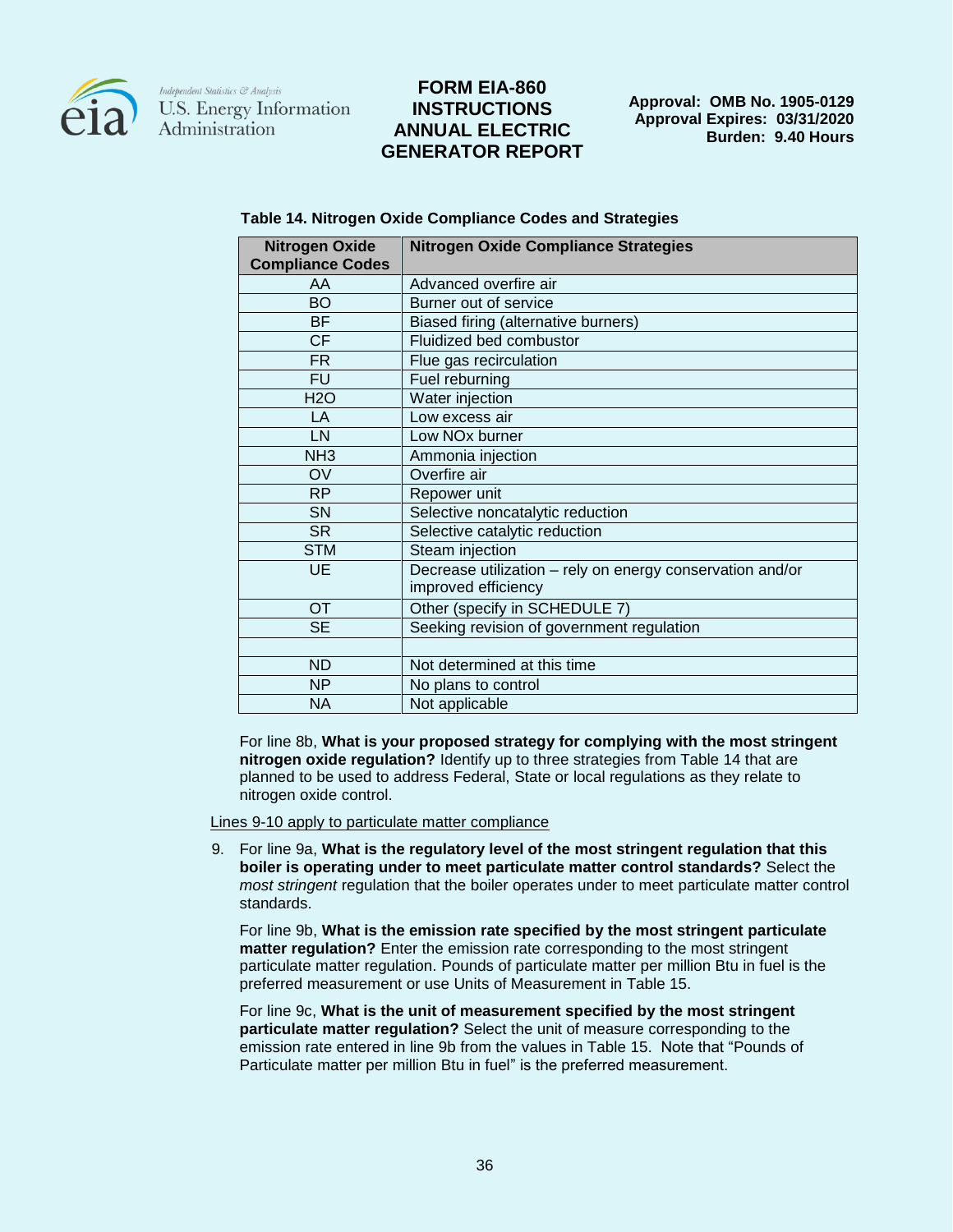**Table 14. Nitrogen Oxide Compliance Codes and Strategies**

| Nitrogen Oxide Compliance Codes | Nitrogen Oxide Compliance Strategies |
|---|---|
| AA | Advanced overfire air |
| BO | Burner out of service |
| BF | Biased firing (alternative burners) |
| CF | Fluidized bed combustor |
| FR | Flue gas recirculation |
| FU | Fuel reburning |
| H2O | Water injection |
| LA | Low excess air |
| LN | Low NOx burner |
| NH3 | Ammonia injection |
| OV | Overfire air |
| RP | Repower unit |
| SN | Selective noncatalytic reduction |
| SR | Selective catalytic reduction |
| STM | Steam injection |
| UE | Decrease utilization – rely on energy conservation and/or improved efficiency |
| OT | Other (specify in SCHEDULE 7) |
| SE | Seeking revision of government regulation |
| | |
| ND | Not determined at this time |
| NP | No plans to control |
| NA | Not applicable |

For line 8b, **What is your proposed strategy for complying with the most stringent nitrogen oxide regulation?** Identify up to three strategies from Table 14 that are planned to be used to address Federal, State or local regulations as they relate to nitrogen oxide control.

Lines 9-10 apply to particulate matter compliance

9. For line 9a, **What is the regulatory level of the most stringent regulation that this boiler is operating under to meet particulate matter control standards?** Select the *most stringent* regulation that the boiler operates under to meet particulate matter control standards.

   For line 9b, **What is the emission rate specified by the most stringent particulate matter regulation?** Enter the emission rate corresponding to the most stringent particulate matter regulation. Pounds of particulate matter per million Btu in fuel is the preferred measurement or use Units of Measurement in Table 15.

   For line 9c, **What is the unit of measurement specified by the most stringent particulate matter regulation?** Select the unit of measure corresponding to the emission rate entered in line 9b from the values in Table 15. Note that "Pounds of Particulate matter per million Btu in fuel" is the preferred measurement.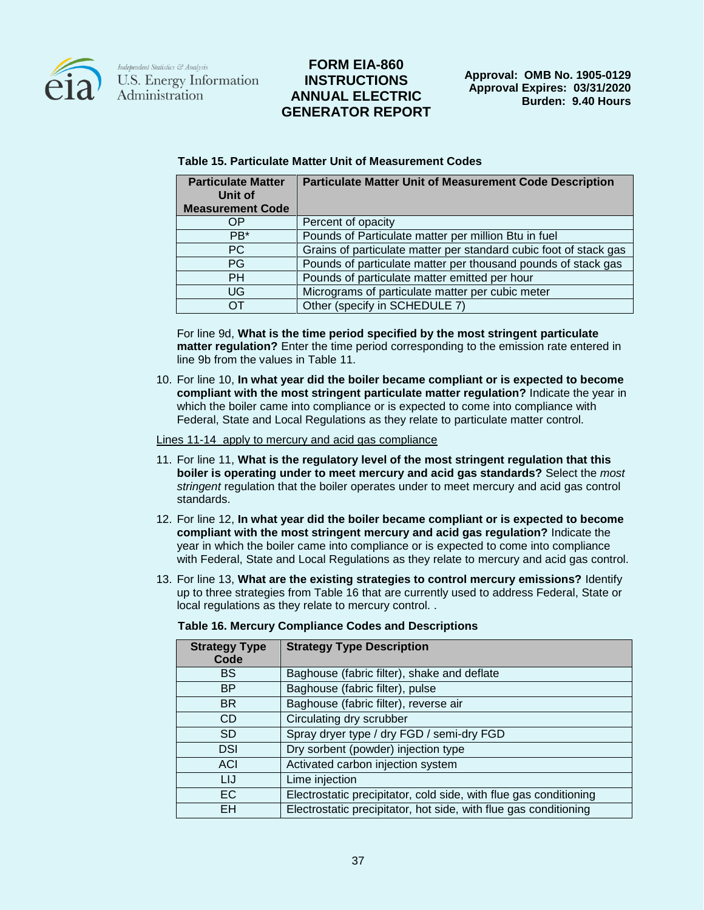**Table 15. Particulate Matter Unit of Measurement Codes**

| Particulate Matter Unit of Measurement Code | Particulate Matter Unit of Measurement Code Description |
|---|---|
| OP | Percent of opacity |
| PB* | Pounds of Particulate matter per million Btu in fuel |
| PC | Grains of particulate matter per standard cubic foot of stack gas |
| PG | Pounds of particulate matter per thousand pounds of stack gas |
| PH | Pounds of particulate matter emitted per hour |
| UG | Micrograms of particulate matter per cubic meter |
| OT | Other (specify in SCHEDULE 7) |

For line 9d, **What is the time period specified by the most stringent particulate matter regulation?** Enter the time period corresponding to the emission rate entered in line 9b from the values in Table 11.

10. For line 10, **In what year did the boiler became compliant or is expected to become compliant with the most stringent particulate matter regulation?** Indicate the year in which the boiler came into compliance or is expected to come into compliance with Federal, State and Local Regulations as they relate to particulate matter control.

Lines 11-14 apply to mercury and acid gas compliance

11. For line 11, **What is the regulatory level of the most stringent regulation that this boiler is operating under to meet mercury and acid gas standards?** Select the *most stringent* regulation that the boiler operates under to meet mercury and acid gas control standards.
12. For line 12, **In what year did the boiler became compliant or is expected to become compliant with the most stringent mercury and acid gas regulation?** Indicate the year in which the boiler came into compliance or is expected to come into compliance with Federal, State and Local Regulations as they relate to mercury and acid gas control.
13. For line 13, **What are the existing strategies to control mercury emissions?** Identify up to three strategies from Table 16 that are currently used to address Federal, State or local regulations as they relate to mercury control. .

**Table 16. Mercury Compliance Codes and Descriptions**

| Strategy Type Code | Strategy Type Description |
|---|---|
| BS | Baghouse (fabric filter), shake and deflate |
| BP | Baghouse (fabric filter), pulse |
| BR | Baghouse (fabric filter), reverse air |
| CD | Circulating dry scrubber |
| SD | Spray dryer type / dry FGD / semi-dry FGD |
| DSI | Dry sorbent (powder) injection type |
| ACI | Activated carbon injection system |
| LIJ | Lime injection |
| EC | Electrostatic precipitator, cold side, with flue gas conditioning |
| EH | Electrostatic precipitator, hot side, with flue gas conditioning |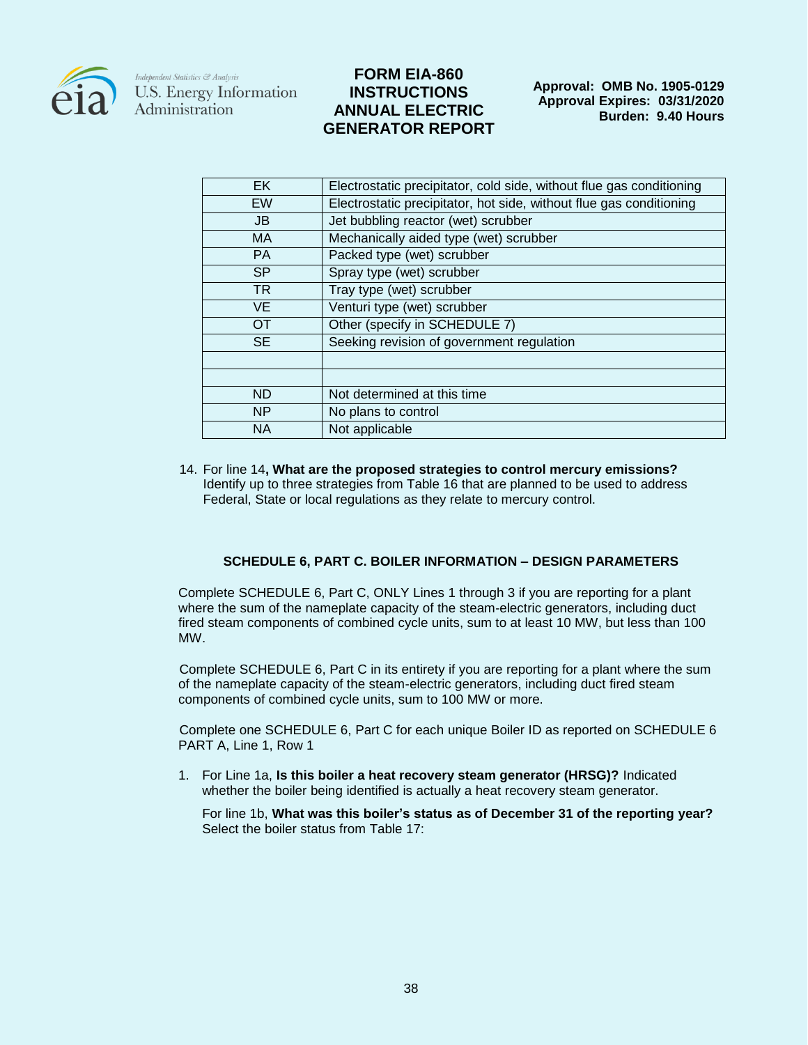| | |
|---|---|
| EK | Electrostatic precipitator, cold side, without flue gas conditioning |
| EW | Electrostatic precipitator, hot side, without flue gas conditioning |
| JB | Jet bubbling reactor (wet) scrubber |
| MA | Mechanically aided type (wet) scrubber |
| PA | Packed type (wet) scrubber |
| SP | Spray type (wet) scrubber |
| TR | Tray type (wet) scrubber |
| VE | Venturi type (wet) scrubber |
| OT | Other (specify in SCHEDULE 7) |
| SE | Seeking revision of government regulation |
| | |
| | |
| ND | Not determined at this time |
| NP | No plans to control |
| NA | Not applicable |

14. For line 14**, What are the proposed strategies to control mercury emissions?** Identify up to three strategies from Table 16 that are planned to be used to address Federal, State or local regulations as they relate to mercury control.

### SCHEDULE 6, PART C. BOILER INFORMATION – DESIGN PARAMETERS

Complete SCHEDULE 6, Part C, ONLY Lines 1 through 3 if you are reporting for a plant where the sum of the nameplate capacity of the steam-electric generators, including duct fired steam components of combined cycle units, sum to at least 10 MW, but less than 100 MW.

Complete SCHEDULE 6, Part C in its entirety if you are reporting for a plant where the sum of the nameplate capacity of the steam-electric generators, including duct fired steam components of combined cycle units, sum to 100 MW or more.

Complete one SCHEDULE 6, Part C for each unique Boiler ID as reported on SCHEDULE 6 PART A, Line 1, Row 1

1. For Line 1a, **Is this boiler a heat recovery steam generator (HRSG)?** Indicated whether the boiler being identified is actually a heat recovery steam generator.

   For line 1b, **What was this boiler's status as of December 31 of the reporting year?** Select the boiler status from Table 17: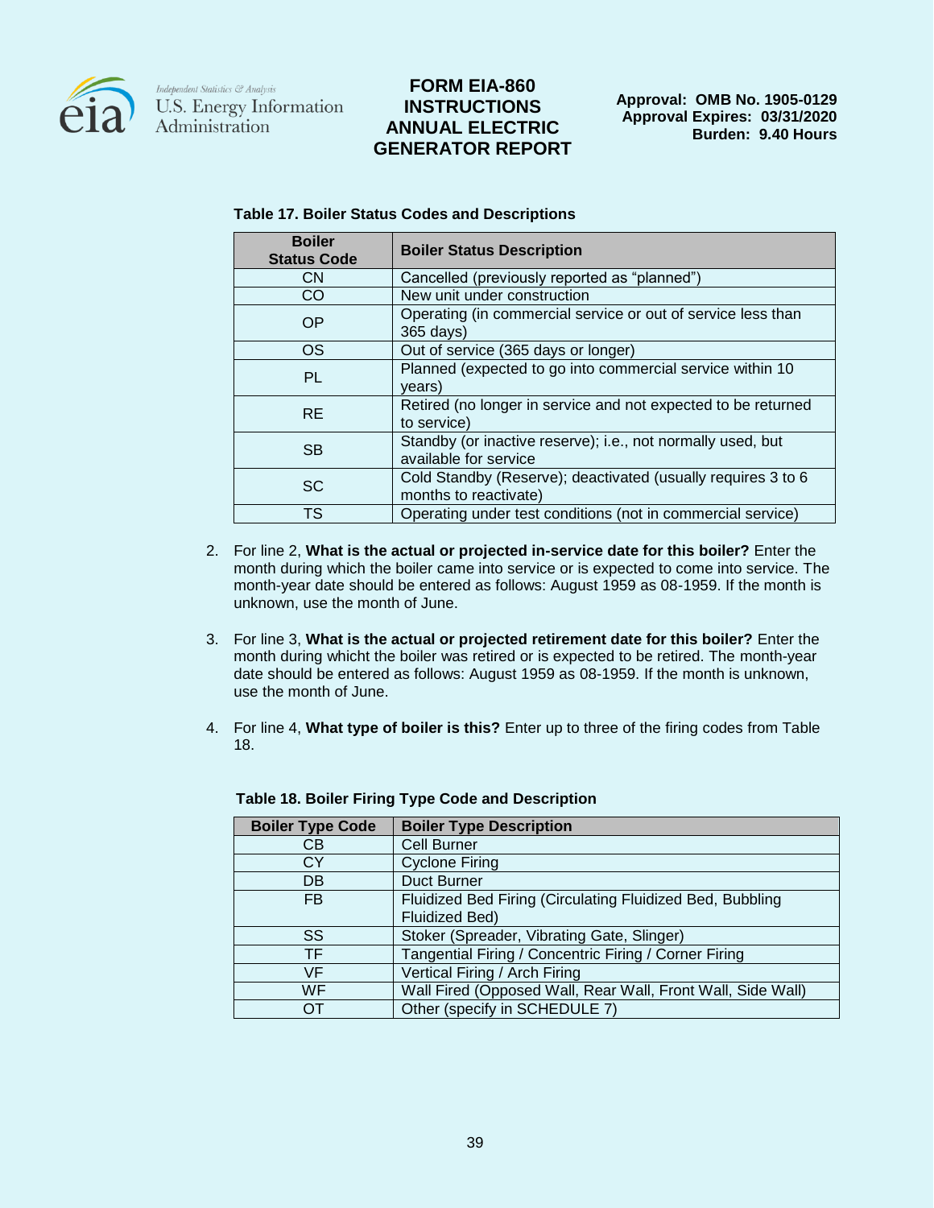**Table 17. Boiler Status Codes and Descriptions**

| Boiler Status Code | Boiler Status Description |
|---|---|
| CN | Cancelled (previously reported as "planned") |
| CO | New unit under construction |
| OP | Operating (in commercial service or out of service less than 365 days) |
| OS | Out of service (365 days or longer) |
| PL | Planned (expected to go into commercial service within 10 years) |
| RE | Retired (no longer in service and not expected to be returned to service) |
| SB | Standby (or inactive reserve); i.e., not normally used, but available for service |
| SC | Cold Standby (Reserve); deactivated (usually requires 3 to 6 months to reactivate) |
| TS | Operating under test conditions (not in commercial service) |

2. For line 2, **What is the actual or projected in-service date for this boiler?** Enter the month during which the boiler came into service or is expected to come into service. The month-year date should be entered as follows: August 1959 as 08-1959. If the month is unknown, use the month of June.

3. For line 3, **What is the actual or projected retirement date for this boiler?** Enter the month during whicht the boiler was retired or is expected to be retired. The month-year date should be entered as follows: August 1959 as 08-1959. If the month is unknown, use the month of June.

4. For line 4, **What type of boiler is this?** Enter up to three of the firing codes from Table 18.

**Table 18. Boiler Firing Type Code and Description**

| Boiler Type Code | Boiler Type Description |
|---|---|
| CB | Cell Burner |
| CY | Cyclone Firing |
| DB | Duct Burner |
| FB | Fluidized Bed Firing (Circulating Fluidized Bed, Bubbling Fluidized Bed) |
| SS | Stoker (Spreader, Vibrating Gate, Slinger) |
| TF | Tangential Firing / Concentric Firing / Corner Firing |
| VF | Vertical Firing / Arch Firing |
| WF | Wall Fired (Opposed Wall, Rear Wall, Front Wall, Side Wall) |
| OT | Other (specify in SCHEDULE 7) |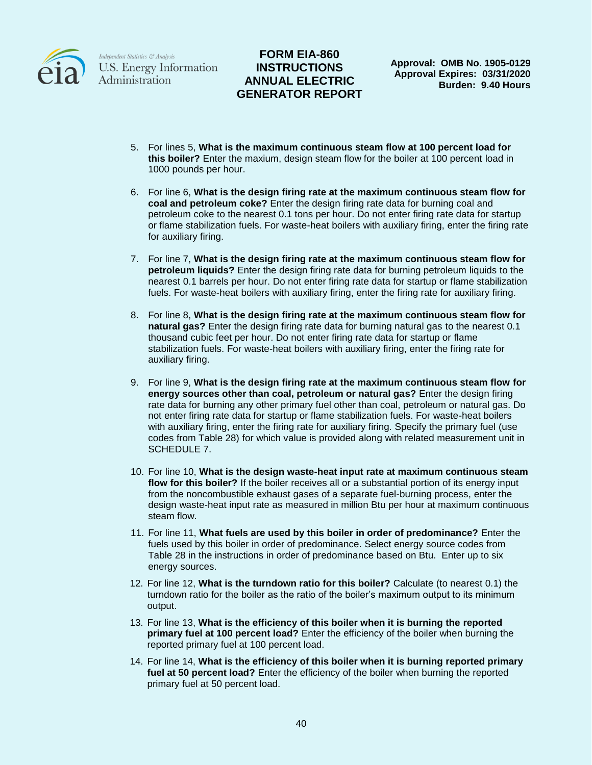5. For lines 5, **What is the maximum continuous steam flow at 100 percent load for this boiler?** Enter the maxium, design steam flow for the boiler at 100 percent load in 1000 pounds per hour.

6. For line 6, **What is the design firing rate at the maximum continuous steam flow for coal and petroleum coke?** Enter the design firing rate data for burning coal and petroleum coke to the nearest 0.1 tons per hour. Do not enter firing rate data for startup or flame stabilization fuels. For waste-heat boilers with auxiliary firing, enter the firing rate for auxiliary firing.

7. For line 7, **What is the design firing rate at the maximum continuous steam flow for petroleum liquids?** Enter the design firing rate data for burning petroleum liquids to the nearest 0.1 barrels per hour. Do not enter firing rate data for startup or flame stabilization fuels. For waste-heat boilers with auxiliary firing, enter the firing rate for auxiliary firing.

8. For line 8, **What is the design firing rate at the maximum continuous steam flow for natural gas?** Enter the design firing rate data for burning natural gas to the nearest 0.1 thousand cubic feet per hour. Do not enter firing rate data for startup or flame stabilization fuels. For waste-heat boilers with auxiliary firing, enter the firing rate for auxiliary firing.

9. For line 9, **What is the design firing rate at the maximum continuous steam flow for energy sources other than coal, petroleum or natural gas?** Enter the design firing rate data for burning any other primary fuel other than coal, petroleum or natural gas. Do not enter firing rate data for startup or flame stabilization fuels. For waste-heat boilers with auxiliary firing, enter the firing rate for auxiliary firing. Specify the primary fuel (use codes from Table 28) for which value is provided along with related measurement unit in SCHEDULE 7.

10. For line 10, **What is the design waste-heat input rate at maximum continuous steam flow for this boiler?** If the boiler receives all or a substantial portion of its energy input from the noncombustible exhaust gases of a separate fuel-burning process, enter the design waste-heat input rate as measured in million Btu per hour at maximum continuous steam flow.

11. For line 11, **What fuels are used by this boiler in order of predominance?** Enter the fuels used by this boiler in order of predominance. Select energy source codes from Table 28 in the instructions in order of predominance based on Btu. Enter up to six energy sources.

12. For line 12, **What is the turndown ratio for this boiler?** Calculate (to nearest 0.1) the turndown ratio for the boiler as the ratio of the boiler's maximum output to its minimum output.

13. For line 13, **What is the efficiency of this boiler when it is burning the reported primary fuel at 100 percent load?** Enter the efficiency of the boiler when burning the reported primary fuel at 100 percent load.

14. For line 14, **What is the efficiency of this boiler when it is burning reported primary fuel at 50 percent load?** Enter the efficiency of the boiler when burning the reported primary fuel at 50 percent load.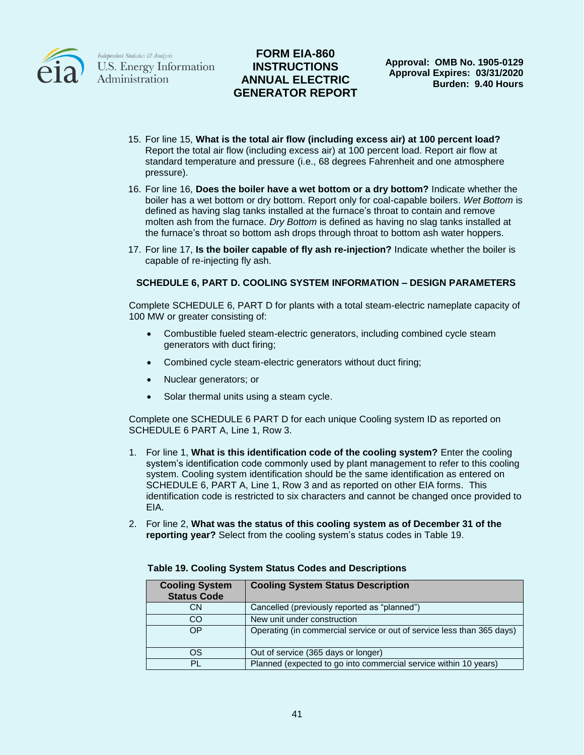15. For line 15, **What is the total air flow (including excess air) at 100 percent load?** Report the total air flow (including excess air) at 100 percent load. Report air flow at standard temperature and pressure (i.e., 68 degrees Fahrenheit and one atmosphere pressure).

16. For line 16, **Does the boiler have a wet bottom or a dry bottom?** Indicate whether the boiler has a wet bottom or dry bottom. Report only for coal-capable boilers. *Wet Bottom* is defined as having slag tanks installed at the furnace's throat to contain and remove molten ash from the furnace. *Dry Bottom* is defined as having no slag tanks installed at the furnace's throat so bottom ash drops through throat to bottom ash water hoppers.

17. For line 17, **Is the boiler capable of fly ash re-injection?** Indicate whether the boiler is capable of re-injecting fly ash.

## SCHEDULE 6, PART D. COOLING SYSTEM INFORMATION – DESIGN PARAMETERS

Complete SCHEDULE 6, PART D for plants with a total steam-electric nameplate capacity of 100 MW or greater consisting of:

- Combustible fueled steam-electric generators, including combined cycle steam generators with duct firing;
- Combined cycle steam-electric generators without duct firing;
- Nuclear generators; or
- Solar thermal units using a steam cycle.

Complete one SCHEDULE 6 PART D for each unique Cooling system ID as reported on SCHEDULE 6 PART A, Line 1, Row 3.

1. For line 1, **What is this identification code of the cooling system?** Enter the cooling system's identification code commonly used by plant management to refer to this cooling system. Cooling system identification should be the same identification as entered on SCHEDULE 6, PART A, Line 1, Row 3 and as reported on other EIA forms. This identification code is restricted to six characters and cannot be changed once provided to EIA.

2. For line 2, **What was the status of this cooling system as of December 31 of the reporting year?** Select from the cooling system's status codes in Table 19.

**Table 19. Cooling System Status Codes and Descriptions**

| Cooling System Status Code | Cooling System Status Description |
|---|---|
| CN | Cancelled (previously reported as "planned") |
| CO | New unit under construction |
| OP | Operating (in commercial service or out of service less than 365 days) |
| OS | Out of service (365 days or longer) |
| PL | Planned (expected to go into commercial service within 10 years) |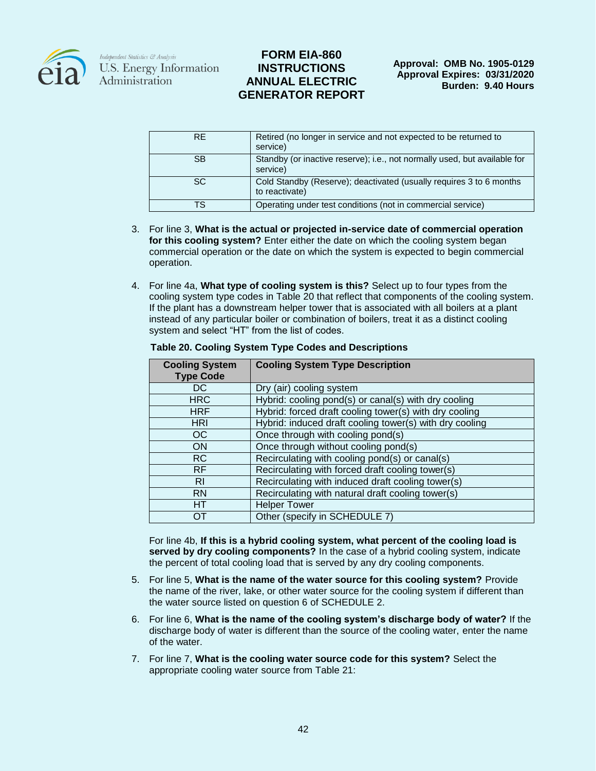| RE | Retired (no longer in service and not expected to be returned to service) |
|---|---|
| SB | Standby (or inactive reserve); i.e., not normally used, but available for service) |
| SC | Cold Standby (Reserve); deactivated (usually requires 3 to 6 months to reactivate) |
| TS | Operating under test conditions (not in commercial service) |

3. For line 3, **What is the actual or projected in-service date of commercial operation for this cooling system?** Enter either the date on which the cooling system began commercial operation or the date on which the system is expected to begin commercial operation.

4. For line 4a, **What type of cooling system is this?** Select up to four types from the cooling system type codes in Table 20 that reflect that components of the cooling system. If the plant has a downstream helper tower that is associated with all boilers at a plant instead of any particular boiler or combination of boilers, treat it as a distinct cooling system and select "HT" from the list of codes.

**Table 20. Cooling System Type Codes and Descriptions**

| Cooling System Type Code | Cooling System Type Description |
|---|---|
| DC | Dry (air) cooling system |
| HRC | Hybrid: cooling pond(s) or canal(s) with dry cooling |
| HRF | Hybrid: forced draft cooling tower(s) with dry cooling |
| HRI | Hybrid: induced draft cooling tower(s) with dry cooling |
| OC | Once through with cooling pond(s) |
| ON | Once through without cooling pond(s) |
| RC | Recirculating with cooling pond(s) or canal(s) |
| RF | Recirculating with forced draft cooling tower(s) |
| RI | Recirculating with induced draft cooling tower(s) |
| RN | Recirculating with natural draft cooling tower(s) |
| HT | Helper Tower |
| OT | Other (specify in SCHEDULE 7) |

For line 4b, **If this is a hybrid cooling system, what percent of the cooling load is served by dry cooling components?** In the case of a hybrid cooling system, indicate the percent of total cooling load that is served by any dry cooling components.

5. For line 5, **What is the name of the water source for this cooling system?** Provide the name of the river, lake, or other water source for the cooling system if different than the water source listed on question 6 of SCHEDULE 2.

6. For line 6, **What is the name of the cooling system's discharge body of water?** If the discharge body of water is different than the source of the cooling water, enter the name of the water.

7. For line 7, **What is the cooling water source code for this system?** Select the appropriate cooling water source from Table 21: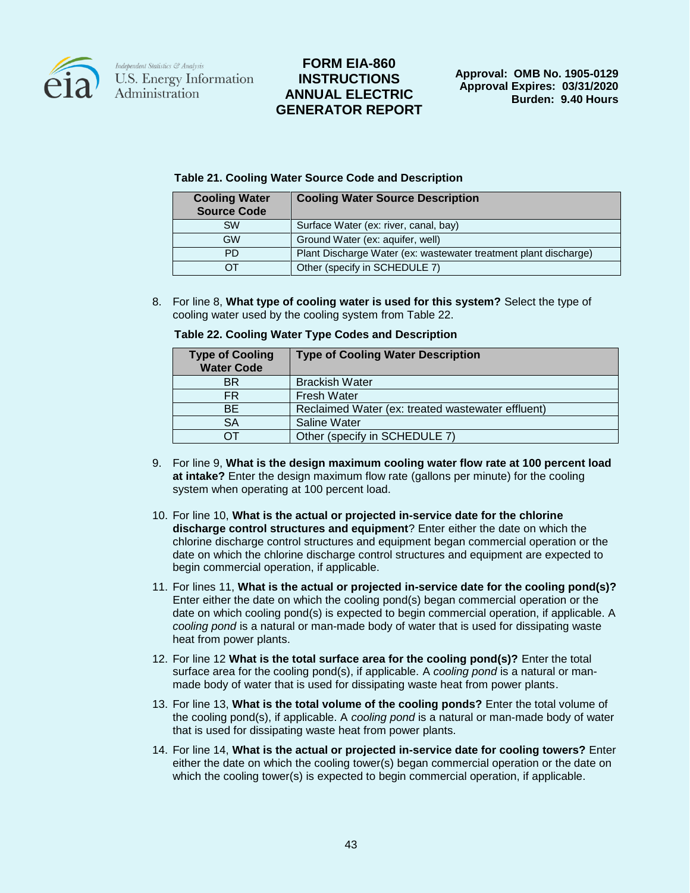**Table 21. Cooling Water Source Code and Description**

| Cooling Water Source Code | Cooling Water Source Description |
|---|---|
| SW | Surface Water (ex: river, canal, bay) |
| GW | Ground Water (ex: aquifer, well) |
| PD | Plant Discharge Water (ex: wastewater treatment plant discharge) |
| OT | Other (specify in SCHEDULE 7) |

8. For line 8, **What type of cooling water is used for this system?** Select the type of cooling water used by the cooling system from Table 22.

**Table 22. Cooling Water Type Codes and Description**

| Type of Cooling Water Code | Type of Cooling Water Description |
|---|---|
| BR | Brackish Water |
| FR | Fresh Water |
| BE | Reclaimed Water (ex: treated wastewater effluent) |
| SA | Saline Water |
| OT | Other (specify in SCHEDULE 7) |

9. For line 9, **What is the design maximum cooling water flow rate at 100 percent load at intake?** Enter the design maximum flow rate (gallons per minute) for the cooling system when operating at 100 percent load.

10. For line 10, **What is the actual or projected in-service date for the chlorine discharge control structures and equipment**? Enter either the date on which the chlorine discharge control structures and equipment began commercial operation or the date on which the chlorine discharge control structures and equipment are expected to begin commercial operation, if applicable.

11. For lines 11, **What is the actual or projected in-service date for the cooling pond(s)?** Enter either the date on which the cooling pond(s) began commercial operation or the date on which cooling pond(s) is expected to begin commercial operation, if applicable. A *cooling pond* is a natural or man-made body of water that is used for dissipating waste heat from power plants.

12. For line 12 **What is the total surface area for the cooling pond(s)?** Enter the total surface area for the cooling pond(s), if applicable. A *cooling pond* is a natural or man-made body of water that is used for dissipating waste heat from power plants.

13. For line 13, **What is the total volume of the cooling ponds?** Enter the total volume of the cooling pond(s), if applicable. A *cooling pond* is a natural or man-made body of water that is used for dissipating waste heat from power plants.

14. For line 14, **What is the actual or projected in-service date for cooling towers?** Enter either the date on which the cooling tower(s) began commercial operation or the date on which the cooling tower(s) is expected to begin commercial operation, if applicable.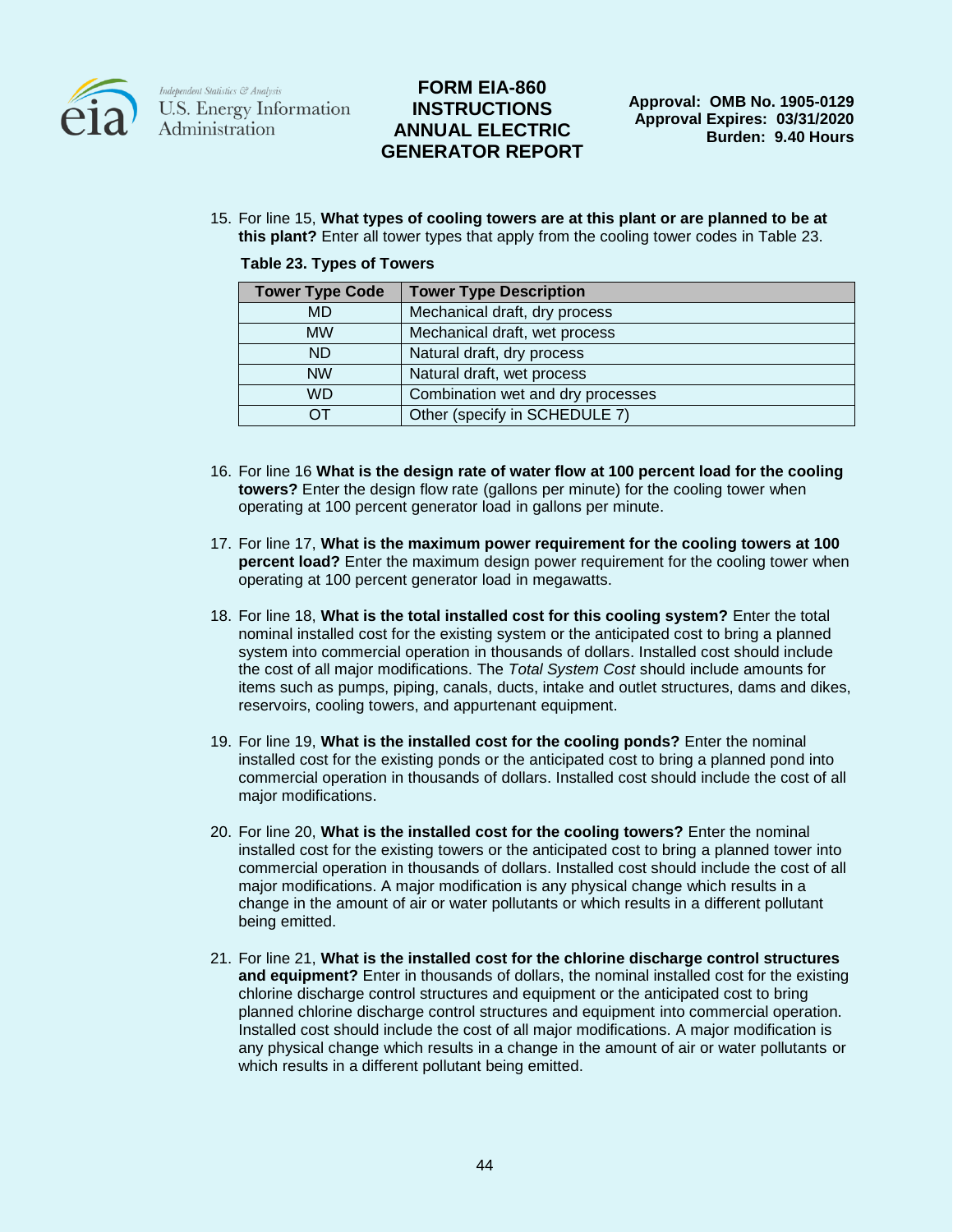15. For line 15, **What types of cooling towers are at this plant or are planned to be at this plant?** Enter all tower types that apply from the cooling tower codes in Table 23.

**Table 23. Types of Towers**

| Tower Type Code | Tower Type Description |
|---|---|
| MD | Mechanical draft, dry process |
| MW | Mechanical draft, wet process |
| ND | Natural draft, dry process |
| NW | Natural draft, wet process |
| WD | Combination wet and dry processes |
| OT | Other (specify in SCHEDULE 7) |

16. For line 16 **What is the design rate of water flow at 100 percent load for the cooling towers?** Enter the design flow rate (gallons per minute) for the cooling tower when operating at 100 percent generator load in gallons per minute.

17. For line 17, **What is the maximum power requirement for the cooling towers at 100 percent load?** Enter the maximum design power requirement for the cooling tower when operating at 100 percent generator load in megawatts.

18. For line 18, **What is the total installed cost for this cooling system?** Enter the total nominal installed cost for the existing system or the anticipated cost to bring a planned system into commercial operation in thousands of dollars. Installed cost should include the cost of all major modifications. The *Total System Cost* should include amounts for items such as pumps, piping, canals, ducts, intake and outlet structures, dams and dikes, reservoirs, cooling towers, and appurtenant equipment.

19. For line 19, **What is the installed cost for the cooling ponds?** Enter the nominal installed cost for the existing ponds or the anticipated cost to bring a planned pond into commercial operation in thousands of dollars. Installed cost should include the cost of all major modifications.

20. For line 20, **What is the installed cost for the cooling towers?** Enter the nominal installed cost for the existing towers or the anticipated cost to bring a planned tower into commercial operation in thousands of dollars. Installed cost should include the cost of all major modifications. A major modification is any physical change which results in a change in the amount of air or water pollutants or which results in a different pollutant being emitted.

21. For line 21, **What is the installed cost for the chlorine discharge control structures and equipment?** Enter in thousands of dollars, the nominal installed cost for the existing chlorine discharge control structures and equipment or the anticipated cost to bring planned chlorine discharge control structures and equipment into commercial operation. Installed cost should include the cost of all major modifications. A major modification is any physical change which results in a change in the amount of air or water pollutants or which results in a different pollutant being emitted.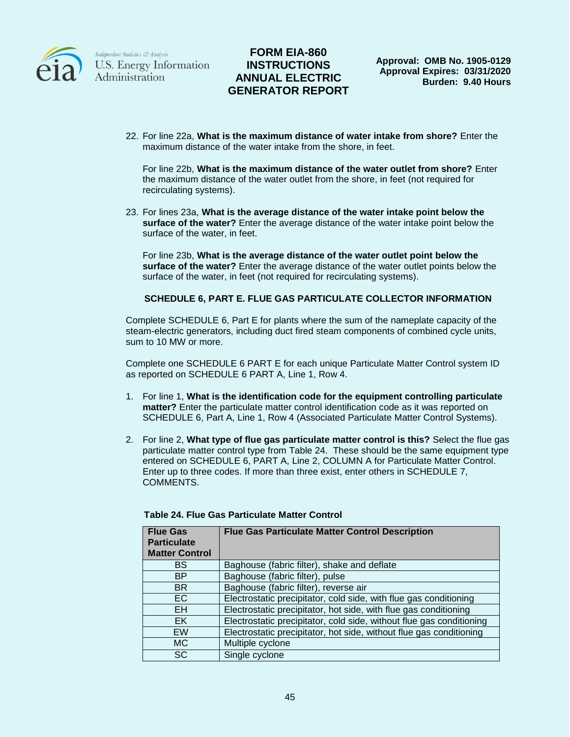22. For line 22a, **What is the maximum distance of water intake from shore?** Enter the maximum distance of the water intake from the shore, in feet.

    For line 22b, **What is the maximum distance of the water outlet from shore?** Enter the maximum distance of the water outlet from the shore, in feet (not required for recirculating systems).

23. For lines 23a, **What is the average distance of the water intake point below the surface of the water?** Enter the average distance of the water intake point below the surface of the water, in feet.

    For line 23b, **What is the average distance of the water outlet point below the surface of the water?** Enter the average distance of the water outlet points below the surface of the water, in feet (not required for recirculating systems).

## SCHEDULE 6, PART E. FLUE GAS PARTICULATE COLLECTOR INFORMATION

Complete SCHEDULE 6, Part E for plants where the sum of the nameplate capacity of the steam-electric generators, including duct fired steam components of combined cycle units, sum to 10 MW or more.

Complete one SCHEDULE 6 PART E for each unique Particulate Matter Control system ID as reported on SCHEDULE 6 PART A, Line 1, Row 4.

1. For line 1, **What is the identification code for the equipment controlling particulate matter?** Enter the particulate matter control identification code as it was reported on SCHEDULE 6, Part A, Line 1, Row 4 (Associated Particulate Matter Control Systems).

2. For line 2, **What type of flue gas particulate matter control is this?** Select the flue gas particulate matter control type from Table 24. These should be the same equipment type entered on SCHEDULE 6, PART A, Line 2, COLUMN A for Particulate Matter Control. Enter up to three codes. If more than three exist, enter others in SCHEDULE 7, COMMENTS.

**Table 24. Flue Gas Particulate Matter Control**

| Flue Gas Particulate Matter Control | Flue Gas Particulate Matter Control Description |
|---|---|
| BS | Baghouse (fabric filter), shake and deflate |
| BP | Baghouse (fabric filter), pulse |
| BR | Baghouse (fabric filter), reverse air |
| EC | Electrostatic precipitator, cold side, with flue gas conditioning |
| EH | Electrostatic precipitator, hot side, with flue gas conditioning |
| EK | Electrostatic precipitator, cold side, without flue gas conditioning |
| EW | Electrostatic precipitator, hot side, without flue gas conditioning |
| MC | Multiple cyclone |
| SC | Single cyclone |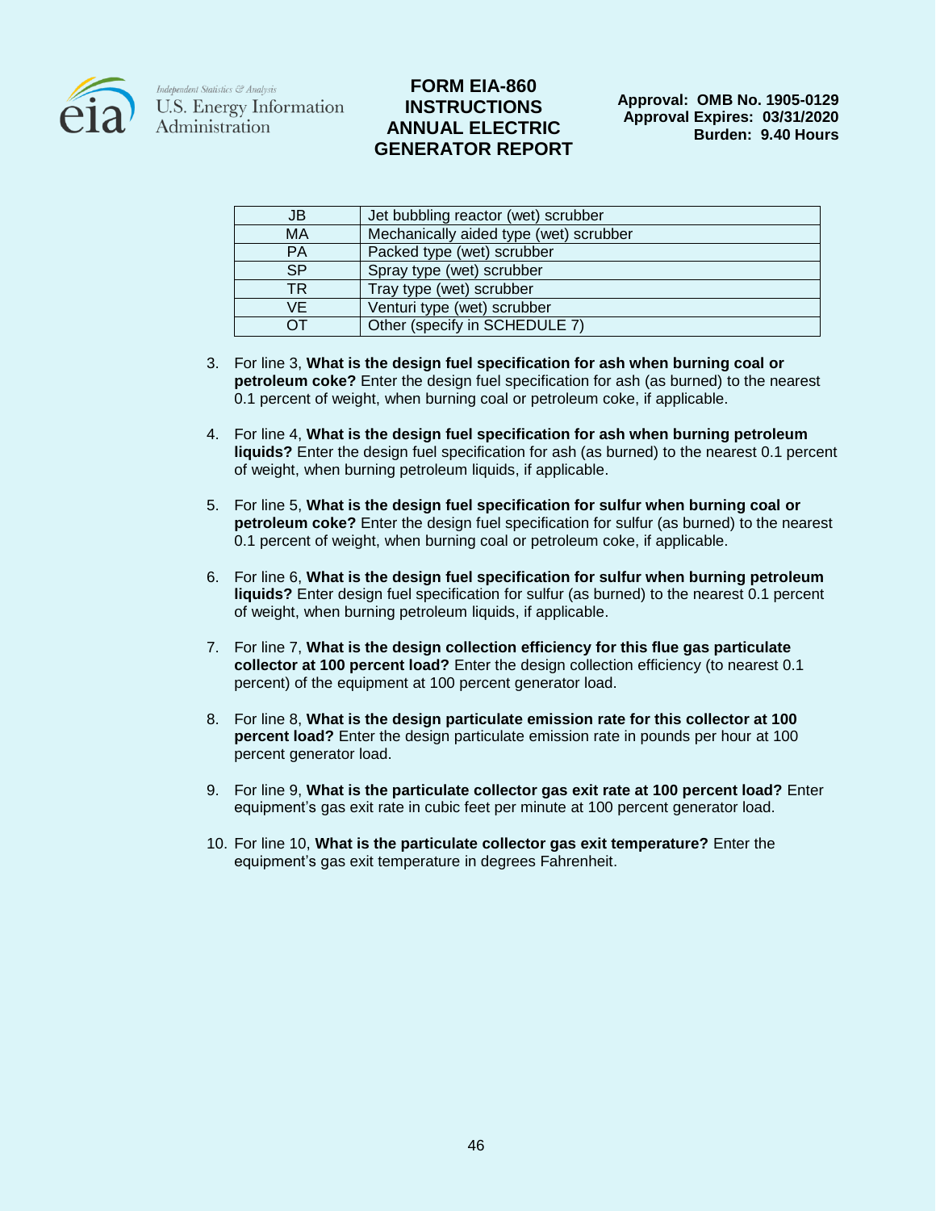| JB | Jet bubbling reactor (wet) scrubber |
| --- | --- |
| MA | Mechanically aided type (wet) scrubber |
| PA | Packed type (wet) scrubber |
| SP | Spray type (wet) scrubber |
| TR | Tray type (wet) scrubber |
| VE | Venturi type (wet) scrubber |
| OT | Other (specify in SCHEDULE 7) |

3. For line 3, **What is the design fuel specification for ash when burning coal or petroleum coke?** Enter the design fuel specification for ash (as burned) to the nearest 0.1 percent of weight, when burning coal or petroleum coke, if applicable.

4. For line 4, **What is the design fuel specification for ash when burning petroleum liquids?** Enter the design fuel specification for ash (as burned) to the nearest 0.1 percent of weight, when burning petroleum liquids, if applicable.

5. For line 5, **What is the design fuel specification for sulfur when burning coal or petroleum coke?** Enter the design fuel specification for sulfur (as burned) to the nearest 0.1 percent of weight, when burning coal or petroleum coke, if applicable.

6. For line 6, **What is the design fuel specification for sulfur when burning petroleum liquids?** Enter design fuel specification for sulfur (as burned) to the nearest 0.1 percent of weight, when burning petroleum liquids, if applicable.

7. For line 7, **What is the design collection efficiency for this flue gas particulate collector at 100 percent load?** Enter the design collection efficiency (to nearest 0.1 percent) of the equipment at 100 percent generator load.

8. For line 8, **What is the design particulate emission rate for this collector at 100 percent load?** Enter the design particulate emission rate in pounds per hour at 100 percent generator load.

9. For line 9, **What is the particulate collector gas exit rate at 100 percent load?** Enter equipment's gas exit rate in cubic feet per minute at 100 percent generator load.

10. For line 10, **What is the particulate collector gas exit temperature?** Enter the equipment's gas exit temperature in degrees Fahrenheit.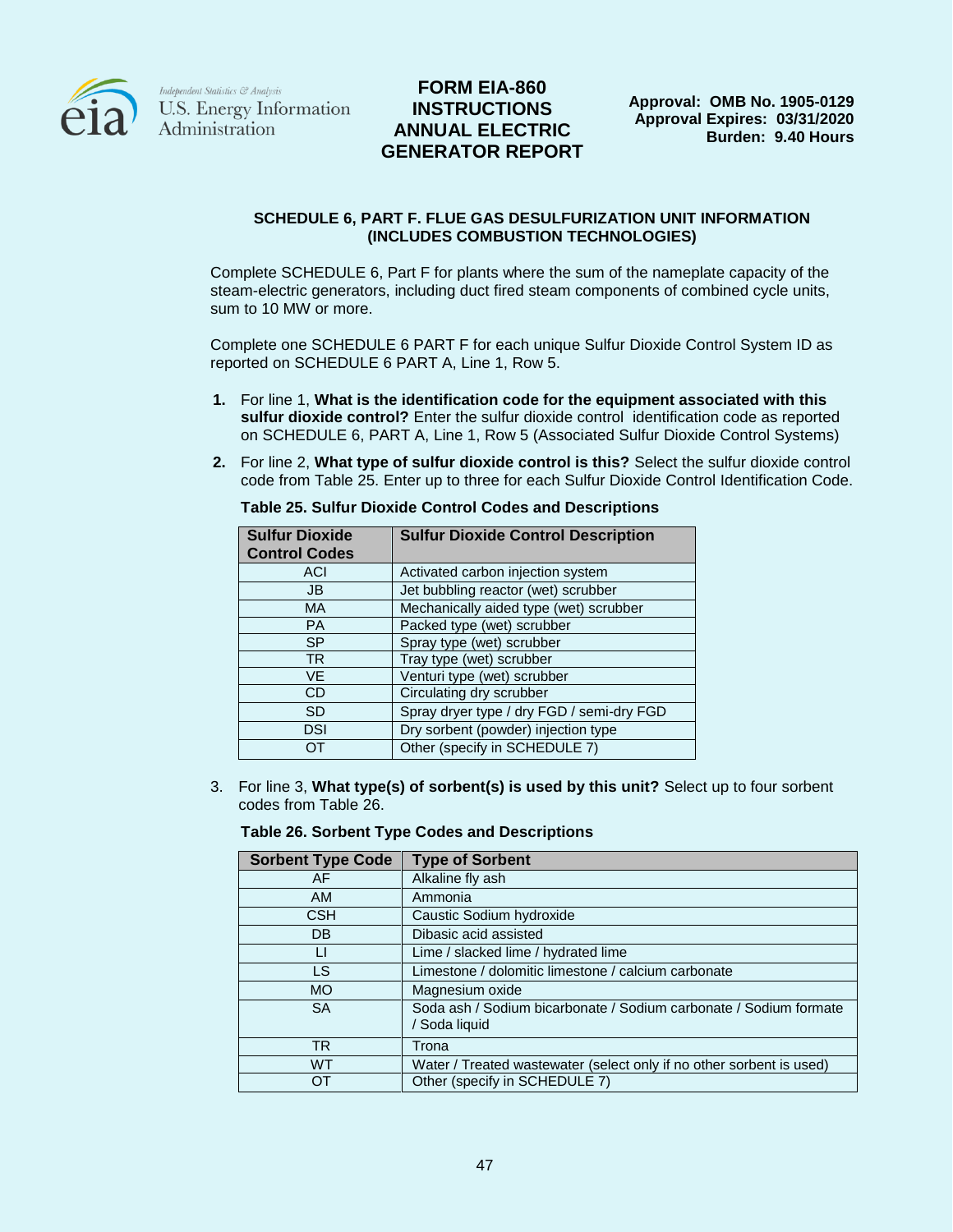# SCHEDULE 6, PART F. FLUE GAS DESULFURIZATION UNIT INFORMATION (INCLUDES COMBUSTION TECHNOLOGIES)

Complete SCHEDULE 6, Part F for plants where the sum of the nameplate capacity of the steam-electric generators, including duct fired steam components of combined cycle units, sum to 10 MW or more.

Complete one SCHEDULE 6 PART F for each unique Sulfur Dioxide Control System ID as reported on SCHEDULE 6 PART A, Line 1, Row 5.

1. For line 1, **What is the identification code for the equipment associated with this sulfur dioxide control?** Enter the sulfur dioxide control identification code as reported on SCHEDULE 6, PART A, Line 1, Row 5 (Associated Sulfur Dioxide Control Systems)

2. For line 2, **What type of sulfur dioxide control is this?** Select the sulfur dioxide control code from Table 25. Enter up to three for each Sulfur Dioxide Control Identification Code.

**Table 25. Sulfur Dioxide Control Codes and Descriptions**

| Sulfur Dioxide Control Codes | Sulfur Dioxide Control Description |
|---|---|
| ACI | Activated carbon injection system |
| JB | Jet bubbling reactor (wet) scrubber |
| MA | Mechanically aided type (wet) scrubber |
| PA | Packed type (wet) scrubber |
| SP | Spray type (wet) scrubber |
| TR | Tray type (wet) scrubber |
| VE | Venturi type (wet) scrubber |
| CD | Circulating dry scrubber |
| SD | Spray dryer type / dry FGD / semi-dry FGD |
| DSI | Dry sorbent (powder) injection type |
| OT | Other (specify in SCHEDULE 7) |

3. For line 3, **What type(s) of sorbent(s) is used by this unit?** Select up to four sorbent codes from Table 26.

**Table 26. Sorbent Type Codes and Descriptions**

| Sorbent Type Code | Type of Sorbent |
|---|---|
| AF | Alkaline fly ash |
| AM | Ammonia |
| CSH | Caustic Sodium hydroxide |
| DB | Dibasic acid assisted |
| LI | Lime / slacked lime / hydrated lime |
| LS | Limestone / dolomitic limestone / calcium carbonate |
| MO | Magnesium oxide |
| SA | Soda ash / Sodium bicarbonate / Sodium carbonate / Sodium formate / Soda liquid |
| TR | Trona |
| WT | Water / Treated wastewater (select only if no other sorbent is used) |
| OT | Other (specify in SCHEDULE 7) |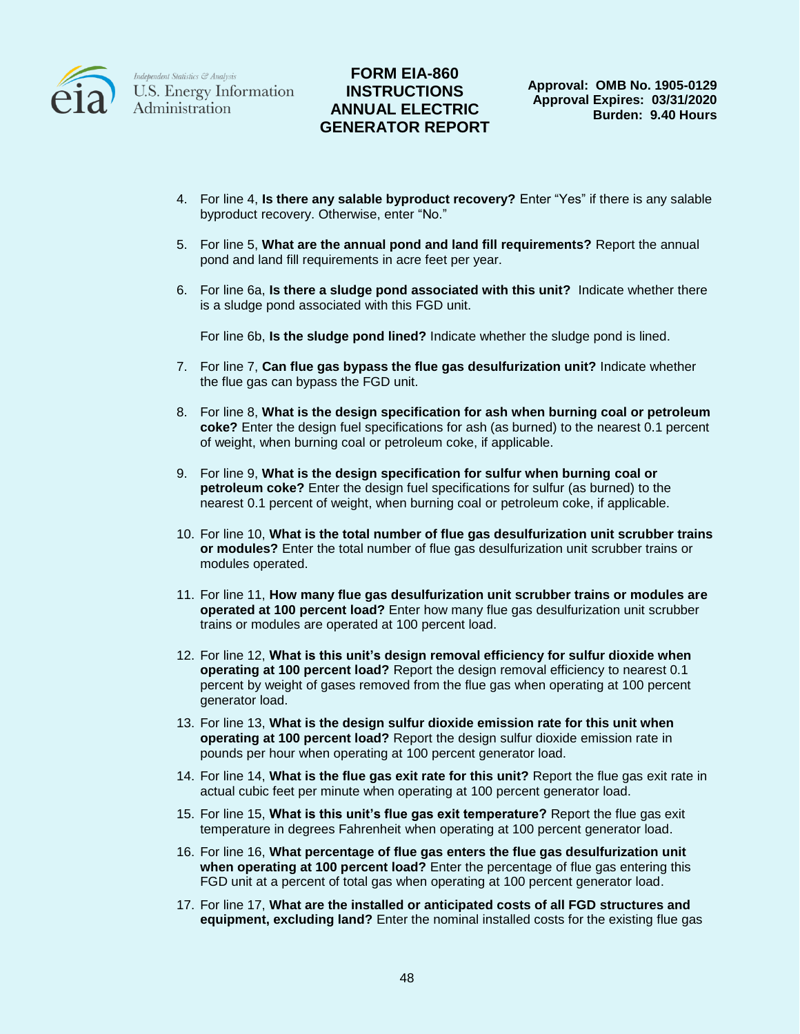4. For line 4, **Is there any salable byproduct recovery?** Enter “Yes” if there is any salable byproduct recovery. Otherwise, enter “No.”

5. For line 5, **What are the annual pond and land fill requirements?** Report the annual pond and land fill requirements in acre feet per year.

6. For line 6a, **Is there a sludge pond associated with this unit?** Indicate whether there is a sludge pond associated with this FGD unit.

   For line 6b, **Is the sludge pond lined?** Indicate whether the sludge pond is lined.

7. For line 7, **Can flue gas bypass the flue gas desulfurization unit?** Indicate whether the flue gas can bypass the FGD unit.

8. For line 8, **What is the design specification for ash when burning coal or petroleum coke?** Enter the design fuel specifications for ash (as burned) to the nearest 0.1 percent of weight, when burning coal or petroleum coke, if applicable.

9. For line 9, **What is the design specification for sulfur when burning coal or petroleum coke?** Enter the design fuel specifications for sulfur (as burned) to the nearest 0.1 percent of weight, when burning coal or petroleum coke, if applicable.

10. For line 10, **What is the total number of flue gas desulfurization unit scrubber trains or modules?** Enter the total number of flue gas desulfurization unit scrubber trains or modules operated.

11. For line 11, **How many flue gas desulfurization unit scrubber trains or modules are operated at 100 percent load?** Enter how many flue gas desulfurization unit scrubber trains or modules are operated at 100 percent load.

12. For line 12, **What is this unit’s design removal efficiency for sulfur dioxide when operating at 100 percent load?** Report the design removal efficiency to nearest 0.1 percent by weight of gases removed from the flue gas when operating at 100 percent generator load.

13. For line 13, **What is the design sulfur dioxide emission rate for this unit when operating at 100 percent load?** Report the design sulfur dioxide emission rate in pounds per hour when operating at 100 percent generator load.

14. For line 14, **What is the flue gas exit rate for this unit?** Report the flue gas exit rate in actual cubic feet per minute when operating at 100 percent generator load.

15. For line 15, **What is this unit’s flue gas exit temperature?** Report the flue gas exit temperature in degrees Fahrenheit when operating at 100 percent generator load.

16. For line 16, **What percentage of flue gas enters the flue gas desulfurization unit when operating at 100 percent load?** Enter the percentage of flue gas entering this FGD unit at a percent of total gas when operating at 100 percent generator load.

17. For line 17, **What are the installed or anticipated costs of all FGD structures and equipment, excluding land?** Enter the nominal installed costs for the existing flue gas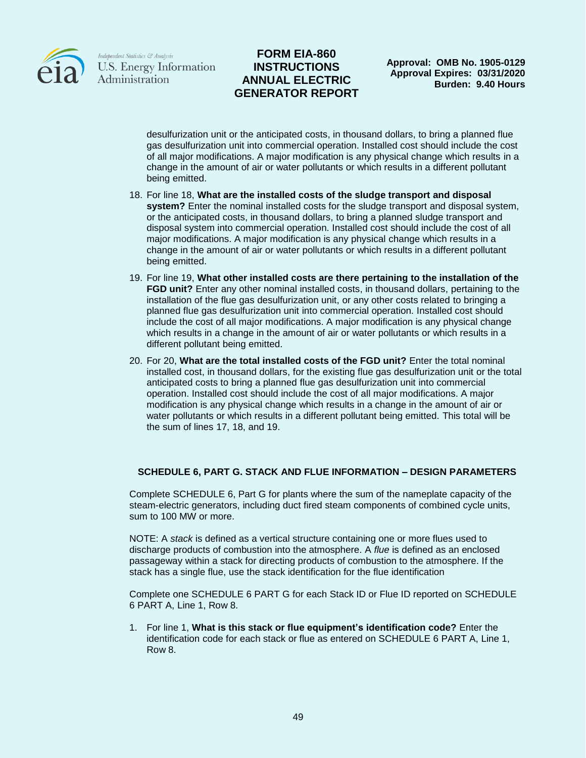desulfurization unit or the anticipated costs, in thousand dollars, to bring a planned flue gas desulfurization unit into commercial operation. Installed cost should include the cost of all major modifications. A major modification is any physical change which results in a change in the amount of air or water pollutants or which results in a different pollutant being emitted.

18. For line 18, **What are the installed costs of the sludge transport and disposal system?** Enter the nominal installed costs for the sludge transport and disposal system, or the anticipated costs, in thousand dollars, to bring a planned sludge transport and disposal system into commercial operation. Installed cost should include the cost of all major modifications. A major modification is any physical change which results in a change in the amount of air or water pollutants or which results in a different pollutant being emitted.
19. For line 19, **What other installed costs are there pertaining to the installation of the FGD unit?** Enter any other nominal installed costs, in thousand dollars, pertaining to the installation of the flue gas desulfurization unit, or any other costs related to bringing a planned flue gas desulfurization unit into commercial operation. Installed cost should include the cost of all major modifications. A major modification is any physical change which results in a change in the amount of air or water pollutants or which results in a different pollutant being emitted.
20. For 20, **What are the total installed costs of the FGD unit?** Enter the total nominal installed cost, in thousand dollars, for the existing flue gas desulfurization unit or the total anticipated costs to bring a planned flue gas desulfurization unit into commercial operation. Installed cost should include the cost of all major modifications. A major modification is any physical change which results in a change in the amount of air or water pollutants or which results in a different pollutant being emitted. This total will be the sum of lines 17, 18, and 19.

## SCHEDULE 6, PART G. STACK AND FLUE INFORMATION – DESIGN PARAMETERS

Complete SCHEDULE 6, Part G for plants where the sum of the nameplate capacity of the steam-electric generators, including duct fired steam components of combined cycle units, sum to 100 MW or more.

NOTE: A *stack* is defined as a vertical structure containing one or more flues used to discharge products of combustion into the atmosphere. A *flue* is defined as an enclosed passageway within a stack for directing products of combustion to the atmosphere. If the stack has a single flue, use the stack identification for the flue identification

Complete one SCHEDULE 6 PART G for each Stack ID or Flue ID reported on SCHEDULE 6 PART A, Line 1, Row 8.

1. For line 1, **What is this stack or flue equipment's identification code?** Enter the identification code for each stack or flue as entered on SCHEDULE 6 PART A, Line 1, Row 8.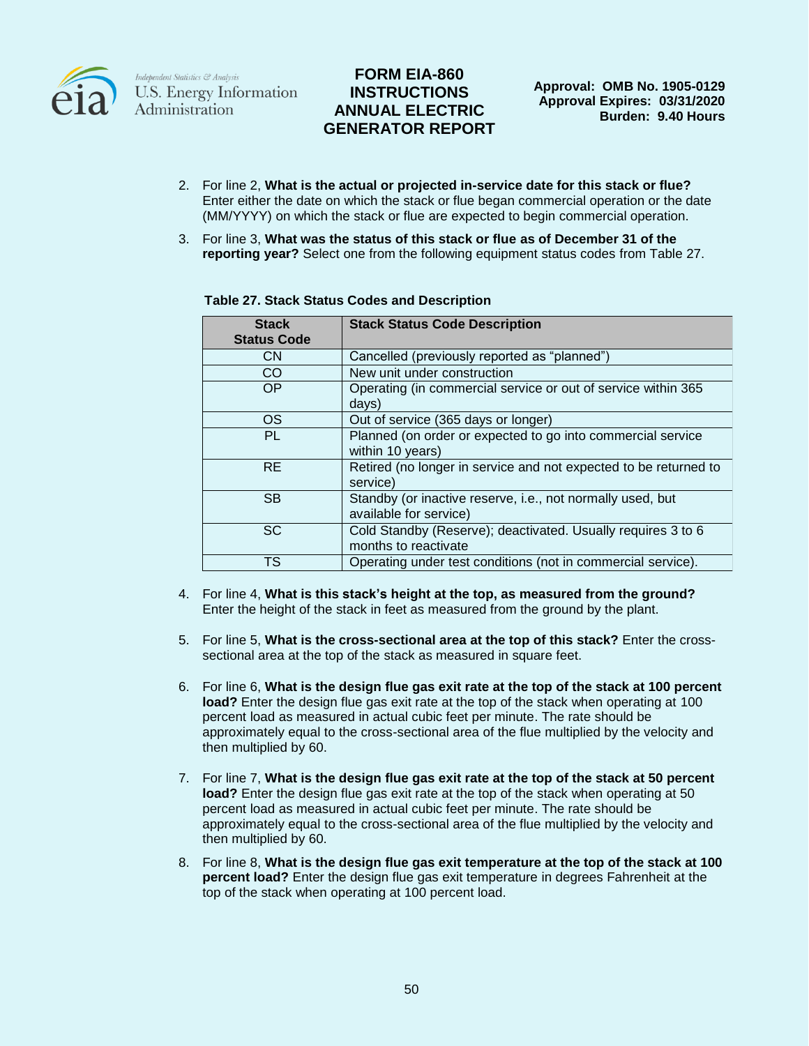2. For line 2, **What is the actual or projected in-service date for this stack or flue?** Enter either the date on which the stack or flue began commercial operation or the date (MM/YYYY) on which the stack or flue are expected to begin commercial operation.

3. For line 3, **What was the status of this stack or flue as of December 31 of the reporting year?** Select one from the following equipment status codes from Table 27.

**Table 27. Stack Status Codes and Description**

| Stack Status Code | Stack Status Code Description |
|---|---|
| CN | Cancelled (previously reported as "planned") |
| CO | New unit under construction |
| OP | Operating (in commercial service or out of service within 365 days) |
| OS | Out of service (365 days or longer) |
| PL | Planned (on order or expected to go into commercial service within 10 years) |
| RE | Retired (no longer in service and not expected to be returned to service) |
| SB | Standby (or inactive reserve, i.e., not normally used, but available for service) |
| SC | Cold Standby (Reserve); deactivated. Usually requires 3 to 6 months to reactivate |
| TS | Operating under test conditions (not in commercial service). |

4. For line 4, **What is this stack's height at the top, as measured from the ground?** Enter the height of the stack in feet as measured from the ground by the plant.

5. For line 5, **What is the cross-sectional area at the top of this stack?** Enter the cross-sectional area at the top of the stack as measured in square feet.

6. For line 6, **What is the design flue gas exit rate at the top of the stack at 100 percent load?** Enter the design flue gas exit rate at the top of the stack when operating at 100 percent load as measured in actual cubic feet per minute. The rate should be approximately equal to the cross-sectional area of the flue multiplied by the velocity and then multiplied by 60.

7. For line 7, **What is the design flue gas exit rate at the top of the stack at 50 percent load?** Enter the design flue gas exit rate at the top of the stack when operating at 50 percent load as measured in actual cubic feet per minute. The rate should be approximately equal to the cross-sectional area of the flue multiplied by the velocity and then multiplied by 60.

8. For line 8, **What is the design flue gas exit temperature at the top of the stack at 100 percent load?** Enter the design flue gas exit temperature in degrees Fahrenheit at the top of the stack when operating at 100 percent load.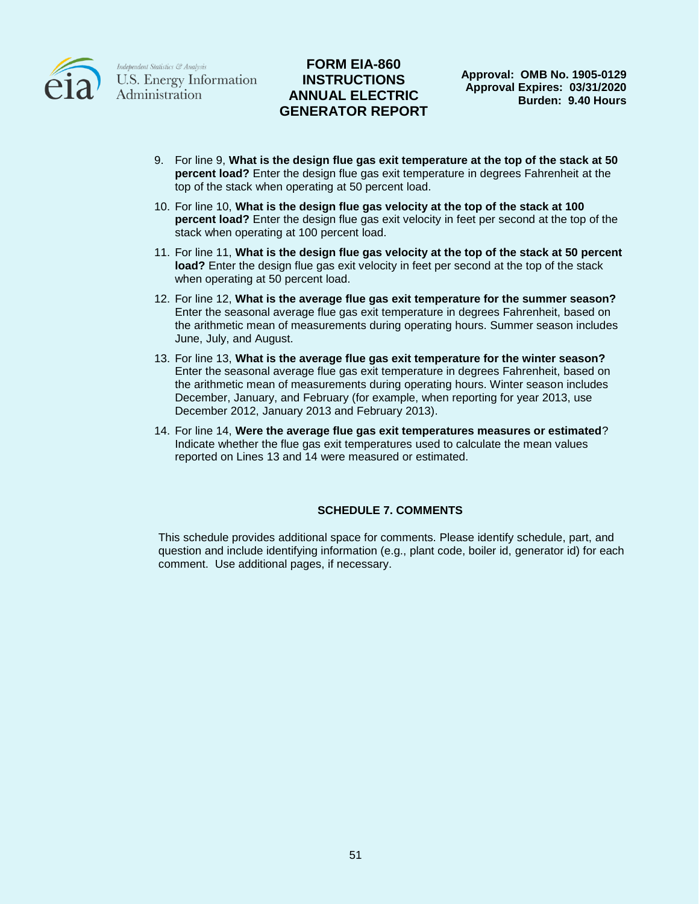9. For line 9, **What is the design flue gas exit temperature at the top of the stack at 50 percent load?** Enter the design flue gas exit temperature in degrees Fahrenheit at the top of the stack when operating at 50 percent load.
10. For line 10, **What is the design flue gas velocity at the top of the stack at 100 percent load?** Enter the design flue gas exit velocity in feet per second at the top of the stack when operating at 100 percent load.
11. For line 11, **What is the design flue gas velocity at the top of the stack at 50 percent load?** Enter the design flue gas exit velocity in feet per second at the top of the stack when operating at 50 percent load.
12. For line 12, **What is the average flue gas exit temperature for the summer season?** Enter the seasonal average flue gas exit temperature in degrees Fahrenheit, based on the arithmetic mean of measurements during operating hours. Summer season includes June, July, and August.
13. For line 13, **What is the average flue gas exit temperature for the winter season?** Enter the seasonal average flue gas exit temperature in degrees Fahrenheit, based on the arithmetic mean of measurements during operating hours. Winter season includes December, January, and February (for example, when reporting for year 2013, use December 2012, January 2013 and February 2013).
14. For line 14, **Were the average flue gas exit temperatures measures or estimated**? Indicate whether the flue gas exit temperatures used to calculate the mean values reported on Lines 13 and 14 were measured or estimated.

## SCHEDULE 7. COMMENTS

This schedule provides additional space for comments. Please identify schedule, part, and question and include identifying information (e.g., plant code, boiler id, generator id) for each comment. Use additional pages, if necessary.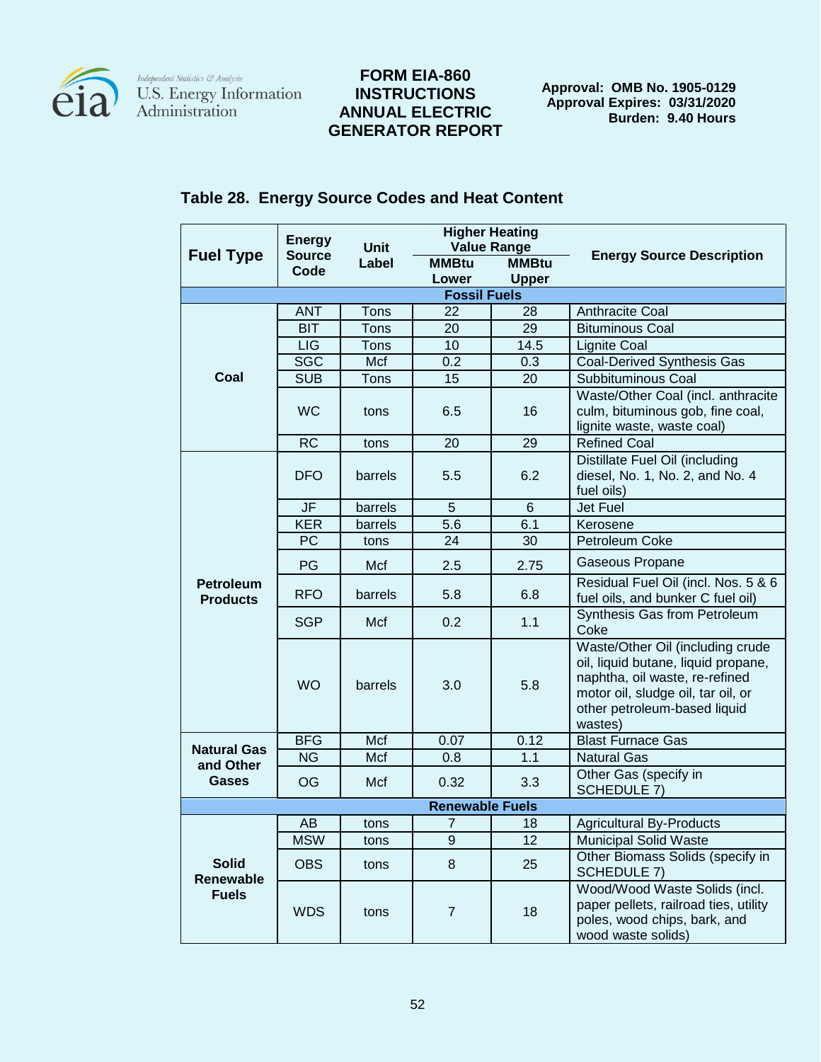**FORM EIA-860 INSTRUCTIONS ANNUAL ELECTRIC GENERATOR REPORT**

**Approval: OMB No. 1905-0129**
**Approval Expires: 03/31/2020**
**Burden: 9.40 Hours**

## Table 28. Energy Source Codes and Heat Content

| Fuel Type | Energy Source Code | Unit Label | Higher Heating Value Range | | Energy Source Description |
|---|---|---|---|---|---|
| | | | MMBtu Lower | MMBtu Upper | |
| **Fossil Fuels** | | | | | |
| **Coal** | ANT | Tons | 22 | 28 | Anthracite Coal |
| | BIT | Tons | 20 | 29 | Bituminous Coal |
| | LIG | Tons | 10 | 14.5 | Lignite Coal |
| | SGC | Mcf | 0.2 | 0.3 | Coal-Derived Synthesis Gas |
| | SUB | Tons | 15 | 20 | Subbituminous Coal |
| | WC | tons | 6.5 | 16 | Waste/Other Coal (incl. anthracite culm, bituminous gob, fine coal, lignite waste, waste coal) |
| | RC | tons | 20 | 29 | Refined Coal |
| **Petroleum Products** | DFO | barrels | 5.5 | 6.2 | Distillate Fuel Oil (including diesel, No. 1, No. 2, and No. 4 fuel oils) |
| | JF | barrels | 5 | 6 | Jet Fuel |
| | KER | barrels | 5.6 | 6.1 | Kerosene |
| | PC | tons | 24 | 30 | Petroleum Coke |
| | PG | Mcf | 2.5 | 2.75 | Gaseous Propane |
| | RFO | barrels | 5.8 | 6.8 | Residual Fuel Oil (incl. Nos. 5 & 6 fuel oils, and bunker C fuel oil) |
| | SGP | Mcf | 0.2 | 1.1 | Synthesis Gas from Petroleum Coke |
| | WO | barrels | 3.0 | 5.8 | Waste/Other Oil (including crude oil, liquid butane, liquid propane, naphtha, oil waste, re-refined motor oil, sludge oil, tar oil, or other petroleum-based liquid wastes) |
| **Natural Gas and Other Gases** | BFG | Mcf | 0.07 | 0.12 | Blast Furnace Gas |
| | NG | Mcf | 0.8 | 1.1 | Natural Gas |
| | OG | Mcf | 0.32 | 3.3 | Other Gas (specify in SCHEDULE 7) |
| **Renewable Fuels** | | | | | |
| **Solid Renewable Fuels** | AB | tons | 7 | 18 | Agricultural By-Products |
| | MSW | tons | 9 | 12 | Municipal Solid Waste |
| | OBS | tons | 8 | 25 | Other Biomass Solids (specify in SCHEDULE 7) |
| | WDS | tons | 7 | 18 | Wood/Wood Waste Solids (incl. paper pellets, railroad ties, utility poles, wood chips, bark, and wood waste solids) |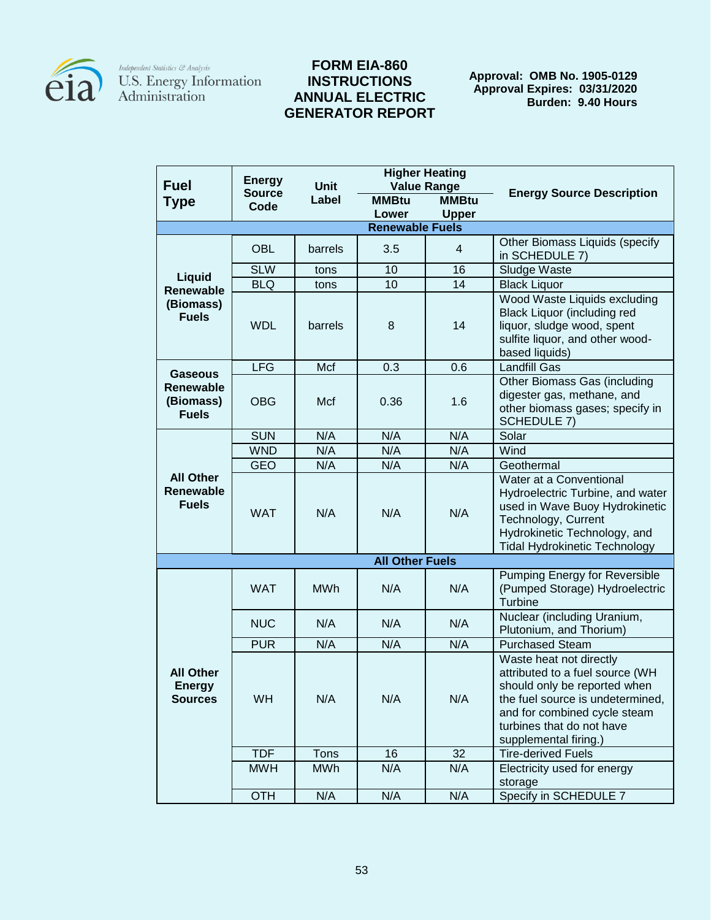# FORM EIA-860 INSTRUCTIONS ANNUAL ELECTRIC GENERATOR REPORT

**Approval: OMB No. 1905-0129**
**Approval Expires: 03/31/2020**
**Burden: 9.40 Hours**

| Fuel Type | Energy Source Code | Unit Label | Higher Heating Value Range MMBtu Lower | Higher Heating Value Range MMBtu Upper | Energy Source Description |
|---|---|---|---|---|---|
| **Renewable Fuels** | | | | | |
| Liquid Renewable (Biomass) Fuels | OBL | barrels | 3.5 | 4 | Other Biomass Liquids (specify in SCHEDULE 7) |
| | SLW | tons | 10 | 16 | Sludge Waste |
| | BLQ | tons | 10 | 14 | Black Liquor |
| | WDL | barrels | 8 | 14 | Wood Waste Liquids excluding Black Liquor (including red liquor, sludge wood, spent sulfite liquor, and other wood-based liquids) |
| Gaseous Renewable (Biomass) Fuels | LFG | Mcf | 0.3 | 0.6 | Landfill Gas |
| | OBG | Mcf | 0.36 | 1.6 | Other Biomass Gas (including digester gas, methane, and other biomass gases; specify in SCHEDULE 7) |
| All Other Renewable Fuels | SUN | N/A | N/A | N/A | Solar |
| | WND | N/A | N/A | N/A | Wind |
| | GEO | N/A | N/A | N/A | Geothermal |
| | WAT | N/A | N/A | N/A | Water at a Conventional Hydroelectric Turbine, and water used in Wave Buoy Hydrokinetic Technology, Current Hydrokinetic Technology, and Tidal Hydrokinetic Technology |
| **All Other Fuels** | | | | | |
| All Other Energy Sources | WAT | MWh | N/A | N/A | Pumping Energy for Reversible (Pumped Storage) Hydroelectric Turbine |
| | NUC | N/A | N/A | N/A | Nuclear (including Uranium, Plutonium, and Thorium) |
| | PUR | N/A | N/A | N/A | Purchased Steam |
| | WH | N/A | N/A | N/A | Waste heat not directly attributed to a fuel source (WH should only be reported when the fuel source is undetermined, and for combined cycle steam turbines that do not have supplemental firing.) |
| | TDF | Tons | 16 | 32 | Tire-derived Fuels |
| | MWH | MWh | N/A | N/A | Electricity used for energy storage |
| | OTH | N/A | N/A | N/A | Specify in SCHEDULE 7 |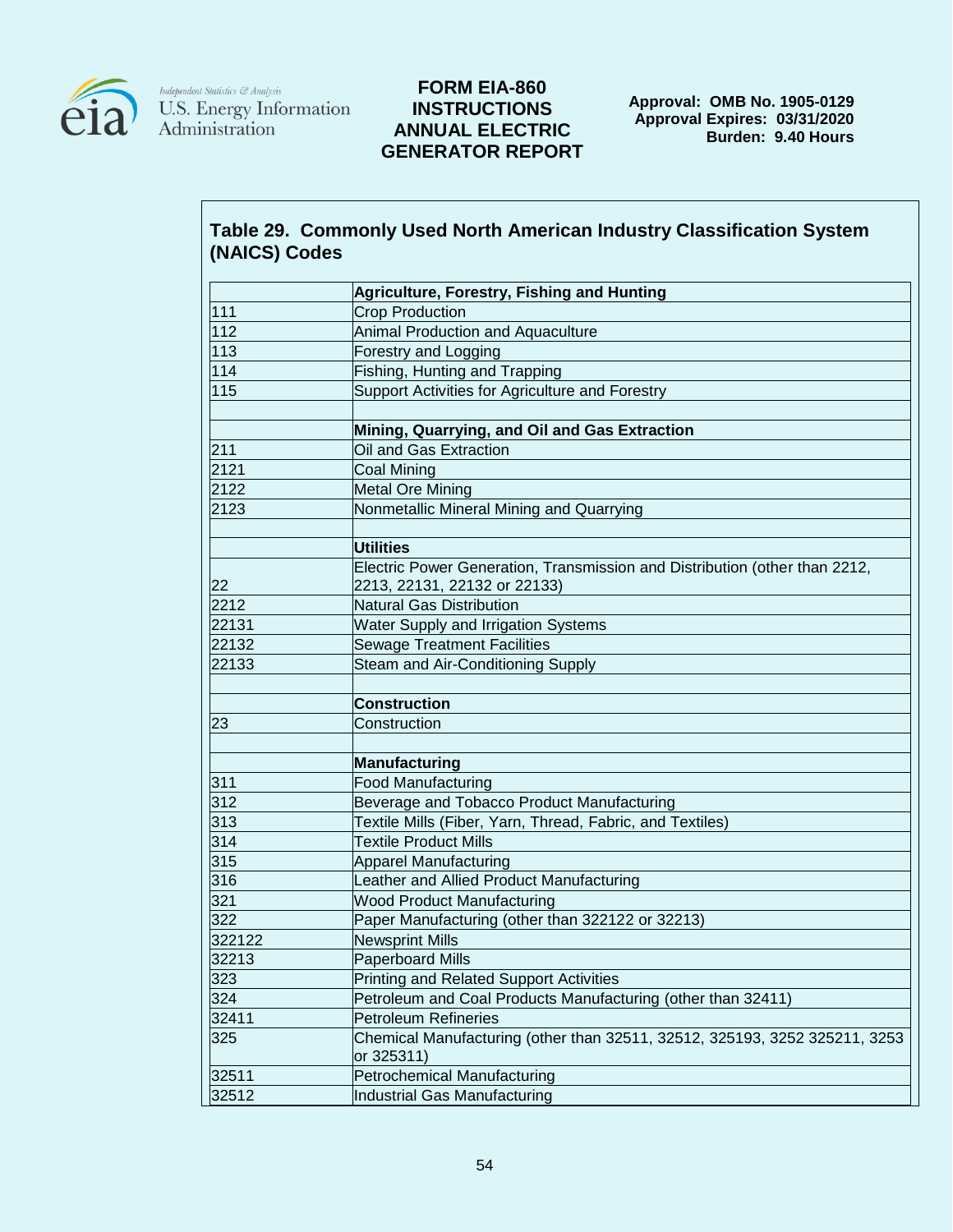## Table 29. Commonly Used North American Industry Classification System (NAICS) Codes

| | **Agriculture, Forestry, Fishing and Hunting** |
|---|---|
| 111 | Crop Production |
| 112 | Animal Production and Aquaculture |
| 113 | Forestry and Logging |
| 114 | Fishing, Hunting and Trapping |
| 115 | Support Activities for Agriculture and Forestry |
| | |
| | **Mining, Quarrying, and Oil and Gas Extraction** |
| 211 | Oil and Gas Extraction |
| 2121 | Coal Mining |
| 2122 | Metal Ore Mining |
| 2123 | Nonmetallic Mineral Mining and Quarrying |
| | |
| | **Utilities** |
| 22 | Electric Power Generation, Transmission and Distribution (other than 2212, 2213, 22131, 22132 or 22133) |
| 2212 | Natural Gas Distribution |
| 22131 | Water Supply and Irrigation Systems |
| 22132 | Sewage Treatment Facilities |
| 22133 | Steam and Air-Conditioning Supply |
| | |
| | **Construction** |
| 23 | Construction |
| | |
| | **Manufacturing** |
| 311 | Food Manufacturing |
| 312 | Beverage and Tobacco Product Manufacturing |
| 313 | Textile Mills (Fiber, Yarn, Thread, Fabric, and Textiles) |
| 314 | Textile Product Mills |
| 315 | Apparel Manufacturing |
| 316 | Leather and Allied Product Manufacturing |
| 321 | Wood Product Manufacturing |
| 322 | Paper Manufacturing (other than 322122 or 32213) |
| 322122 | Newsprint Mills |
| 32213 | Paperboard Mills |
| 323 | Printing and Related Support Activities |
| 324 | Petroleum and Coal Products Manufacturing (other than 32411) |
| 32411 | Petroleum Refineries |
| 325 | Chemical Manufacturing (other than 32511, 32512, 325193, 3252 325211, 3253 or 325311) |
| 32511 | Petrochemical Manufacturing |
| 32512 | Industrial Gas Manufacturing |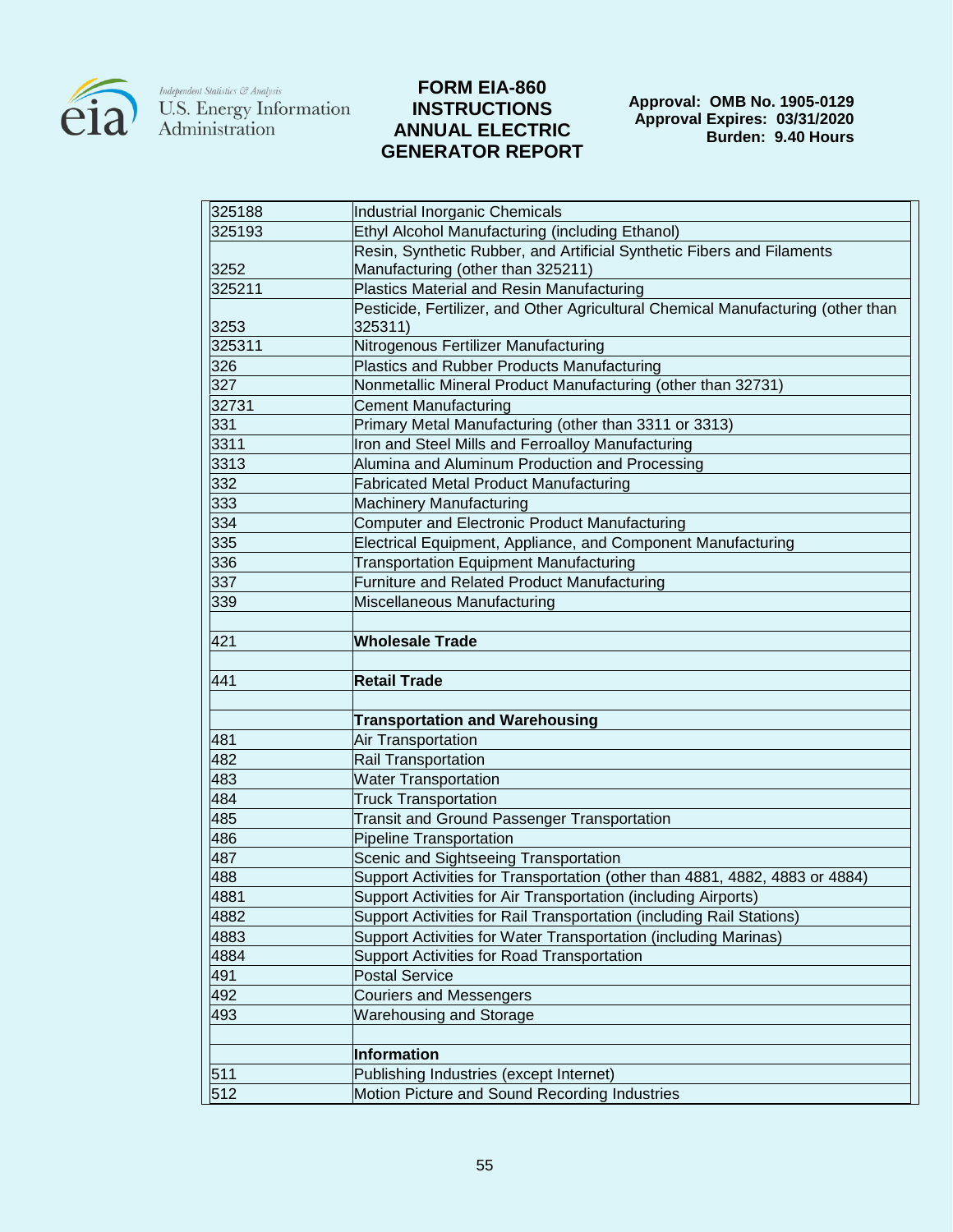| | |
|---|---|
| 325188 | Industrial Inorganic Chemicals |
| 325193 | Ethyl Alcohol Manufacturing (including Ethanol) |
| 3252 | Resin, Synthetic Rubber, and Artificial Synthetic Fibers and Filaments Manufacturing (other than 325211) |
| 325211 | Plastics Material and Resin Manufacturing |
| 3253 | Pesticide, Fertilizer, and Other Agricultural Chemical Manufacturing (other than 325311) |
| 325311 | Nitrogenous Fertilizer Manufacturing |
| 326 | Plastics and Rubber Products Manufacturing |
| 327 | Nonmetallic Mineral Product Manufacturing (other than 32731) |
| 32731 | Cement Manufacturing |
| 331 | Primary Metal Manufacturing (other than 3311 or 3313) |
| 3311 | Iron and Steel Mills and Ferroalloy Manufacturing |
| 3313 | Alumina and Aluminum Production and Processing |
| 332 | Fabricated Metal Product Manufacturing |
| 333 | Machinery Manufacturing |
| 334 | Computer and Electronic Product Manufacturing |
| 335 | Electrical Equipment, Appliance, and Component Manufacturing |
| 336 | Transportation Equipment Manufacturing |
| 337 | Furniture and Related Product Manufacturing |
| 339 | Miscellaneous Manufacturing |
| | |
| 421 | **Wholesale Trade** |
| | |
| 441 | **Retail Trade** |
| | |
| | **Transportation and Warehousing** |
| 481 | Air Transportation |
| 482 | Rail Transportation |
| 483 | Water Transportation |
| 484 | Truck Transportation |
| 485 | Transit and Ground Passenger Transportation |
| 486 | Pipeline Transportation |
| 487 | Scenic and Sightseeing Transportation |
| 488 | Support Activities for Transportation (other than 4881, 4882, 4883 or 4884) |
| 4881 | Support Activities for Air Transportation (including Airports) |
| 4882 | Support Activities for Rail Transportation (including Rail Stations) |
| 4883 | Support Activities for Water Transportation (including Marinas) |
| 4884 | Support Activities for Road Transportation |
| 491 | Postal Service |
| 492 | Couriers and Messengers |
| 493 | Warehousing and Storage |
| | |
| | **Information** |
| 511 | Publishing Industries (except Internet) |
| 512 | Motion Picture and Sound Recording Industries |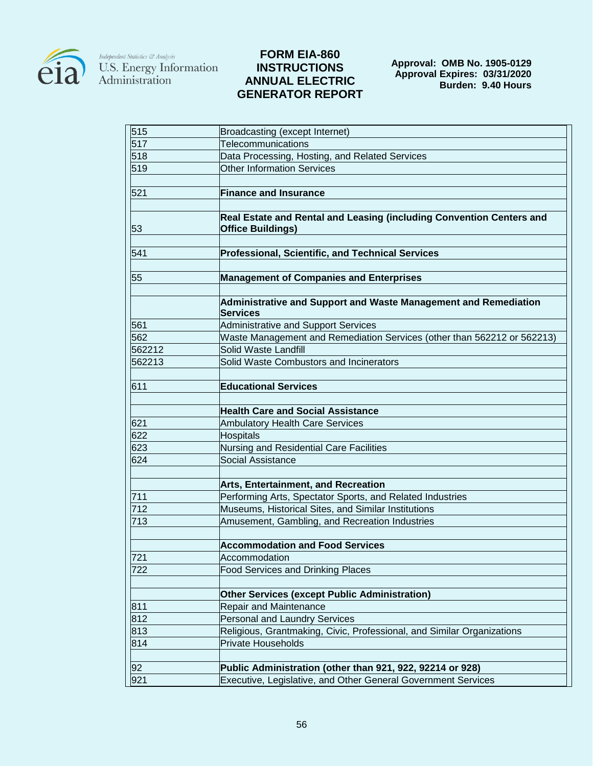| 515 | Broadcasting (except Internet) |
|---|---|
| 517 | Telecommunications |
| 518 | Data Processing, Hosting, and Related Services |
| 519 | Other Information Services |
| | |
| 521 | **Finance and Insurance** |
| | |
| 53 | **Real Estate and Rental and Leasing (including Convention Centers and Office Buildings)** |
| | |
| 541 | **Professional, Scientific, and Technical Services** |
| | |
| 55 | **Management of Companies and Enterprises** |
| | |
| | **Administrative and Support and Waste Management and Remediation Services** |
| 561 | Administrative and Support Services |
| 562 | Waste Management and Remediation Services (other than 562212 or 562213) |
| 562212 | Solid Waste Landfill |
| 562213 | Solid Waste Combustors and Incinerators |
| | |
| 611 | **Educational Services** |
| | |
| | **Health Care and Social Assistance** |
| 621 | Ambulatory Health Care Services |
| 622 | Hospitals |
| 623 | Nursing and Residential Care Facilities |
| 624 | Social Assistance |
| | |
| | **Arts, Entertainment, and Recreation** |
| 711 | Performing Arts, Spectator Sports, and Related Industries |
| 712 | Museums, Historical Sites, and Similar Institutions |
| 713 | Amusement, Gambling, and Recreation Industries |
| | |
| | **Accommodation and Food Services** |
| 721 | Accommodation |
| 722 | Food Services and Drinking Places |
| | |
| | **Other Services (except Public Administration)** |
| 811 | Repair and Maintenance |
| 812 | Personal and Laundry Services |
| 813 | Religious, Grantmaking, Civic, Professional, and Similar Organizations |
| 814 | Private Households |
| | |
| 92 | **Public Administration (other than 921, 922, 92214 or 928)** |
| 921 | Executive, Legislative, and Other General Government Services |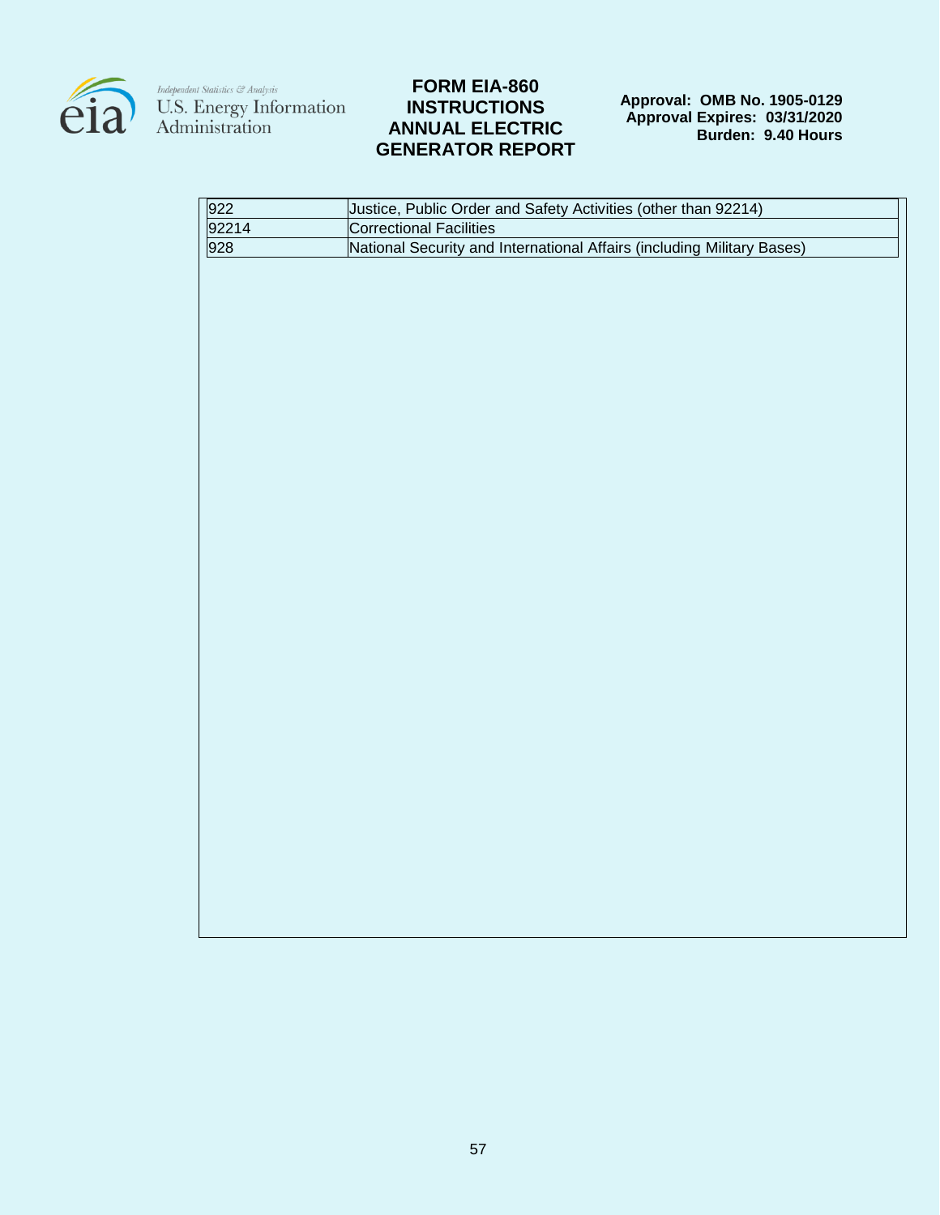| | |
|---|---|
| 922 | Justice, Public Order and Safety Activities (other than 92214) |
| 92214 | Correctional Facilities |
| 928 | National Security and International Affairs (including Military Bases) |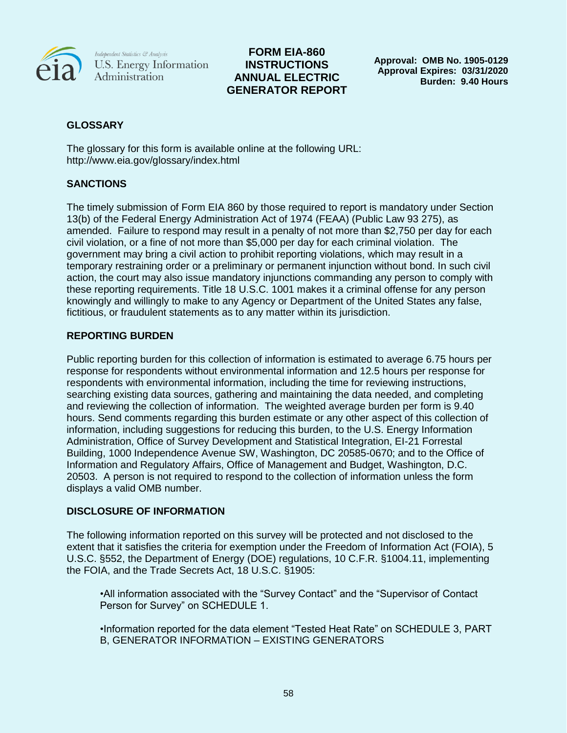**FORM EIA-860 INSTRUCTIONS ANNUAL ELECTRIC GENERATOR REPORT**

**Approval: OMB No. 1905-0129**
**Approval Expires: 03/31/2020**
**Burden: 9.40 Hours**

## GLOSSARY

The glossary for this form is available online at the following URL: http://www.eia.gov/glossary/index.html

## SANCTIONS

The timely submission of Form EIA 860 by those required to report is mandatory under Section 13(b) of the Federal Energy Administration Act of 1974 (FEAA) (Public Law 93 275), as amended. Failure to respond may result in a penalty of not more than $2,750 per day for each civil violation, or a fine of not more than $5,000 per day for each criminal violation. The government may bring a civil action to prohibit reporting violations, which may result in a temporary restraining order or a preliminary or permanent injunction without bond. In such civil action, the court may also issue mandatory injunctions commanding any person to comply with these reporting requirements. Title 18 U.S.C. 1001 makes it a criminal offense for any person knowingly and willingly to make to any Agency or Department of the United States any false, fictitious, or fraudulent statements as to any matter within its jurisdiction.

## REPORTING BURDEN

Public reporting burden for this collection of information is estimated to average 6.75 hours per response for respondents without environmental information and 12.5 hours per response for respondents with environmental information, including the time for reviewing instructions, searching existing data sources, gathering and maintaining the data needed, and completing and reviewing the collection of information. The weighted average burden per form is 9.40 hours. Send comments regarding this burden estimate or any other aspect of this collection of information, including suggestions for reducing this burden, to the U.S. Energy Information Administration, Office of Survey Development and Statistical Integration, EI-21 Forrestal Building, 1000 Independence Avenue SW, Washington, DC 20585-0670; and to the Office of Information and Regulatory Affairs, Office of Management and Budget, Washington, D.C. 20503. A person is not required to respond to the collection of information unless the form displays a valid OMB number.

## DISCLOSURE OF INFORMATION

The following information reported on this survey will be protected and not disclosed to the extent that it satisfies the criteria for exemption under the Freedom of Information Act (FOIA), 5 U.S.C. §552, the Department of Energy (DOE) regulations, 10 C.F.R. §1004.11, implementing the FOIA, and the Trade Secrets Act, 18 U.S.C. §1905:

- All information associated with the “Survey Contact” and the “Supervisor of Contact Person for Survey” on SCHEDULE 1.
- Information reported for the data element “Tested Heat Rate” on SCHEDULE 3, PART B, GENERATOR INFORMATION – EXISTING GENERATORS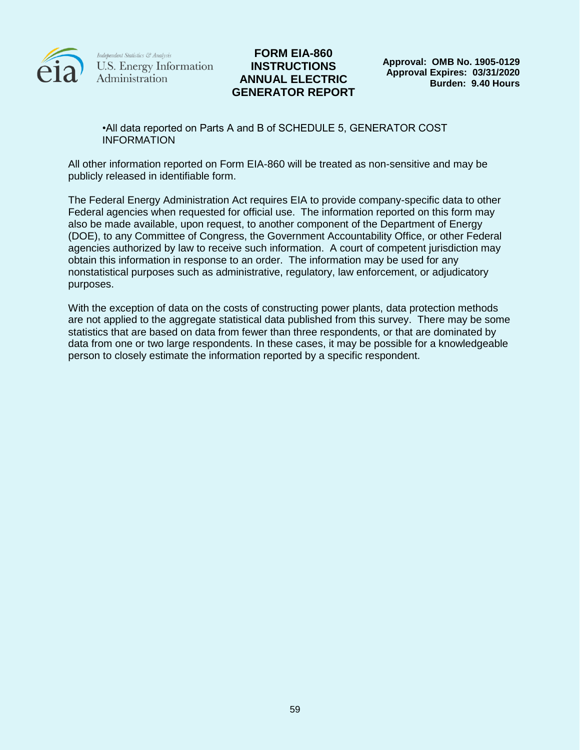- All data reported on Parts A and B of SCHEDULE 5, GENERATOR COST INFORMATION

All other information reported on Form EIA-860 will be treated as non-sensitive and may be publicly released in identifiable form.

The Federal Energy Administration Act requires EIA to provide company-specific data to other Federal agencies when requested for official use. The information reported on this form may also be made available, upon request, to another component of the Department of Energy (DOE), to any Committee of Congress, the Government Accountability Office, or other Federal agencies authorized by law to receive such information. A court of competent jurisdiction may obtain this information in response to an order. The information may be used for any nonstatistical purposes such as administrative, regulatory, law enforcement, or adjudicatory purposes.

With the exception of data on the costs of constructing power plants, data protection methods are not applied to the aggregate statistical data published from this survey. There may be some statistics that are based on data from fewer than three respondents, or that are dominated by data from one or two large respondents. In these cases, it may be possible for a knowledgeable person to closely estimate the information reported by a specific respondent.